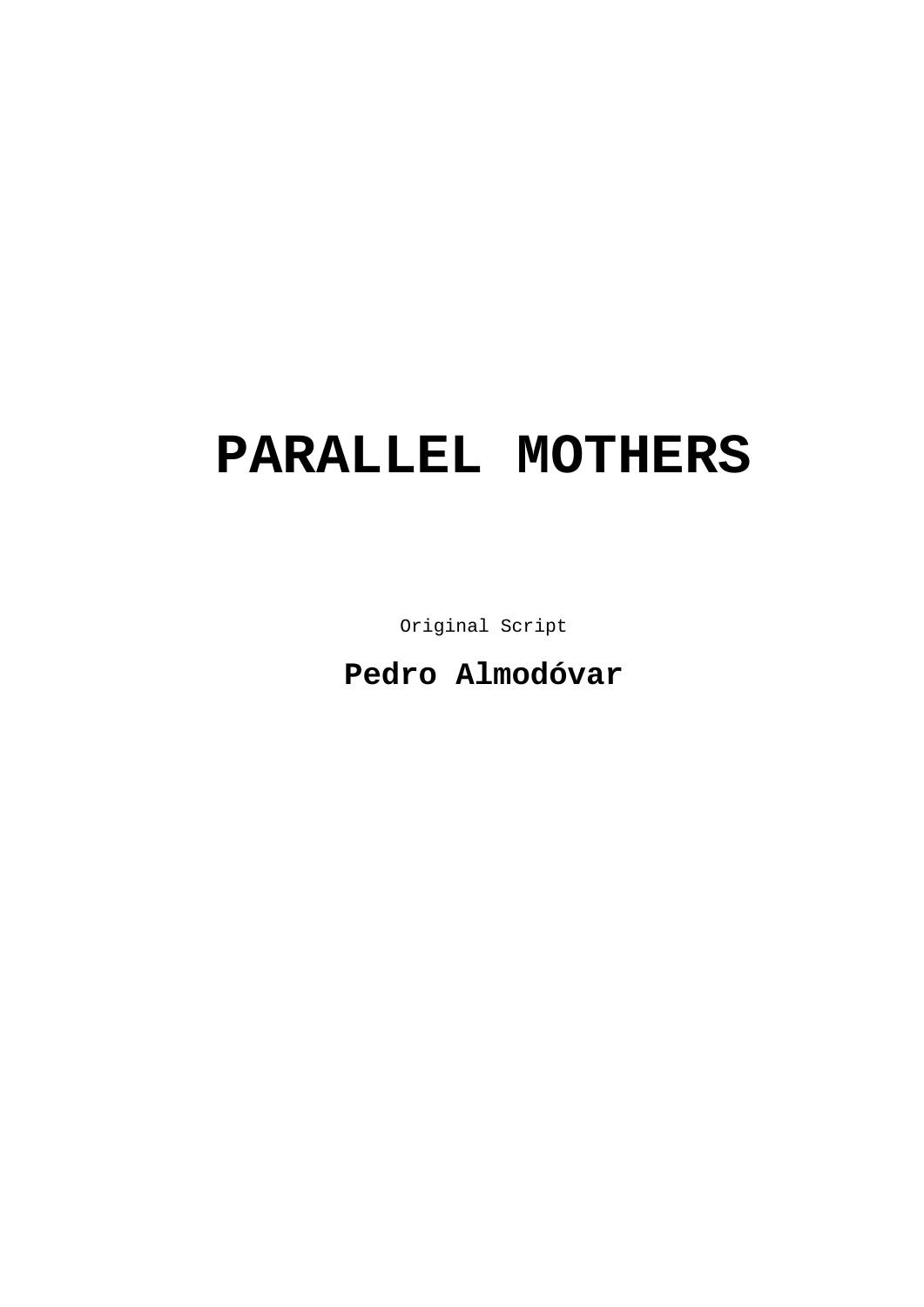# PARALLEL MOTHERS

Original Script

**Pedro Almodóvar**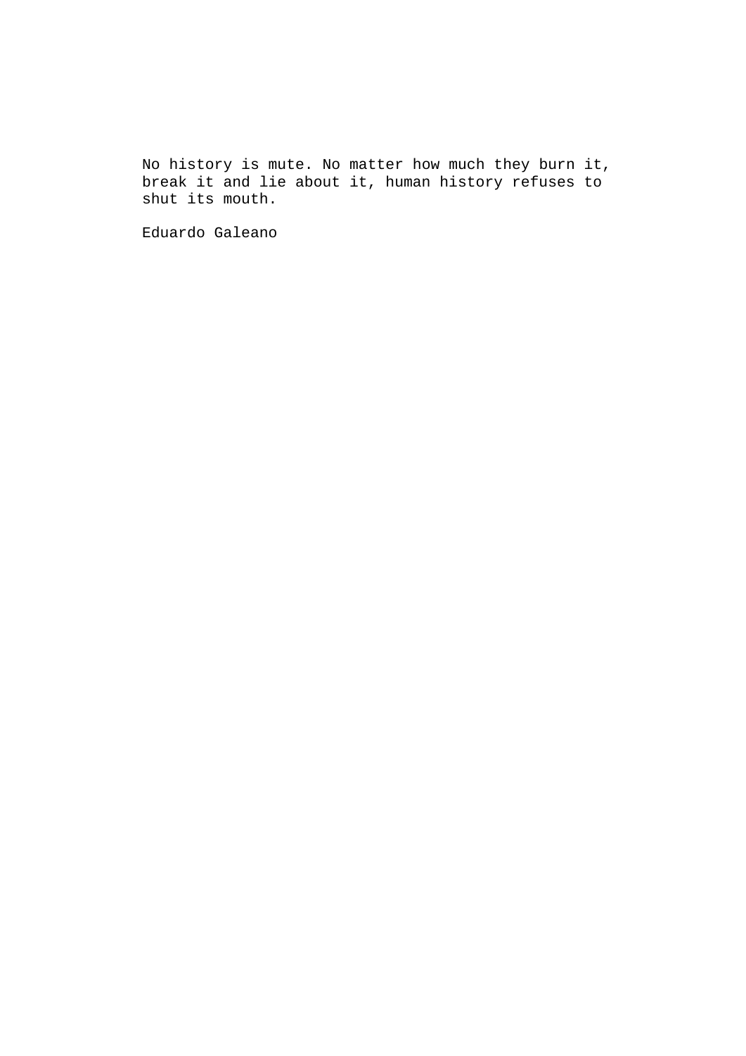No history is mute. No matter how much they burn it, break it and lie about it, human history refuses to shut its mouth.

Eduardo Galeano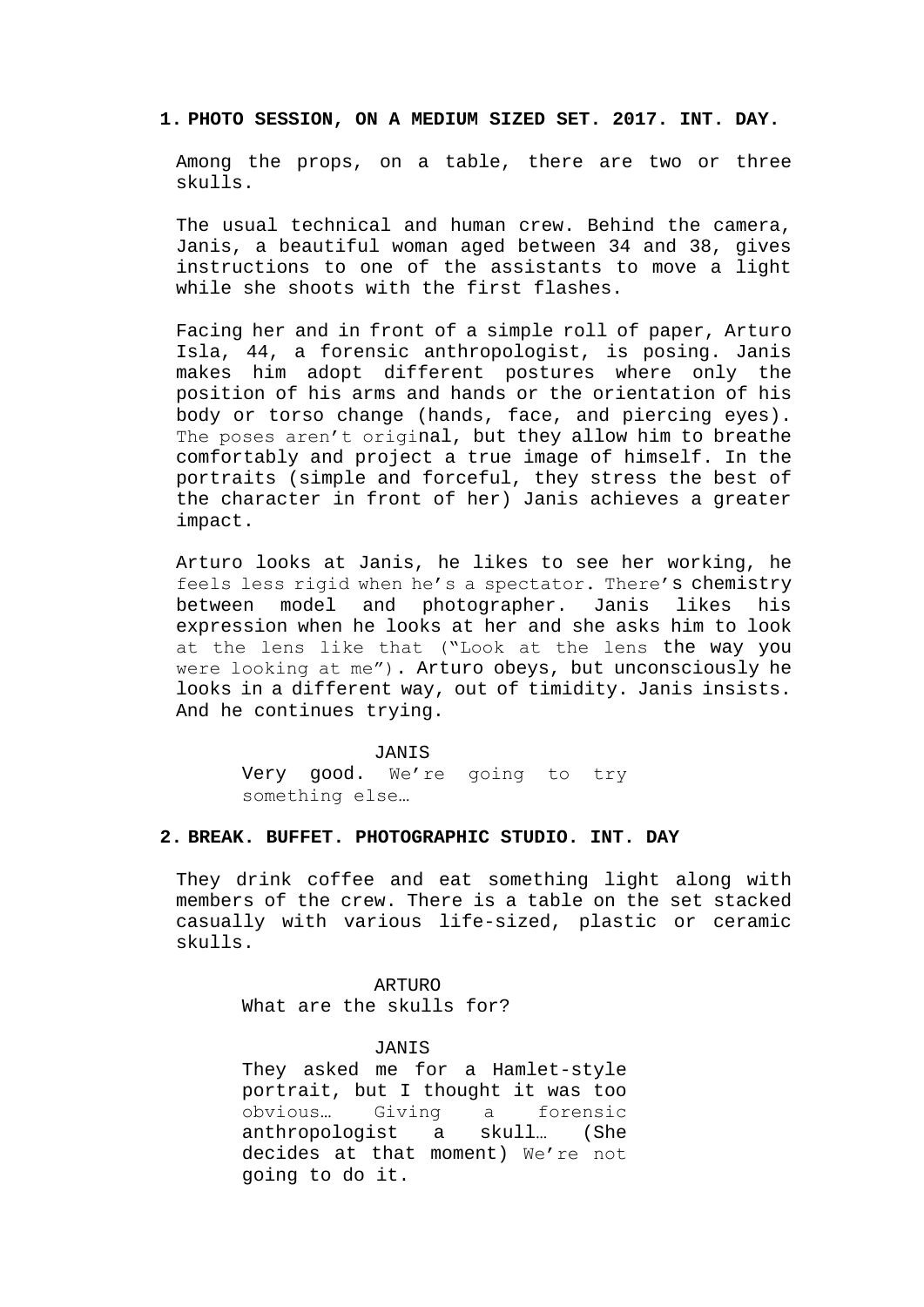**1. PHOTO SESSION, ON A MEDIUM SIZED SET. 2017. INT. DAY.**

Among the props, on a table, there are two or three skulls.

The usual technical and human crew. Behind the camera, Janis, a beautiful woman aged between 34 and 38, gives instructions to one of the assistants to move a light while she shoots with the first flashes.

Facing her and in front of a simple roll of paper, Arturo Isla, 44, a forensic anthropologist, is posing. Janis makes him adopt different postures where only the position of his arms and hands or the orientation of his body or torso change (hands, face, and piercing eyes). The poses aren't original, but they allow him to breathe comfortably and project a true image of himself. In the portraits (simple and forceful, they stress the best of the character in front of her) Janis achieves a greater impact.

Arturo looks at Janis, he likes to see her working, he feels less rigid when he's a spectator. There's chemistry between model and photographer. Janis likes his expression when he looks at her and she asks him to look at the lens like that ("Look at the lens the way you were looking at me"). Arturo obeys, but unconsciously he looks in a different way, out of timidity. Janis insists. And he continues trying.

JANIS
Very good. We're going to try something else…

**2. BREAK. BUFFET. PHOTOGRAPHIC STUDIO. INT. DAY**

They drink coffee and eat something light along with members of the crew. There is a table on the set stacked casually with various life-sized, plastic or ceramic skulls.

ARTURO
What are the skulls for?

JANIS
They asked me for a Hamlet-style portrait, but I thought it was too obvious… Giving a forensic anthropologist a skull… (She decides at that moment) We're not going to do it.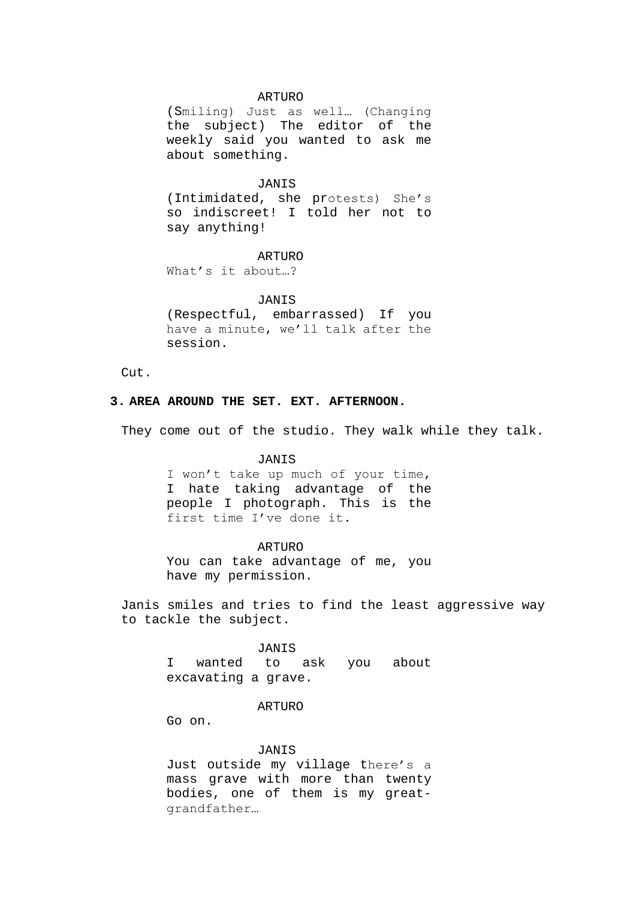ARTURO

(Smiling) Just as well… (Changing the subject) The editor of the weekly said you wanted to ask me about something.

JANIS

(Intimidated, she protests) She's so indiscreet! I told her not to say anything!

ARTURO

What's it about…?

JANIS

(Respectful, embarrassed) If you have a minute, we'll talk after the session.

Cut.

**3. AREA AROUND THE SET. EXT. AFTERNOON.**

They come out of the studio. They walk while they talk.

JANIS

I won't take up much of your time, I hate taking advantage of the people I photograph. This is the first time I've done it.

ARTURO

You can take advantage of me, you have my permission.

Janis smiles and tries to find the least aggressive way to tackle the subject.

JANIS

I wanted to ask you about excavating a grave.

ARTURO

Go on.

JANIS

Just outside my village there's a mass grave with more than twenty bodies, one of them is my great-grandfather…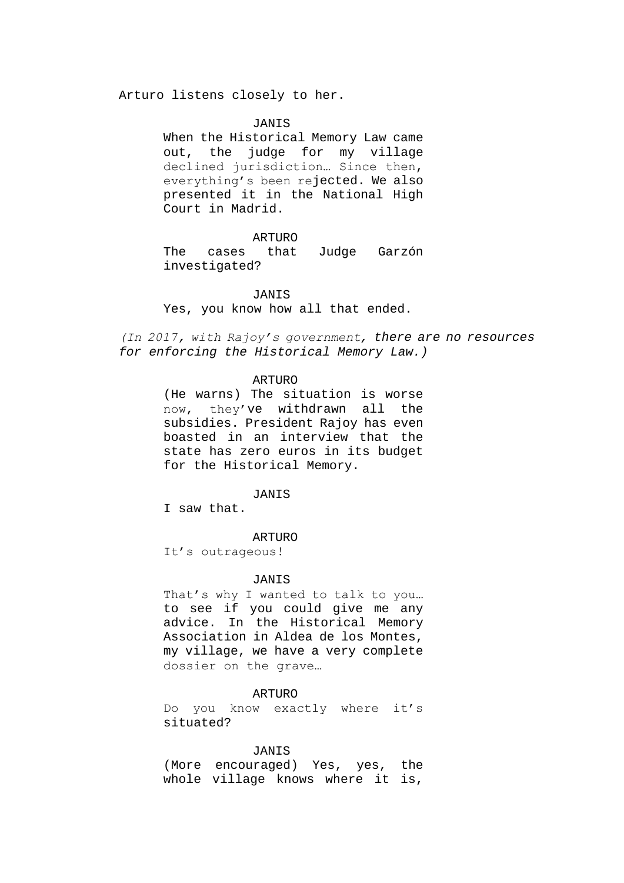Arturo listens closely to her.

JANIS

When the Historical Memory Law came out, the judge for my village declined jurisdiction… Since then, everything's been rejected. We also presented it in the National High Court in Madrid.

ARTURO

The cases that Judge Garzón investigated?

JANIS

Yes, you know how all that ended.

*(In 2017, with Rajoy's government, there are no resources for enforcing the Historical Memory Law.)*

ARTURO

(He warns) The situation is worse now, they've withdrawn all the subsidies. President Rajoy has even boasted in an interview that the state has zero euros in its budget for the Historical Memory.

JANIS

I saw that.

ARTURO

It's outrageous!

JANIS

That's why I wanted to talk to you… to see if you could give me any advice. In the Historical Memory Association in Aldea de los Montes, my village, we have a very complete dossier on the grave…

ARTURO

Do you know exactly where it's situated?

JANIS

(More encouraged) Yes, yes, the whole village knows where it is,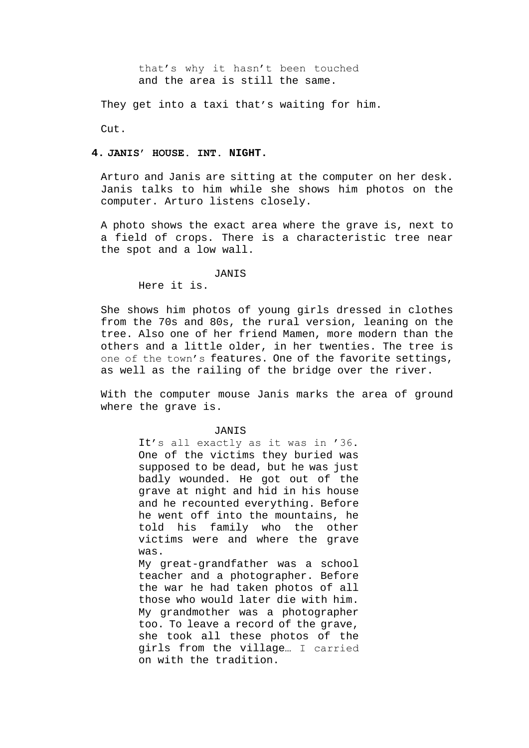that's why it hasn't been touched
and the area is still the same.

They get into a taxi that's waiting for him.

Cut.

**4. JANIS' HOUSE. INT. NIGHT.**

Arturo and Janis are sitting at the computer on her desk. Janis talks to him while she shows him photos on the computer. Arturo listens closely.

A photo shows the exact area where the grave is, next to a field of crops. There is a characteristic tree near the spot and a low wall.

JANIS

Here it is.

She shows him photos of young girls dressed in clothes from the 70s and 80s, the rural version, leaning on the tree. Also one of her friend Mamen, more modern than the others and a little older, in her twenties. The tree is one of the town's features. One of the favorite settings, as well as the railing of the bridge over the river.

With the computer mouse Janis marks the area of ground where the grave is.

JANIS

It's all exactly as it was in '36. One of the victims they buried was supposed to be dead, but he was just badly wounded. He got out of the grave at night and hid in his house and he recounted everything. Before he went off into the mountains, he told his family who the other victims were and where the grave was.
My great-grandfather was a school teacher and a photographer. Before the war he had taken photos of all those who would later die with him. My grandmother was a photographer too. To leave a record of the grave, she took all these photos of the girls from the village… I carried on with the tradition.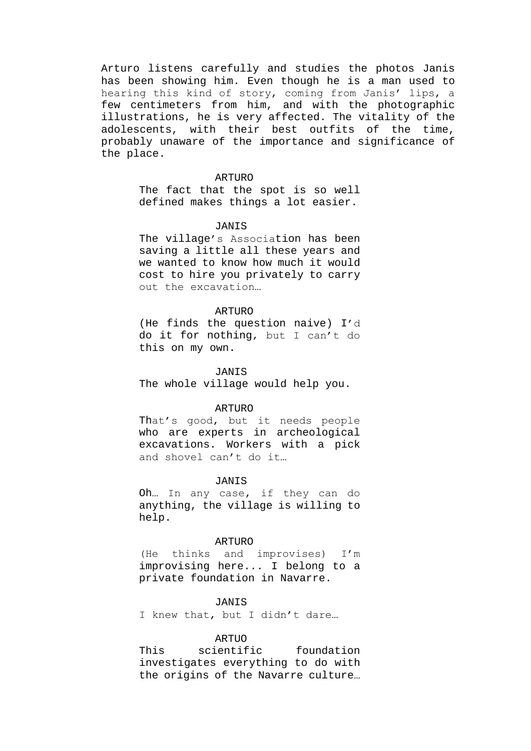Arturo listens carefully and studies the photos Janis has been showing him. Even though he is a man used to hearing this kind of story, coming from Janis' lips, a few centimeters from him, and with the photographic illustrations, he is very affected. The vitality of the adolescents, with their best outfits of the time, probably unaware of the importance and significance of the place.

ARTURO

The fact that the spot is so well defined makes things a lot easier.

JANIS

The village's Association has been saving a little all these years and we wanted to know how much it would cost to hire you privately to carry out the excavation…

ARTURO

(He finds the question naive) I'd do it for nothing, but I can't do this on my own.

JANIS

The whole village would help you.

ARTURO

That's good, but it needs people who are experts in archeological excavations. Workers with a pick and shovel can't do it…

JANIS

Oh… In any case, if they can do anything, the village is willing to help.

ARTURO

(He thinks and improvises) I'm improvising here... I belong to a private foundation in Navarre.

JANIS

I knew that, but I didn't dare…

ARTUO

This scientific foundation investigates everything to do with the origins of the Navarre culture…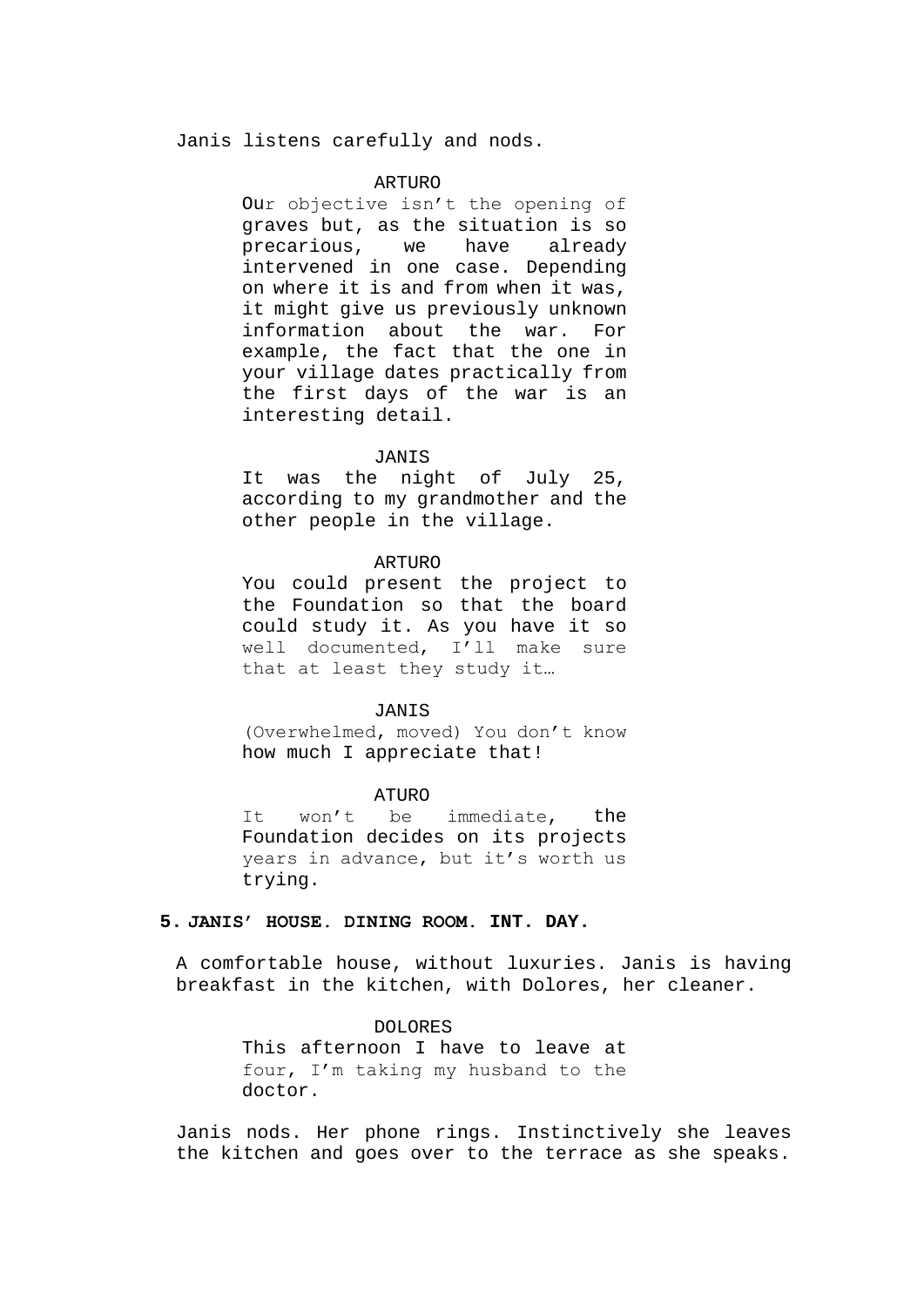Janis listens carefully and nods.

ARTURO

Our objective isn't the opening of graves but, as the situation is so precarious, we have already intervened in one case. Depending on where it is and from when it was, it might give us previously unknown information about the war. For example, the fact that the one in your village dates practically from the first days of the war is an interesting detail.

JANIS

It was the night of July 25, according to my grandmother and the other people in the village.

ARTURO

You could present the project to the Foundation so that the board could study it. As you have it so well documented, I'll make sure that at least they study it…

JANIS

(Overwhelmed, moved) You don't know how much I appreciate that!

ATURO

It won't be immediate, the Foundation decides on its projects years in advance, but it's worth us trying.

**5. JANIS' HOUSE. DINING ROOM. INT. DAY.**

A comfortable house, without luxuries. Janis is having breakfast in the kitchen, with Dolores, her cleaner.

DOLORES

This afternoon I have to leave at four, I'm taking my husband to the doctor.

Janis nods. Her phone rings. Instinctively she leaves the kitchen and goes over to the terrace as she speaks.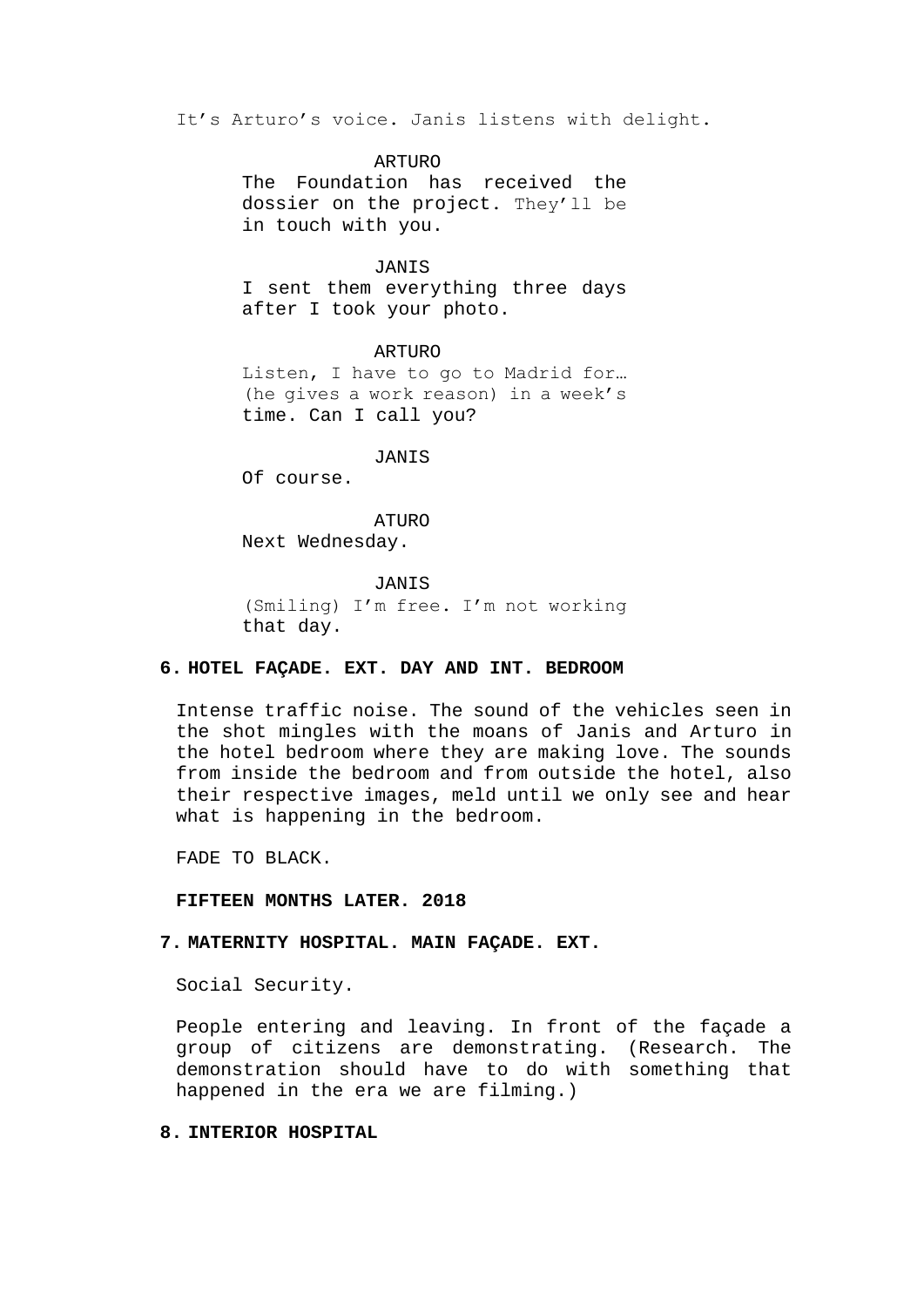It's Arturo's voice. Janis listens with delight.

ARTURO

The Foundation has received the dossier on the project. They'll be in touch with you.

JANIS

I sent them everything three days after I took your photo.

ARTURO

Listen, I have to go to Madrid for… (he gives a work reason) in a week's time. Can I call you?

JANIS

Of course.

ATURO

Next Wednesday.

JANIS

(Smiling) I'm free. I'm not working that day.

**6. HOTEL FAÇADE. EXT. DAY AND INT. BEDROOM**

Intense traffic noise. The sound of the vehicles seen in the shot mingles with the moans of Janis and Arturo in the hotel bedroom where they are making love. The sounds from inside the bedroom and from outside the hotel, also their respective images, meld until we only see and hear what is happening in the bedroom.

FADE TO BLACK.

**FIFTEEN MONTHS LATER. 2018**

**7. MATERNITY HOSPITAL. MAIN FAÇADE. EXT.**

Social Security.

People entering and leaving. In front of the façade a group of citizens are demonstrating. (Research. The demonstration should have to do with something that happened in the era we are filming.)

**8. INTERIOR HOSPITAL**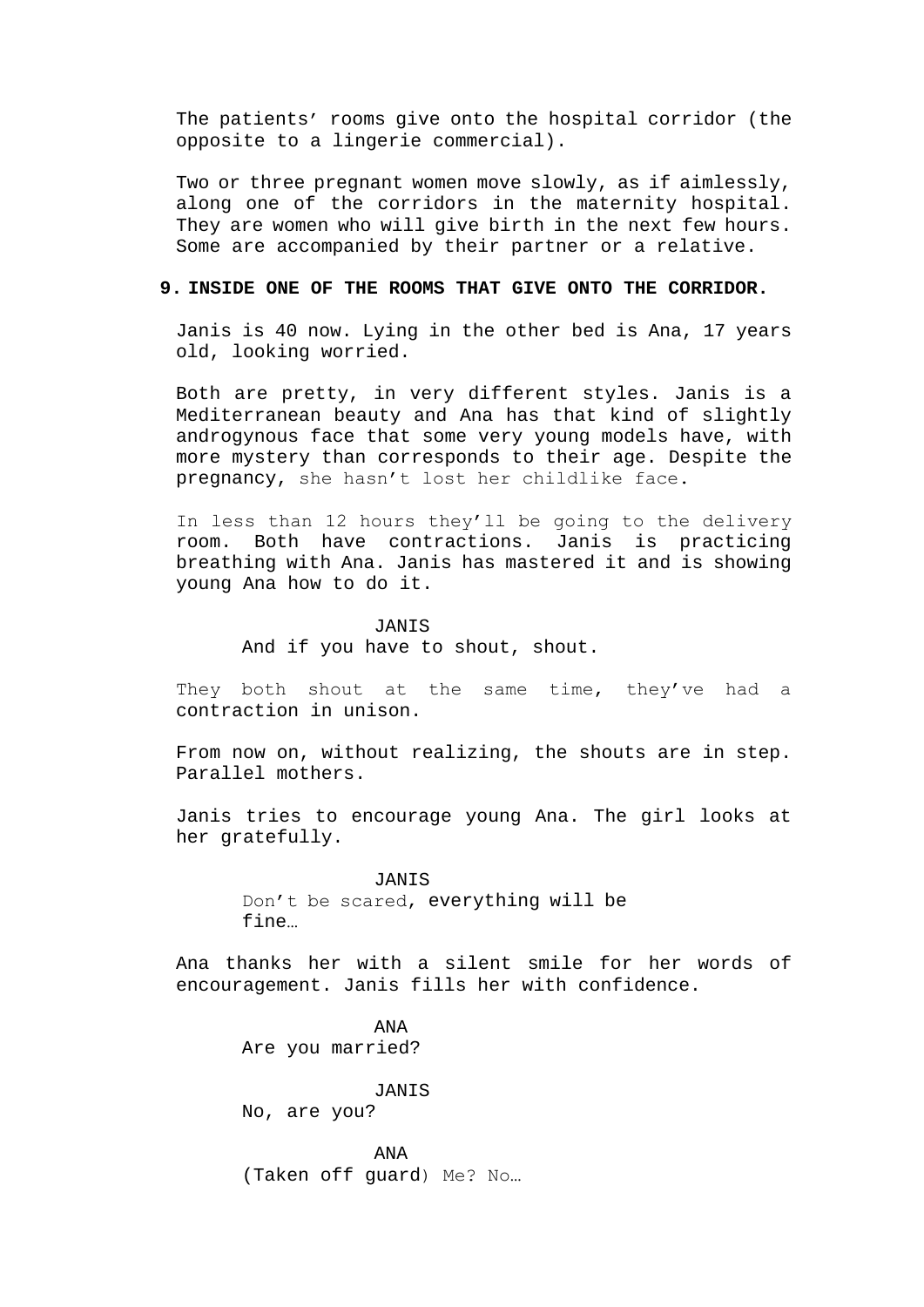The patients' rooms give onto the hospital corridor (the opposite to a lingerie commercial).

Two or three pregnant women move slowly, as if aimlessly, along one of the corridors in the maternity hospital. They are women who will give birth in the next few hours. Some are accompanied by their partner or a relative.

**9. INSIDE ONE OF THE ROOMS THAT GIVE ONTO THE CORRIDOR.**

Janis is 40 now. Lying in the other bed is Ana, 17 years old, looking worried.

Both are pretty, in very different styles. Janis is a Mediterranean beauty and Ana has that kind of slightly androgynous face that some very young models have, with more mystery than corresponds to their age. Despite the pregnancy, she hasn't lost her childlike face.

In less than 12 hours they'll be going to the delivery room. Both have contractions. Janis is practicing breathing with Ana. Janis has mastered it and is showing young Ana how to do it.

JANIS

And if you have to shout, shout.

They both shout at the same time, they've had a contraction in unison.

From now on, without realizing, the shouts are in step. Parallel mothers.

Janis tries to encourage young Ana. The girl looks at her gratefully.

JANIS

Don't be scared, everything will be fine…

Ana thanks her with a silent smile for her words of encouragement. Janis fills her with confidence.

ANA

Are you married?

JANIS

No, are you?

ANA

(Taken off guard) Me? No…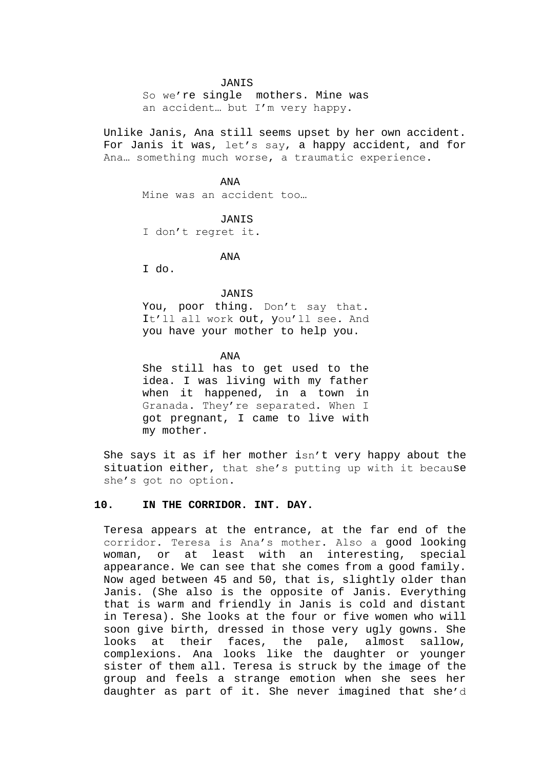JANIS

So we're single mothers. Mine was an accident… but I'm very happy.

Unlike Janis, Ana still seems upset by her own accident. For Janis it was, let's say, a happy accident, and for Ana… something much worse, a traumatic experience.

ANA

Mine was an accident too…

JANIS

I don't regret it.

ANA

I do.

JANIS

You, poor thing. Don't say that. It'll all work out, you'll see. And you have your mother to help you.

ANA

She still has to get used to the idea. I was living with my father when it happened, in a town in Granada. They're separated. When I got pregnant, I came to live with my mother.

She says it as if her mother isn't very happy about the situation either, that she's putting up with it because she's got no option.

**10. IN THE CORRIDOR. INT. DAY.**

Teresa appears at the entrance, at the far end of the corridor. Teresa is Ana's mother. Also a good looking woman, or at least with an interesting, special appearance. We can see that she comes from a good family. Now aged between 45 and 50, that is, slightly older than Janis. (She also is the opposite of Janis. Everything that is warm and friendly in Janis is cold and distant in Teresa). She looks at the four or five women who will soon give birth, dressed in those very ugly gowns. She looks at their faces, the pale, almost sallow, complexions. Ana looks like the daughter or younger sister of them all. Teresa is struck by the image of the group and feels a strange emotion when she sees her daughter as part of it. She never imagined that she'd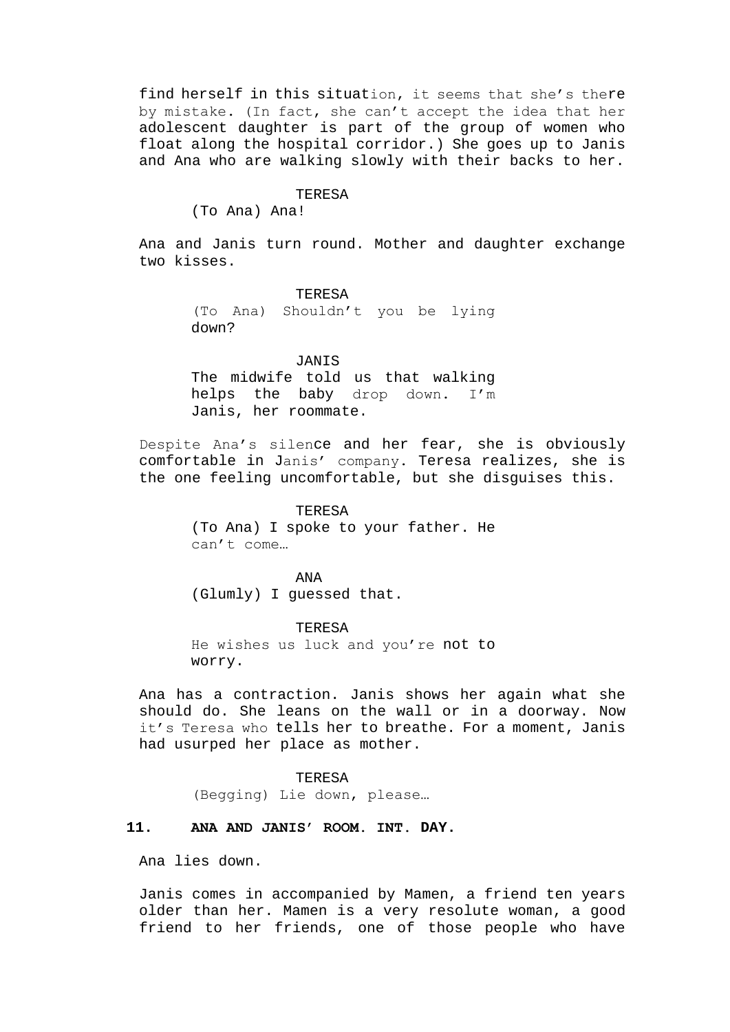find herself in this situation, it seems that she's there by mistake. (In fact, she can't accept the idea that her adolescent daughter is part of the group of women who float along the hospital corridor.) She goes up to Janis and Ana who are walking slowly with their backs to her.

TERESA
(To Ana) Ana!

Ana and Janis turn round. Mother and daughter exchange two kisses.

TERESA
(To Ana) Shouldn't you be lying down?

JANIS
The midwife told us that walking helps the baby drop down. I'm Janis, her roommate.

Despite Ana's silence and her fear, she is obviously comfortable in Janis' company. Teresa realizes, she is the one feeling uncomfortable, but she disguises this.

TERESA
(To Ana) I spoke to your father. He can't come…

ANA
(Glumly) I guessed that.

TERESA
He wishes us luck and you're not to worry.

Ana has a contraction. Janis shows her again what she should do. She leans on the wall or in a doorway. Now it's Teresa who tells her to breathe. For a moment, Janis had usurped her place as mother.

TERESA
(Begging) Lie down, please…

**11. ANA AND JANIS' ROOM. INT. DAY.**

Ana lies down.

Janis comes in accompanied by Mamen, a friend ten years older than her. Mamen is a very resolute woman, a good friend to her friends, one of those people who have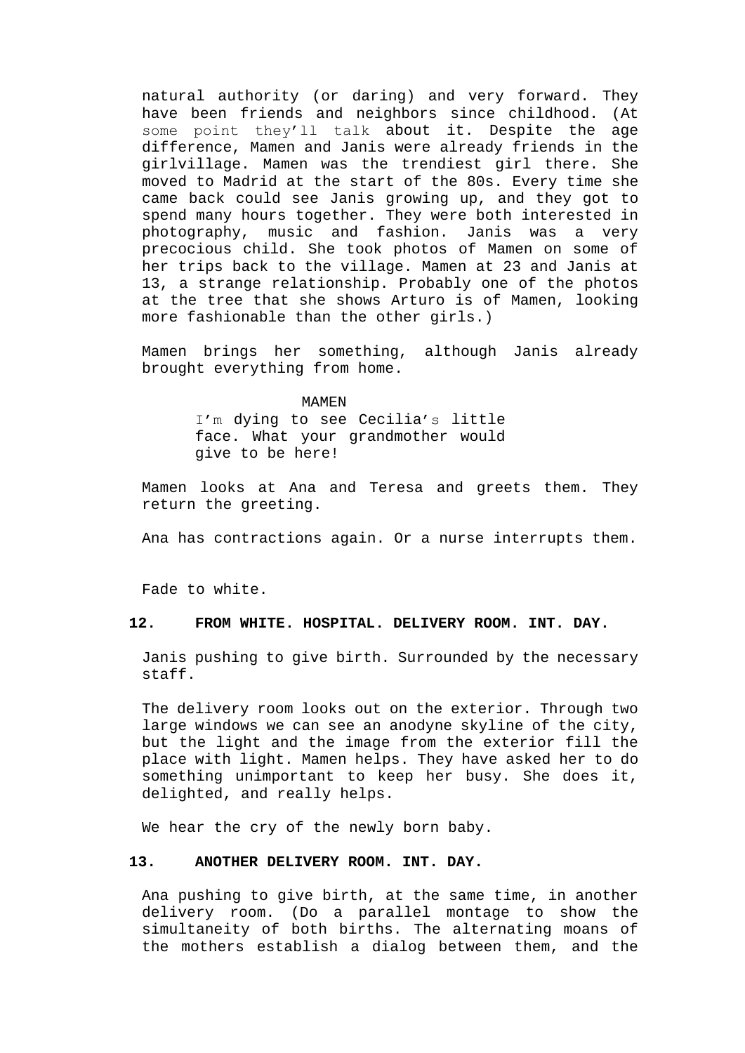natural authority (or daring) and very forward. They have been friends and neighbors since childhood. (At some point they'll talk about it. Despite the age difference, Mamen and Janis were already friends in the girlvillage. Mamen was the trendiest girl there. She moved to Madrid at the start of the 80s. Every time she came back could see Janis growing up, and they got to spend many hours together. They were both interested in photography, music and fashion. Janis was a very precocious child. She took photos of Mamen on some of her trips back to the village. Mamen at 23 and Janis at 13, a strange relationship. Probably one of the photos at the tree that she shows Arturo is of Mamen, looking more fashionable than the other girls.)

Mamen brings her something, although Janis already brought everything from home.

MAMEN

I'm dying to see Cecilia's little face. What your grandmother would give to be here!

Mamen looks at Ana and Teresa and greets them. They return the greeting.

Ana has contractions again. Or a nurse interrupts them.

Fade to white.

**12. FROM WHITE. HOSPITAL. DELIVERY ROOM. INT. DAY.**

Janis pushing to give birth. Surrounded by the necessary staff.

The delivery room looks out on the exterior. Through two large windows we can see an anodyne skyline of the city, but the light and the image from the exterior fill the place with light. Mamen helps. They have asked her to do something unimportant to keep her busy. She does it, delighted, and really helps.

We hear the cry of the newly born baby.

**13. ANOTHER DELIVERY ROOM. INT. DAY.**

Ana pushing to give birth, at the same time, in another delivery room. (Do a parallel montage to show the simultaneity of both births. The alternating moans of the mothers establish a dialog between them, and the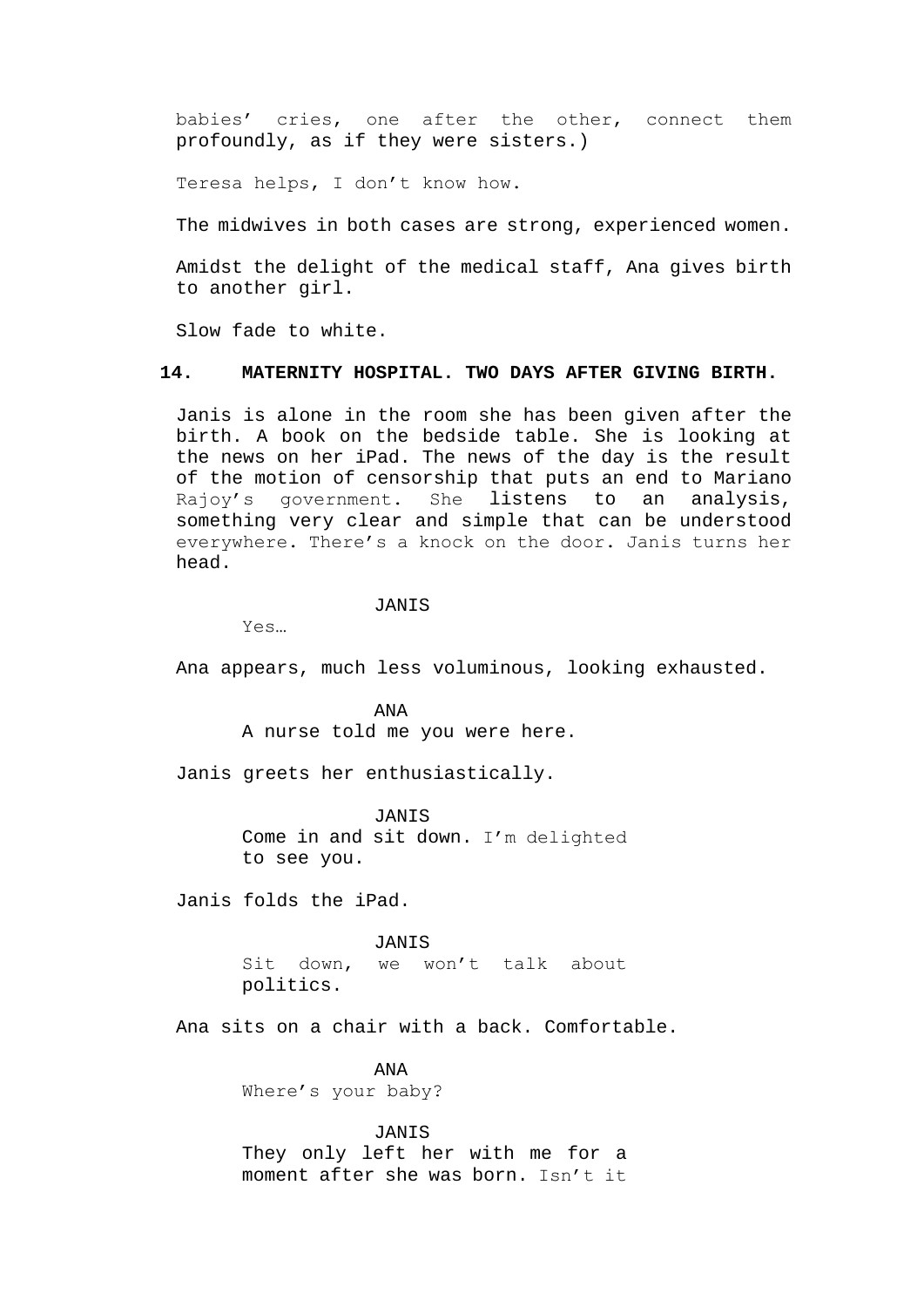babies' cries, one after the other, connect them profoundly, as if they were sisters.)

Teresa helps, I don't know how.

The midwives in both cases are strong, experienced women.

Amidst the delight of the medical staff, Ana gives birth to another girl.

Slow fade to white.

**14. MATERNITY HOSPITAL. TWO DAYS AFTER GIVING BIRTH.**

Janis is alone in the room she has been given after the birth. A book on the bedside table. She is looking at the news on her iPad. The news of the day is the result of the motion of censorship that puts an end to Mariano Rajoy's government. She listens to an analysis, something very clear and simple that can be understood everywhere. There's a knock on the door. Janis turns her head.

JANIS

Yes…

Ana appears, much less voluminous, looking exhausted.

ANA

A nurse told me you were here.

Janis greets her enthusiastically.

JANIS

Come in and sit down. I'm delighted to see you.

Janis folds the iPad.

JANIS

Sit down, we won't talk about politics.

Ana sits on a chair with a back. Comfortable.

ANA

Where's your baby?

JANIS

They only left her with me for a moment after she was born. Isn't it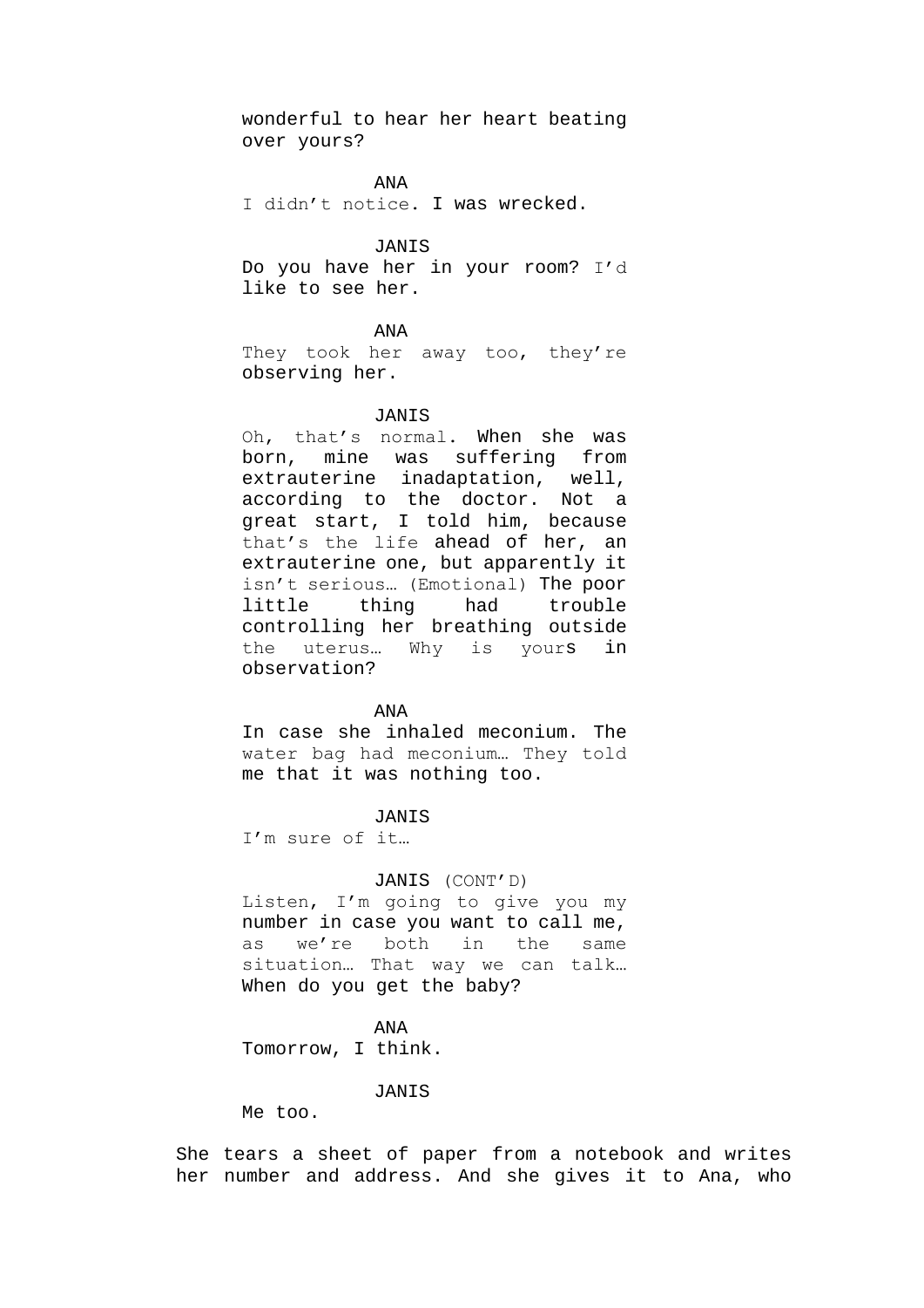wonderful to hear her heart beating over yours?

ANA

I didn't notice. I was wrecked.

JANIS

Do you have her in your room? I'd like to see her.

ANA

They took her away too, they're observing her.

JANIS

Oh, that's normal. When she was born, mine was suffering from extrauterine inadaptation, well, according to the doctor. Not a great start, I told him, because that's the life ahead of her, an extrauterine one, but apparently it isn't serious… (Emotional) The poor little thing had trouble controlling her breathing outside the uterus… Why is yours in observation?

ANA

In case she inhaled meconium. The water bag had meconium… They told me that it was nothing too.

JANIS

I'm sure of it…

JANIS (CONT'D)

Listen, I'm going to give you my number in case you want to call me, as we're both in the same situation… That way we can talk… When do you get the baby?

ANA

Tomorrow, I think.

JANIS

Me too.

She tears a sheet of paper from a notebook and writes her number and address. And she gives it to Ana, who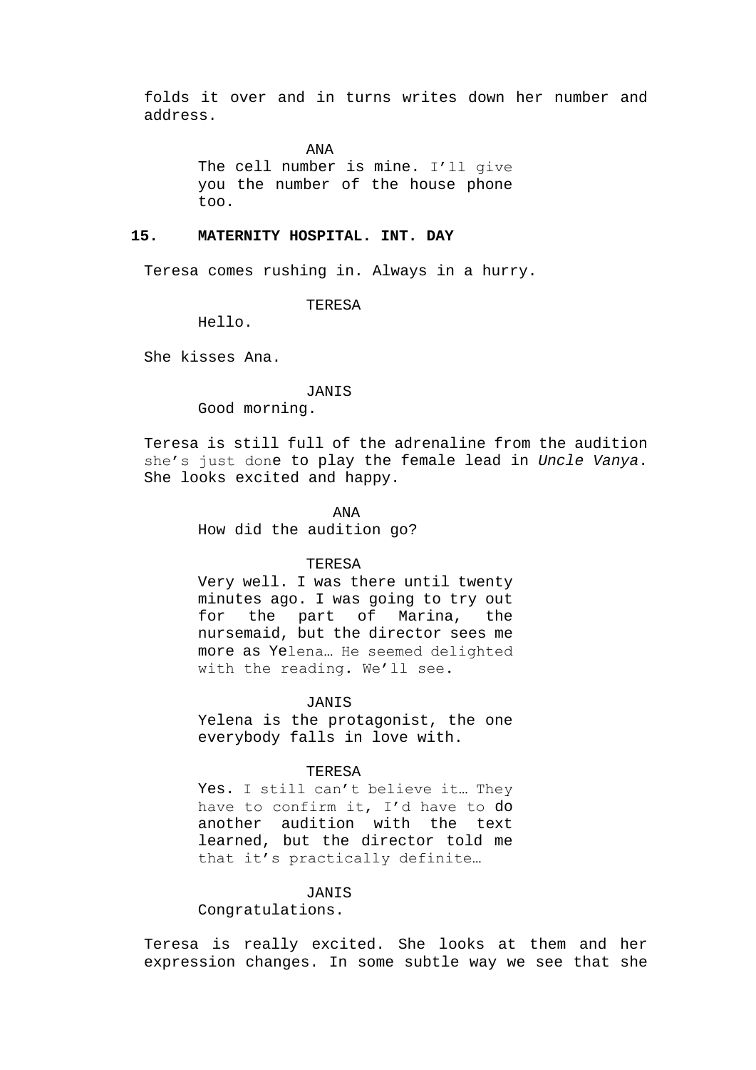folds it over and in turns writes down her number and address.

ANA
The cell number is mine. I'll give you the number of the house phone too.

**15. MATERNITY HOSPITAL. INT. DAY**

Teresa comes rushing in. Always in a hurry.

TERESA
Hello.

She kisses Ana.

JANIS
Good morning.

Teresa is still full of the adrenaline from the audition she's just done to play the female lead in *Uncle Vanya*. She looks excited and happy.

ANA
How did the audition go?

TERESA
Very well. I was there until twenty minutes ago. I was going to try out for the part of Marina, the nursemaid, but the director sees me more as Yelena… He seemed delighted with the reading. We'll see.

JANIS
Yelena is the protagonist, the one everybody falls in love with.

TERESA
Yes. I still can't believe it… They have to confirm it, I'd have to do another audition with the text learned, but the director told me that it's practically definite…

JANIS
Congratulations.

Teresa is really excited. She looks at them and her expression changes. In some subtle way we see that she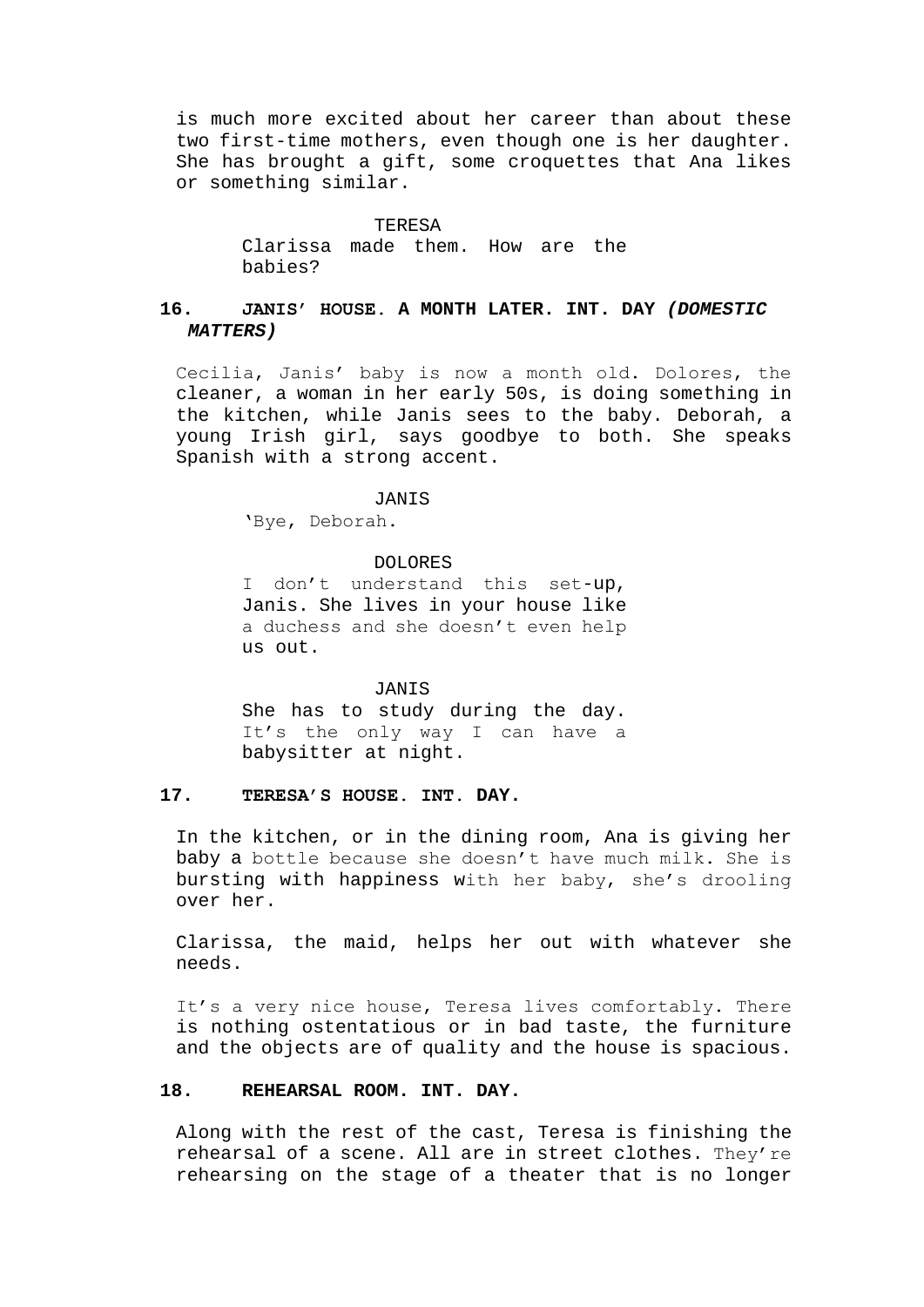is much more excited about her career than about these two first-time mothers, even though one is her daughter. She has brought a gift, some croquettes that Ana likes or something similar.

TERESA
Clarissa made them. How are the babies?

**16. JANIS' HOUSE. A MONTH LATER. INT. DAY *(DOMESTIC MATTERS)***

Cecilia, Janis' baby is now a month old. Dolores, the cleaner, a woman in her early 50s, is doing something in the kitchen, while Janis sees to the baby. Deborah, a young Irish girl, says goodbye to both. She speaks Spanish with a strong accent.

JANIS
'Bye, Deborah.

DOLORES
I don't understand this set-up, Janis. She lives in your house like a duchess and she doesn't even help us out.

JANIS
She has to study during the day. It's the only way I can have a babysitter at night.

**17. TERESA'S HOUSE. INT. DAY.**

In the kitchen, or in the dining room, Ana is giving her baby a bottle because she doesn't have much milk. She is bursting with happiness with her baby, she's drooling over her.

Clarissa, the maid, helps her out with whatever she needs.

It's a very nice house, Teresa lives comfortably. There is nothing ostentatious or in bad taste, the furniture and the objects are of quality and the house is spacious.

**18. REHEARSAL ROOM. INT. DAY.**

Along with the rest of the cast, Teresa is finishing the rehearsal of a scene. All are in street clothes. They're rehearsing on the stage of a theater that is no longer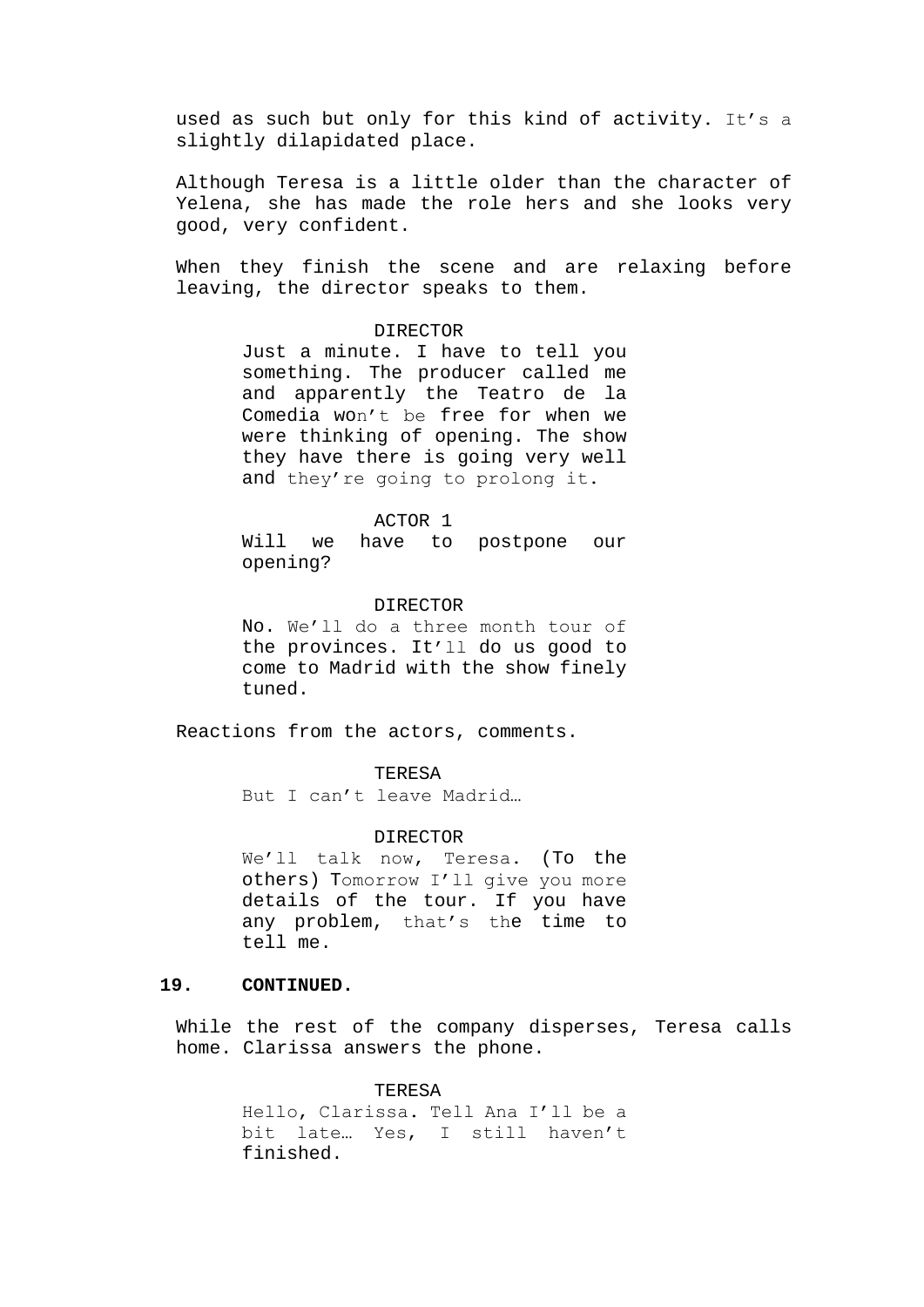used as such but only for this kind of activity. It's a slightly dilapidated place.

Although Teresa is a little older than the character of Yelena, she has made the role hers and she looks very good, very confident.

When they finish the scene and are relaxing before leaving, the director speaks to them.

DIRECTOR

Just a minute. I have to tell you something. The producer called me and apparently the Teatro de la Comedia won't be free for when we were thinking of opening. The show they have there is going very well and they're going to prolong it.

ACTOR 1

Will we have to postpone our opening?

DIRECTOR

No. We'll do a three month tour of the provinces. It'll do us good to come to Madrid with the show finely tuned.

Reactions from the actors, comments.

TERESA

But I can't leave Madrid…

DIRECTOR

We'll talk now, Teresa. (To the others) Tomorrow I'll give you more details of the tour. If you have any problem, that's the time to tell me.

**19. CONTINUED.**

While the rest of the company disperses, Teresa calls home. Clarissa answers the phone.

TERESA

Hello, Clarissa. Tell Ana I'll be a bit late… Yes, I still haven't finished.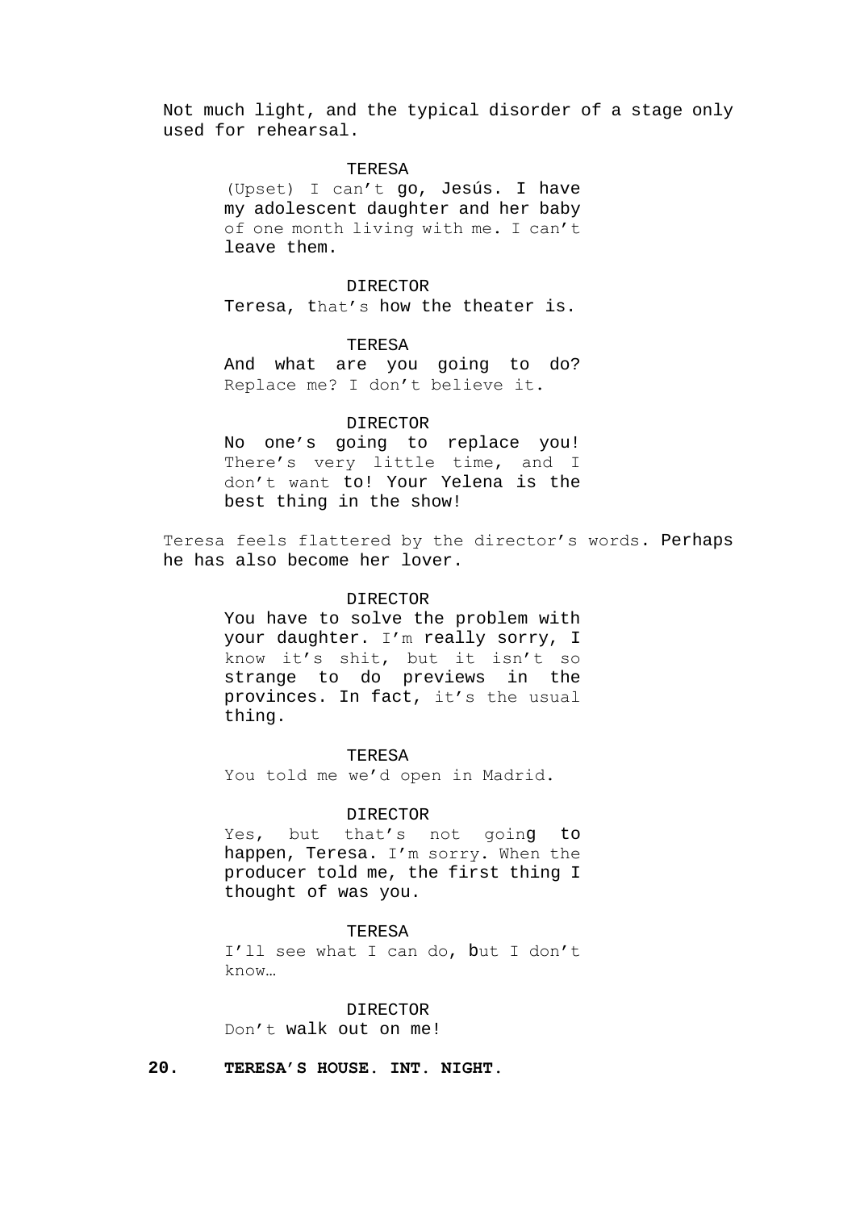Not much light, and the typical disorder of a stage only used for rehearsal.

TERESA
(Upset) I can't go, Jesús. I have my adolescent daughter and her baby of one month living with me. I can't leave them.

DIRECTOR
Teresa, that's how the theater is.

TERESA
And what are you going to do? Replace me? I don't believe it.

DIRECTOR
No one's going to replace you! There's very little time, and I don't want to! Your Yelena is the best thing in the show!

Teresa feels flattered by the director's words. Perhaps he has also become her lover.

DIRECTOR
You have to solve the problem with your daughter. I'm really sorry, I know it's shit, but it isn't so strange to do previews in the provinces. In fact, it's the usual thing.

TERESA
You told me we'd open in Madrid.

DIRECTOR
Yes, but that's not going to happen, Teresa. I'm sorry. When the producer told me, the first thing I thought of was you.

TERESA
I'll see what I can do, but I don't know…

DIRECTOR
Don't walk out on me!

**20. TERESA'S HOUSE. INT. NIGHT.**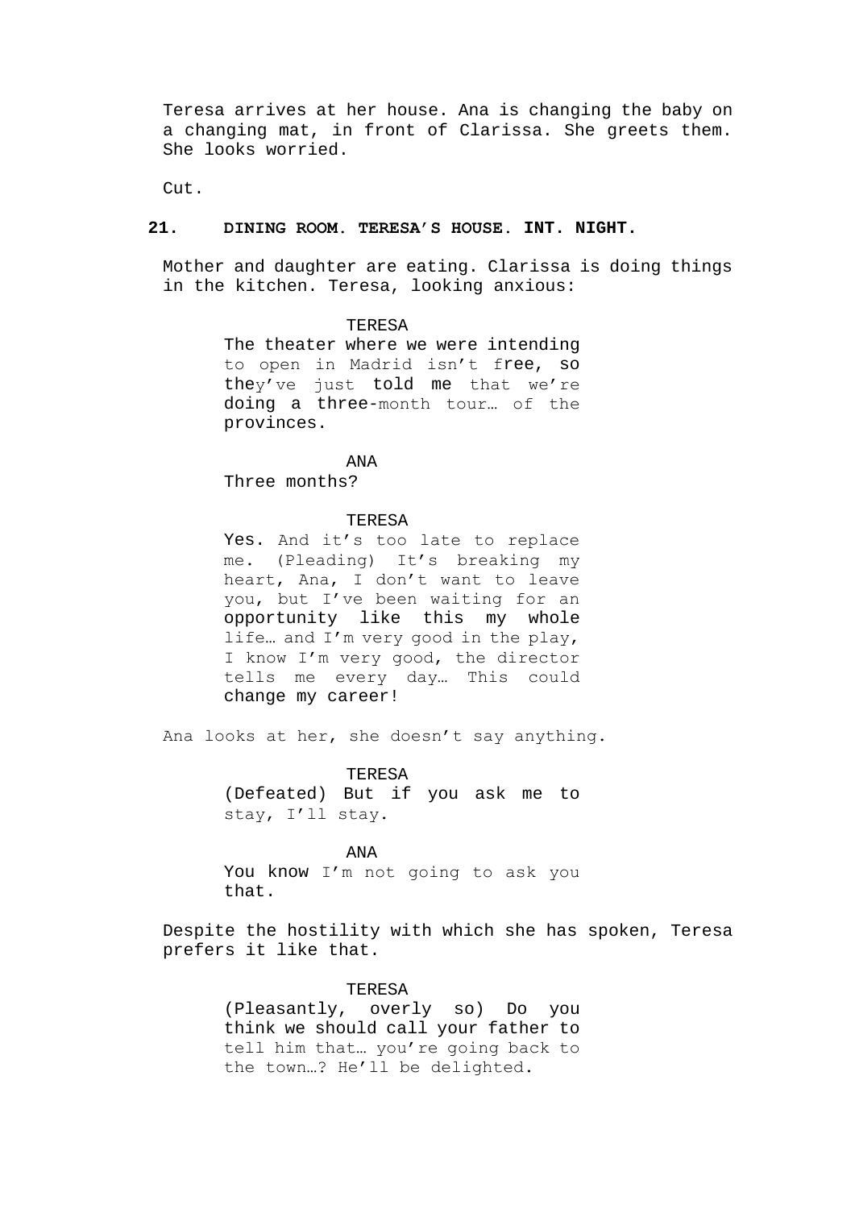Teresa arrives at her house. Ana is changing the baby on a changing mat, in front of Clarissa. She greets them. She looks worried.

Cut.

**21. DINING ROOM. TERESA'S HOUSE. INT. NIGHT.**

Mother and daughter are eating. Clarissa is doing things in the kitchen. Teresa, looking anxious:

TERESA
The theater where we were intending to open in Madrid isn't free, so they've just told me that we're doing a three-month tour… of the provinces.

ANA
Three months?

TERESA
Yes. And it's too late to replace me. (Pleading) It's breaking my heart, Ana, I don't want to leave you, but I've been waiting for an opportunity like this my whole life… and I'm very good in the play, I know I'm very good, the director tells me every day… This could change my career!

Ana looks at her, she doesn't say anything.

TERESA
(Defeated) But if you ask me to stay, I'll stay.

ANA
You know I'm not going to ask you that.

Despite the hostility with which she has spoken, Teresa prefers it like that.

TERESA
(Pleasantly, overly so) Do you think we should call your father to tell him that… you're going back to the town…? He'll be delighted.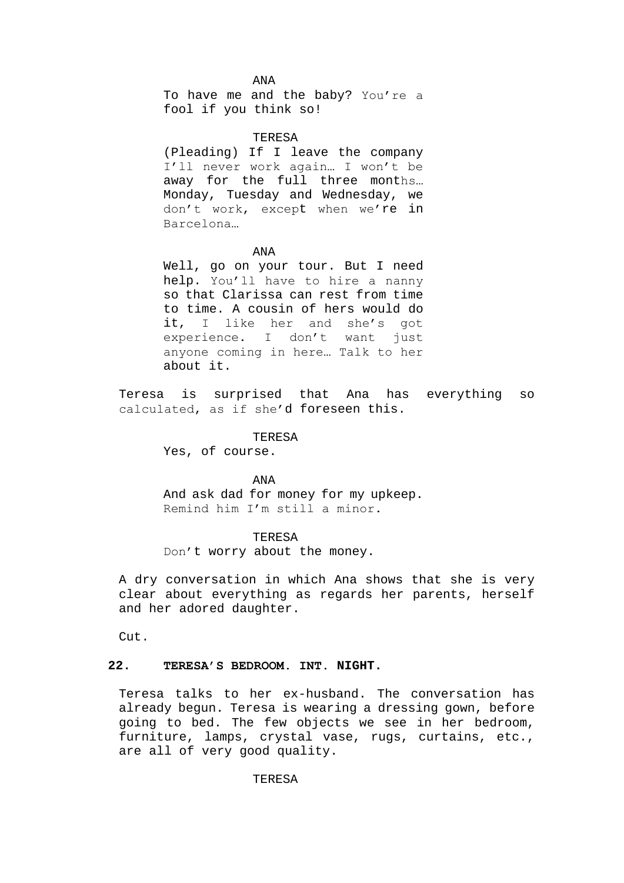ANA

To have me and the baby? You're a fool if you think so!

TERESA

(Pleading) If I leave the company I'll never work again… I won't be away for the full three months… Monday, Tuesday and Wednesday, we don't work, except when we're in Barcelona…

ANA

Well, go on your tour. But I need help. You'll have to hire a nanny so that Clarissa can rest from time to time. A cousin of hers would do it, I like her and she's got experience. I don't want just anyone coming in here… Talk to her about it.

Teresa is surprised that Ana has everything so calculated, as if she'd foreseen this.

TERESA

Yes, of course.

ANA

And ask dad for money for my upkeep. Remind him I'm still a minor.

TERESA

Don't worry about the money.

A dry conversation in which Ana shows that she is very clear about everything as regards her parents, herself and her adored daughter.

Cut.

**22. TERESA'S BEDROOM. INT. NIGHT.**

Teresa talks to her ex-husband. The conversation has already begun. Teresa is wearing a dressing gown, before going to bed. The few objects we see in her bedroom, furniture, lamps, crystal vase, rugs, curtains, etc., are all of very good quality.

TERESA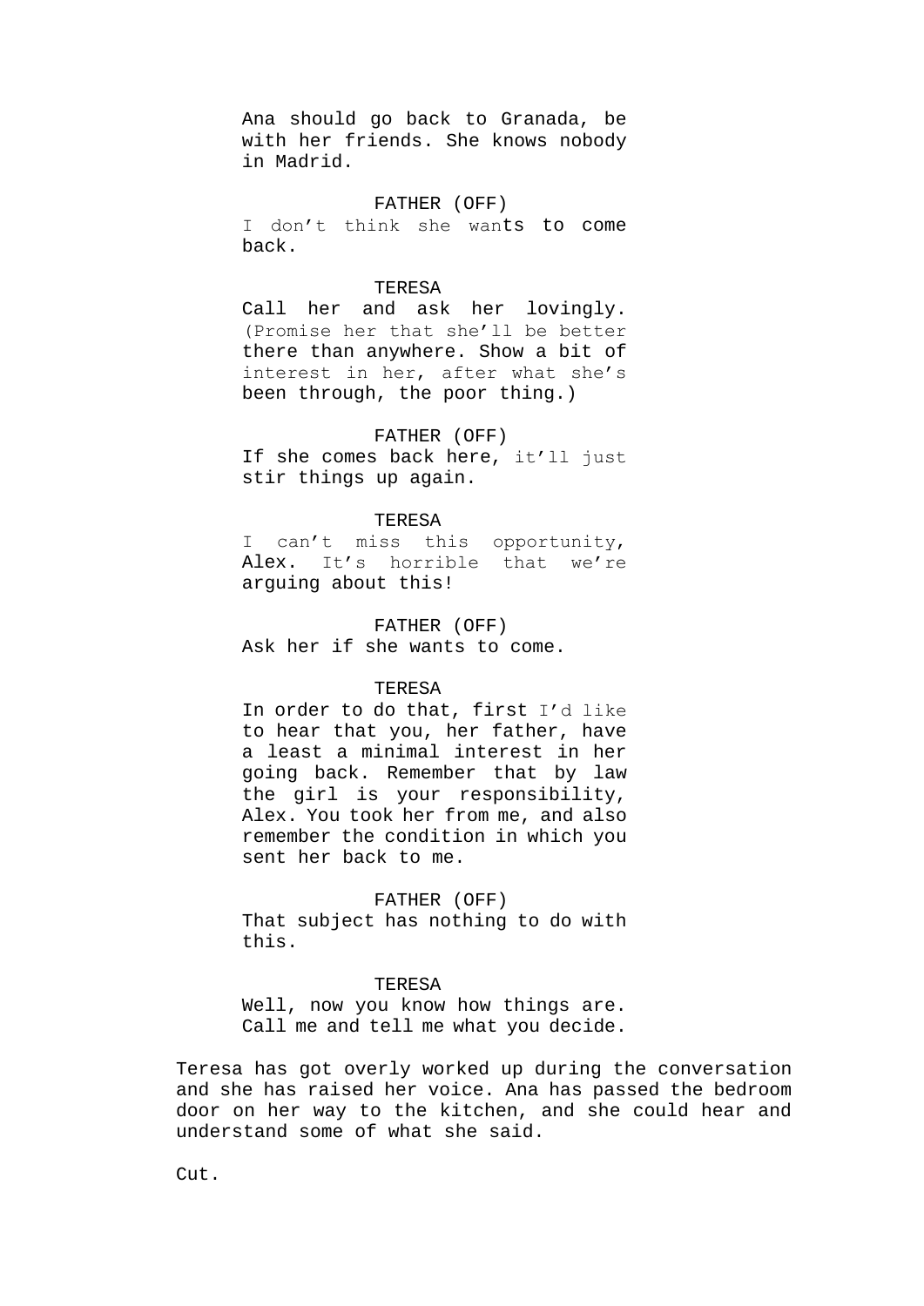Ana should go back to Granada, be with her friends. She knows nobody in Madrid.

FATHER (OFF)
I don't think she wants to come back.

TERESA
Call her and ask her lovingly. (Promise her that she'll be better there than anywhere. Show a bit of interest in her, after what she's been through, the poor thing.)

FATHER (OFF)
If she comes back here, it'll just stir things up again.

TERESA
I can't miss this opportunity, Alex. It's horrible that we're arguing about this!

FATHER (OFF)
Ask her if she wants to come.

TERESA
In order to do that, first I'd like to hear that you, her father, have a least a minimal interest in her going back. Remember that by law the girl is your responsibility, Alex. You took her from me, and also remember the condition in which you sent her back to me.

FATHER (OFF)
That subject has nothing to do with this.

TERESA
Well, now you know how things are. Call me and tell me what you decide.

Teresa has got overly worked up during the conversation and she has raised her voice. Ana has passed the bedroom door on her way to the kitchen, and she could hear and understand some of what she said.

Cut.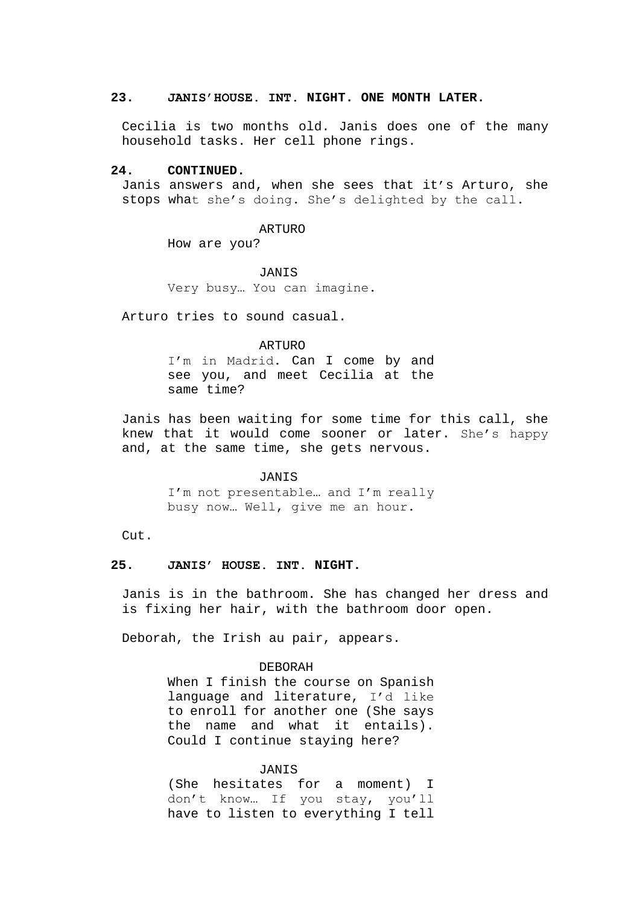**23. JANIS' HOUSE. INT. NIGHT. ONE MONTH LATER.**

Cecilia is two months old. Janis does one of the many household tasks. Her cell phone rings.

**24. CONTINUED.**

Janis answers and, when she sees that it's Arturo, she stops what she's doing. She's delighted by the call.

ARTURO

How are you?

JANIS

Very busy… You can imagine.

Arturo tries to sound casual.

ARTURO

I'm in Madrid. Can I come by and see you, and meet Cecilia at the same time?

Janis has been waiting for some time for this call, she knew that it would come sooner or later. She's happy and, at the same time, she gets nervous.

JANIS

I'm not presentable… and I'm really busy now… Well, give me an hour.

Cut.

**25. JANIS' HOUSE. INT. NIGHT.**

Janis is in the bathroom. She has changed her dress and is fixing her hair, with the bathroom door open.

Deborah, the Irish au pair, appears.

DEBORAH

When I finish the course on Spanish language and literature, I'd like to enroll for another one (She says the name and what it entails). Could I continue staying here?

JANIS

(She hesitates for a moment) I don't know… If you stay, you'll have to listen to everything I tell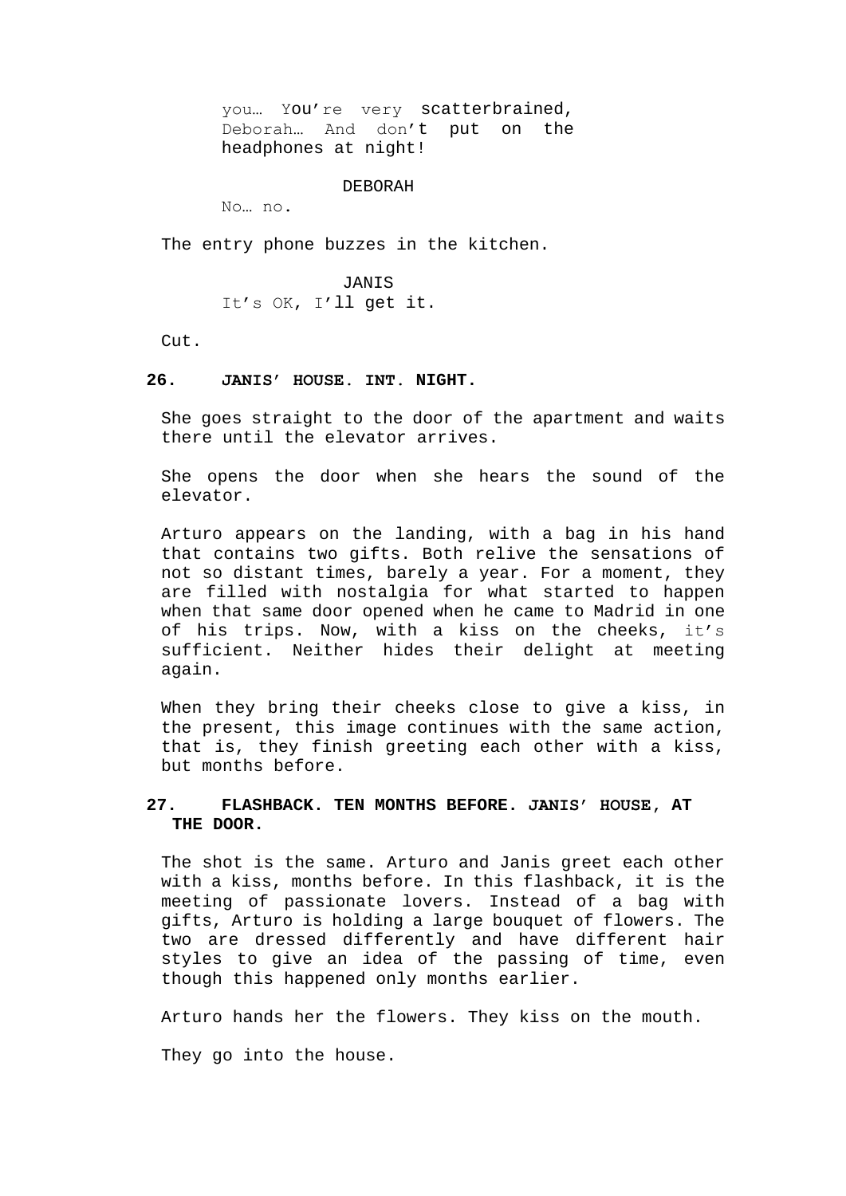you… You're very scatterbrained, Deborah… And don't put on the headphones at night!

DEBORAH

No… no.

The entry phone buzzes in the kitchen.

JANIS

It's OK, I'll get it.

Cut.

**26. JANIS' HOUSE. INT. NIGHT.**

She goes straight to the door of the apartment and waits there until the elevator arrives.

She opens the door when she hears the sound of the elevator.

Arturo appears on the landing, with a bag in his hand that contains two gifts. Both relive the sensations of not so distant times, barely a year. For a moment, they are filled with nostalgia for what started to happen when that same door opened when he came to Madrid in one of his trips. Now, with a kiss on the cheeks, it's sufficient. Neither hides their delight at meeting again.

When they bring their cheeks close to give a kiss, in the present, this image continues with the same action, that is, they finish greeting each other with a kiss, but months before.

**27. FLASHBACK. TEN MONTHS BEFORE. JANIS' HOUSE, AT THE DOOR.**

The shot is the same. Arturo and Janis greet each other with a kiss, months before. In this flashback, it is the meeting of passionate lovers. Instead of a bag with gifts, Arturo is holding a large bouquet of flowers. The two are dressed differently and have different hair styles to give an idea of the passing of time, even though this happened only months earlier.

Arturo hands her the flowers. They kiss on the mouth.

They go into the house.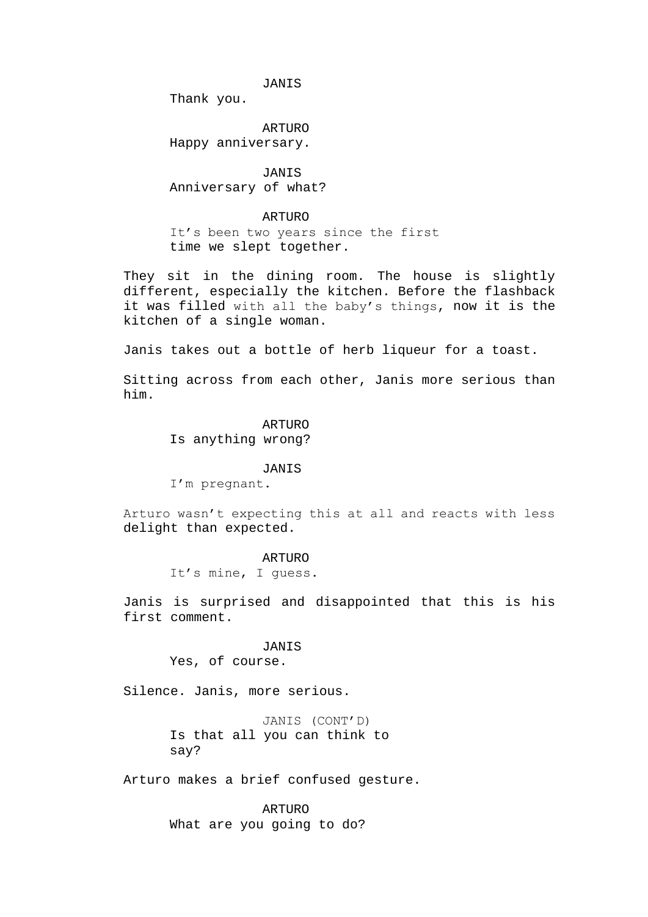JANIS
Thank you.

ARTURO
Happy anniversary.

JANIS
Anniversary of what?

ARTURO
It's been two years since the first time we slept together.

They sit in the dining room. The house is slightly different, especially the kitchen. Before the flashback it was filled with all the baby's things, now it is the kitchen of a single woman.

Janis takes out a bottle of herb liqueur for a toast.

Sitting across from each other, Janis more serious than him.

ARTURO
Is anything wrong?

JANIS
I'm pregnant.

Arturo wasn't expecting this at all and reacts with less delight than expected.

ARTURO
It's mine, I guess.

Janis is surprised and disappointed that this is his first comment.

JANIS
Yes, of course.

Silence. Janis, more serious.

JANIS (CONT'D)
Is that all you can think to say?

Arturo makes a brief confused gesture.

ARTURO
What are you going to do?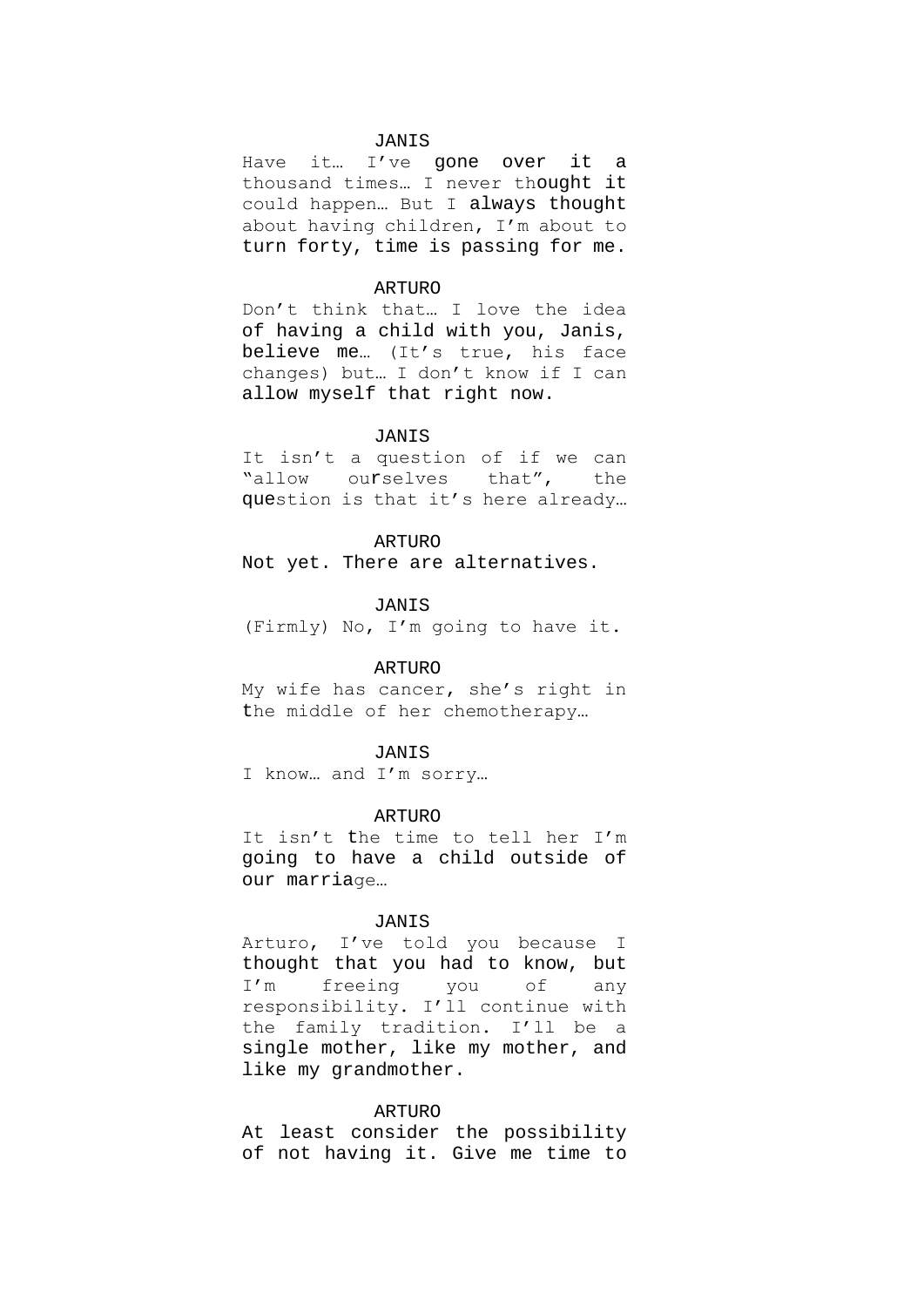JANIS

Have it… I've gone over it a thousand times… I never thought it could happen… But I always thought about having children, I'm about to turn forty, time is passing for me.

ARTURO

Don't think that… I love the idea of having a child with you, Janis, believe me… (It's true, his face changes) but… I don't know if I can allow myself that right now.

JANIS

It isn't a question of if we can "allow ourselves that", the question is that it's here already…

ARTURO

Not yet. There are alternatives.

JANIS

(Firmly) No, I'm going to have it.

ARTURO

My wife has cancer, she's right in the middle of her chemotherapy…

JANIS

I know… and I'm sorry…

ARTURO

It isn't the time to tell her I'm going to have a child outside of our marriage…

JANIS

Arturo, I've told you because I thought that you had to know, but I'm freeing you of any responsibility. I'll continue with the family tradition. I'll be a single mother, like my mother, and like my grandmother.

ARTURO

At least consider the possibility of not having it. Give me time to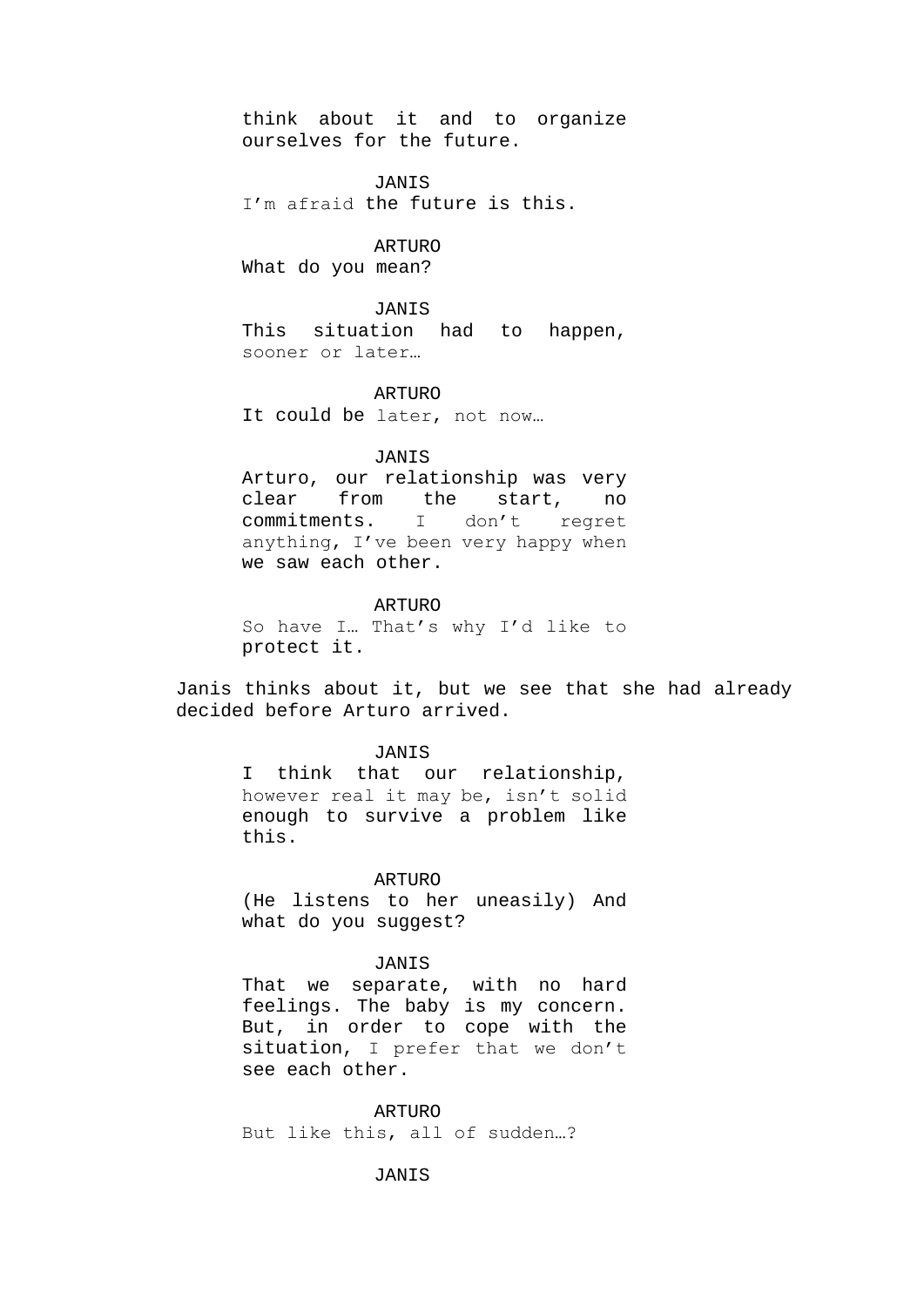think about it and to organize ourselves for the future.

JANIS

I'm afraid the future is this.

ARTURO

What do you mean?

JANIS

This situation had to happen, sooner or later…

ARTURO

It could be later, not now…

JANIS

Arturo, our relationship was very clear from the start, no commitments. I don't regret anything, I've been very happy when we saw each other.

ARTURO

So have I… That's why I'd like to protect it.

Janis thinks about it, but we see that she had already decided before Arturo arrived.

JANIS

I think that our relationship, however real it may be, isn't solid enough to survive a problem like this.

ARTURO

(He listens to her uneasily) And what do you suggest?

JANIS

That we separate, with no hard feelings. The baby is my concern. But, in order to cope with the situation, I prefer that we don't see each other.

ARTURO

But like this, all of sudden…?

JANIS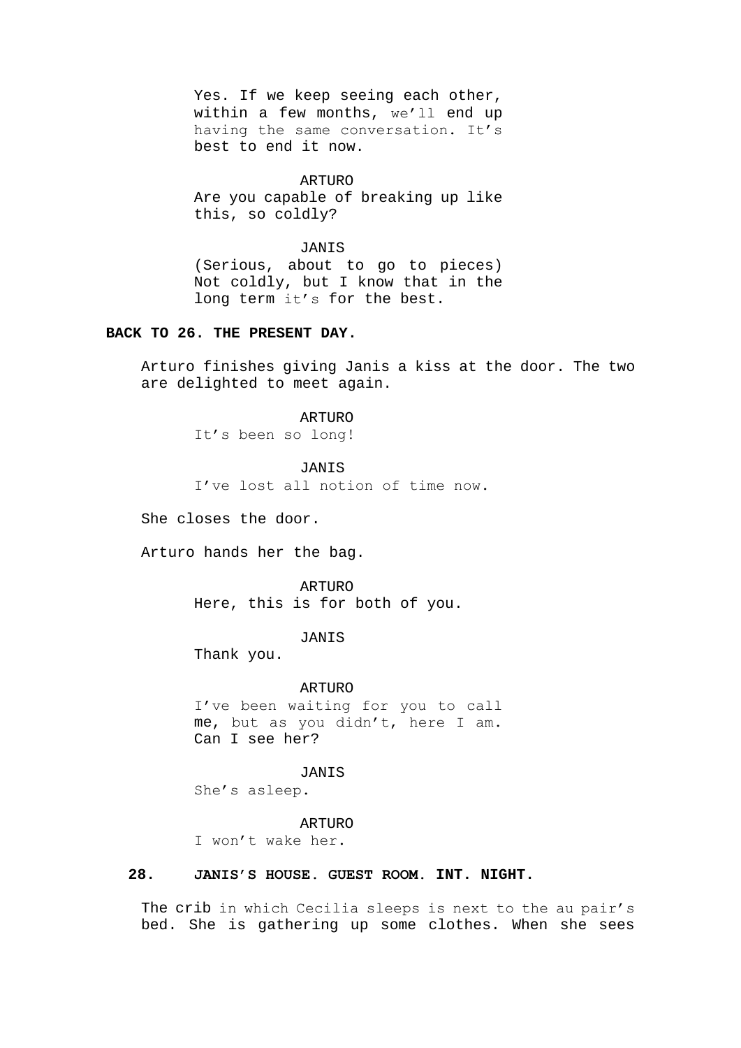Yes. If we keep seeing each other, within a few months, we'll end up having the same conversation. It's best to end it now.

ARTURO

Are you capable of breaking up like this, so coldly?

JANIS

(Serious, about to go to pieces) Not coldly, but I know that in the long term it's for the best.

**BACK TO 26. THE PRESENT DAY.**

Arturo finishes giving Janis a kiss at the door. The two are delighted to meet again.

ARTURO

It's been so long!

JANIS

I've lost all notion of time now.

She closes the door.

Arturo hands her the bag.

ARTURO

Here, this is for both of you.

JANIS

Thank you.

ARTURO

I've been waiting for you to call me, but as you didn't, here I am. Can I see her?

JANIS

She's asleep.

ARTURO

I won't wake her.

**28. JANIS'S HOUSE. GUEST ROOM. INT. NIGHT.**

The crib in which Cecilia sleeps is next to the au pair's bed. She is gathering up some clothes. When she sees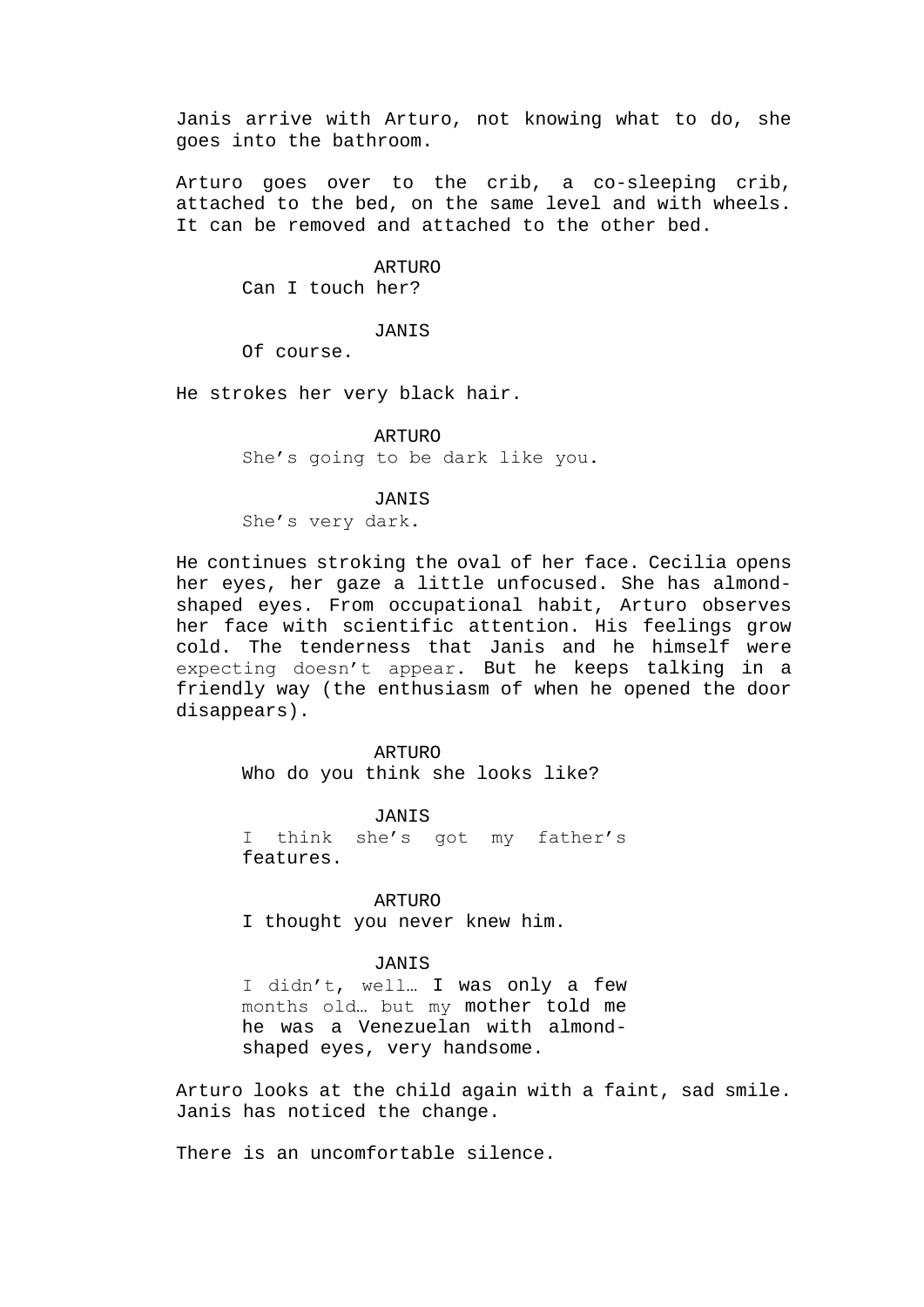Janis arrive with Arturo, not knowing what to do, she goes into the bathroom.

Arturo goes over to the crib, a co-sleeping crib, attached to the bed, on the same level and with wheels. It can be removed and attached to the other bed.

ARTURO
Can I touch her?

JANIS
Of course.

He strokes her very black hair.

ARTURO
She's going to be dark like you.

JANIS
She's very dark.

He continues stroking the oval of her face. Cecilia opens her eyes, her gaze a little unfocused. She has almond-shaped eyes. From occupational habit, Arturo observes her face with scientific attention. His feelings grow cold. The tenderness that Janis and he himself were expecting doesn't appear. But he keeps talking in a friendly way (the enthusiasm of when he opened the door disappears).

ARTURO
Who do you think she looks like?

JANIS
I think she's got my father's features.

ARTURO
I thought you never knew him.

JANIS
I didn't, well… I was only a few months old… but my mother told me he was a Venezuelan with almond-shaped eyes, very handsome.

Arturo looks at the child again with a faint, sad smile. Janis has noticed the change.

There is an uncomfortable silence.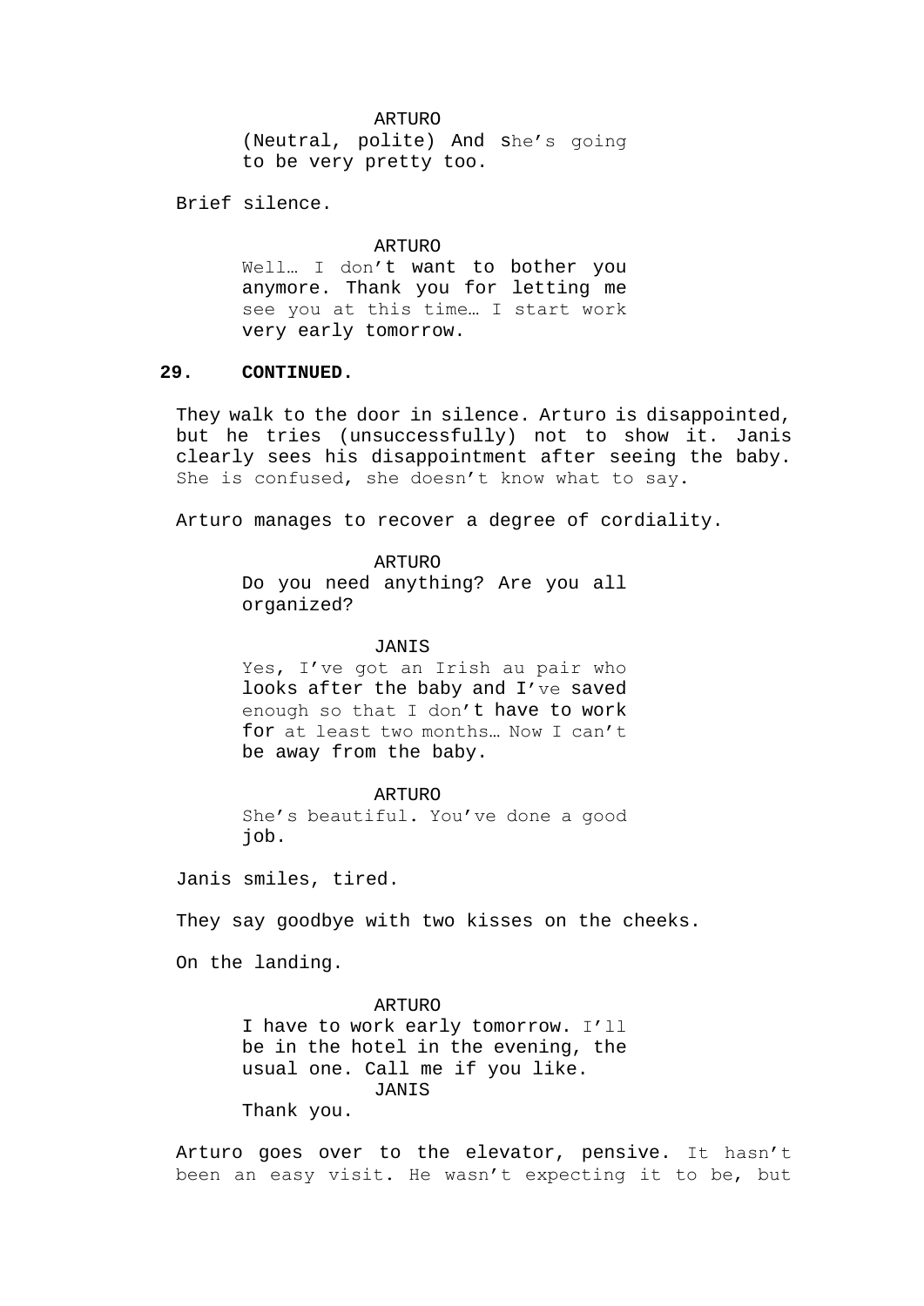ARTURO

(Neutral, polite) And she's going to be very pretty too.

Brief silence.

ARTURO

Well… I don't want to bother you anymore. Thank you for letting me see you at this time… I start work very early tomorrow.

**29. CONTINUED.**

They walk to the door in silence. Arturo is disappointed, but he tries (unsuccessfully) not to show it. Janis clearly sees his disappointment after seeing the baby. She is confused, she doesn't know what to say.

Arturo manages to recover a degree of cordiality.

ARTURO

Do you need anything? Are you all organized?

JANIS

Yes, I've got an Irish au pair who looks after the baby and I've saved enough so that I don't have to work for at least two months… Now I can't be away from the baby.

ARTURO

She's beautiful. You've done a good job.

Janis smiles, tired.

They say goodbye with two kisses on the cheeks.

On the landing.

ARTURO

I have to work early tomorrow. I'll be in the hotel in the evening, the usual one. Call me if you like.

JANIS

Thank you.

Arturo goes over to the elevator, pensive. It hasn't been an easy visit. He wasn't expecting it to be, but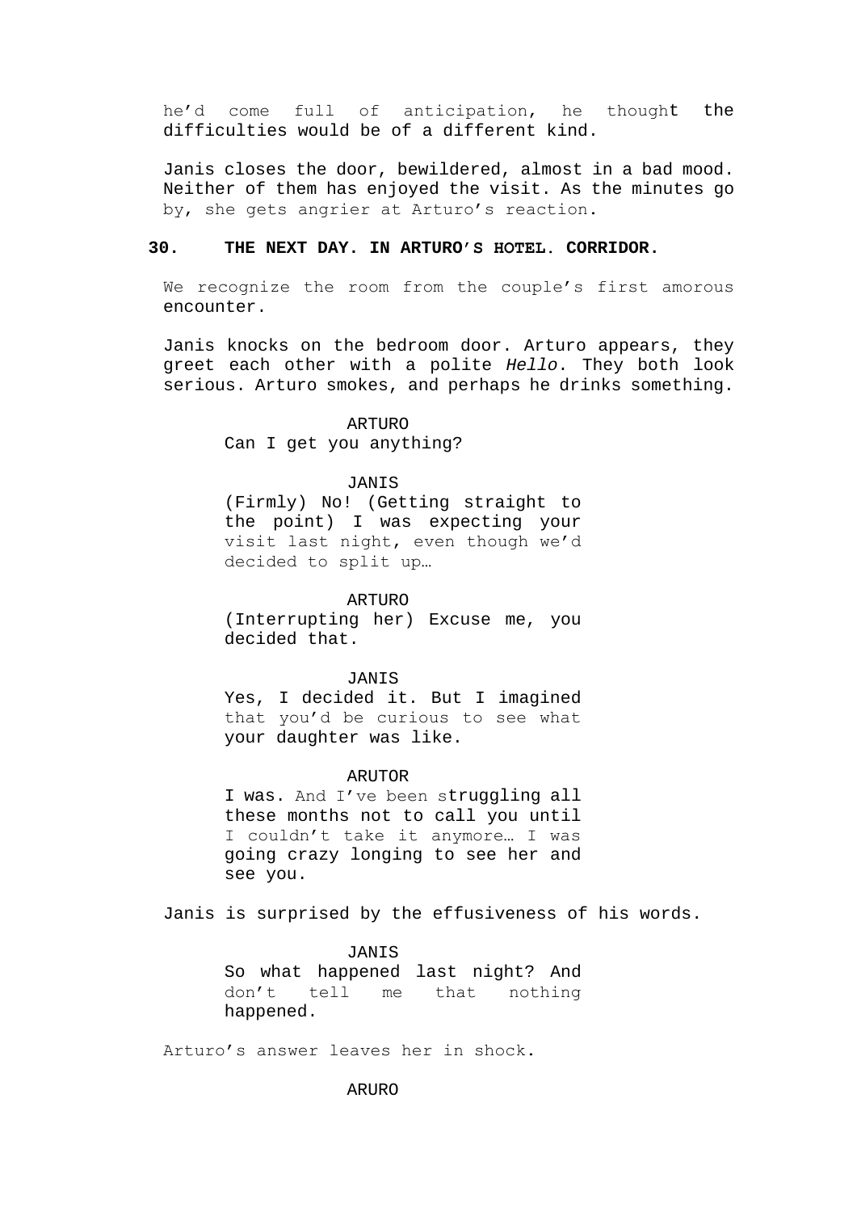he'd come full of anticipation, he thought the difficulties would be of a different kind.

Janis closes the door, bewildered, almost in a bad mood. Neither of them has enjoyed the visit. As the minutes go by, she gets angrier at Arturo's reaction.

## 30. THE NEXT DAY. IN ARTURO'S HOTEL. CORRIDOR.

We recognize the room from the couple's first amorous encounter.

Janis knocks on the bedroom door. Arturo appears, they greet each other with a polite *Hello*. They both look serious. Arturo smokes, and perhaps he drinks something.

ARTURO
Can I get you anything?

JANIS
(Firmly) No! (Getting straight to the point) I was expecting your visit last night, even though we'd decided to split up…

ARTURO
(Interrupting her) Excuse me, you decided that.

JANIS
Yes, I decided it. But I imagined that you'd be curious to see what your daughter was like.

ARUTOR
I was. And I've been struggling all these months not to call you until I couldn't take it anymore… I was going crazy longing to see her and see you.

Janis is surprised by the effusiveness of his words.

JANIS
So what happened last night? And don't tell me that nothing happened.

Arturo's answer leaves her in shock.

ARURO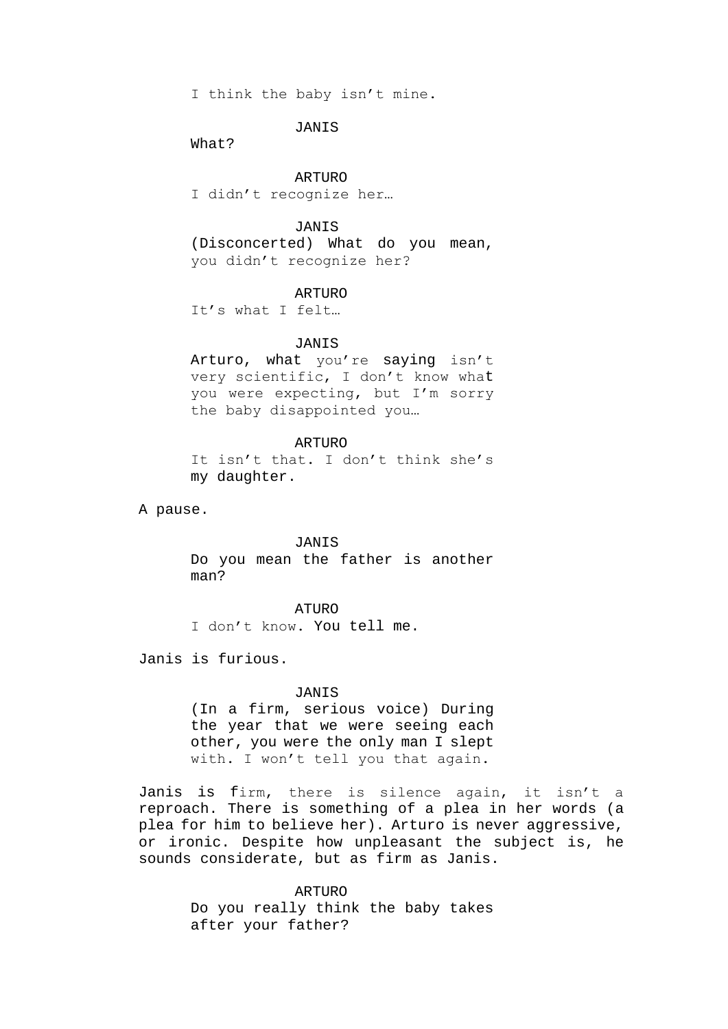I think the baby isn't mine.

JANIS

What?

ARTURO

I didn't recognize her…

JANIS

(Disconcerted) What do you mean, you didn't recognize her?

ARTURO

It's what I felt…

JANIS

Arturo, what you're saying isn't very scientific, I don't know what you were expecting, but I'm sorry the baby disappointed you…

ARTURO

It isn't that. I don't think she's my daughter.

A pause.

JANIS

Do you mean the father is another man?

ATURO

I don't know. You tell me.

Janis is furious.

JANIS

(In a firm, serious voice) During the year that we were seeing each other, you were the only man I slept with. I won't tell you that again.

Janis is firm, there is silence again, it isn't a reproach. There is something of a plea in her words (a plea for him to believe her). Arturo is never aggressive, or ironic. Despite how unpleasant the subject is, he sounds considerate, but as firm as Janis.

ARTURO

Do you really think the baby takes after your father?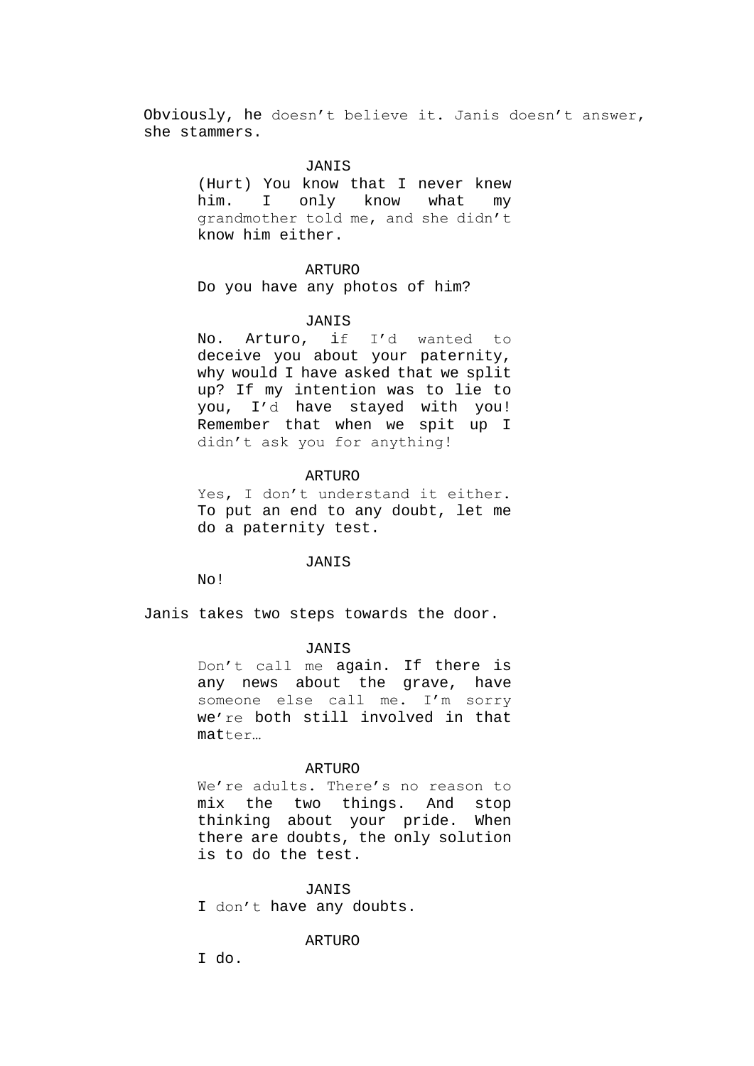Obviously, he doesn’t believe it. Janis doesn’t answer, she stammers.

JANIS

(Hurt) You know that I never knew him. I only know what my grandmother told me, and she didn’t know him either.

ARTURO

Do you have any photos of him?

JANIS

No. Arturo, if I’d wanted to deceive you about your paternity, why would I have asked that we split up? If my intention was to lie to you, I’d have stayed with you! Remember that when we spit up I didn’t ask you for anything!

ARTURO

Yes, I don’t understand it either. To put an end to any doubt, let me do a paternity test.

JANIS

No!

Janis takes two steps towards the door.

JANIS

Don’t call me again. If there is any news about the grave, have someone else call me. I’m sorry we’re both still involved in that matter…

ARTURO

We’re adults. There’s no reason to mix the two things. And stop thinking about your pride. When there are doubts, the only solution is to do the test.

JANIS

I don’t have any doubts.

ARTURO

I do.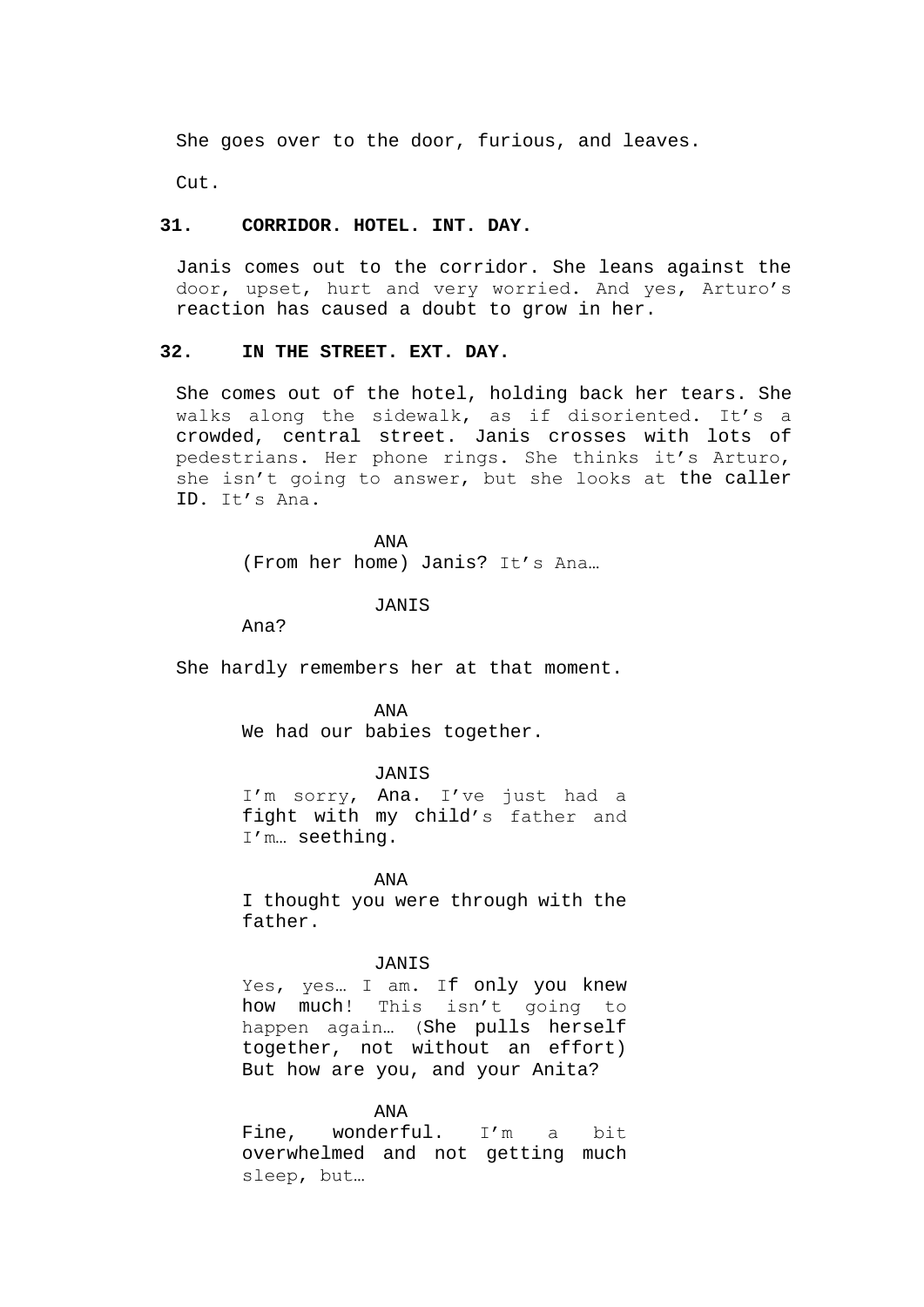She goes over to the door, furious, and leaves.

Cut.

**31. CORRIDOR. HOTEL. INT. DAY.**

Janis comes out to the corridor. She leans against the door, upset, hurt and very worried. And yes, Arturo's reaction has caused a doubt to grow in her.

**32. IN THE STREET. EXT. DAY.**

She comes out of the hotel, holding back her tears. She walks along the sidewalk, as if disoriented. It's a crowded, central street. Janis crosses with lots of pedestrians. Her phone rings. She thinks it's Arturo, she isn't going to answer, but she looks at the caller ID. It's Ana.

ANA
(From her home) Janis? It's Ana…

JANIS
Ana?

She hardly remembers her at that moment.

ANA
We had our babies together.

JANIS
I'm sorry, Ana. I've just had a fight with my child's father and I'm… seething.

ANA
I thought you were through with the father.

JANIS
Yes, yes… I am. If only you knew how much! This isn't going to happen again… (She pulls herself together, not without an effort) But how are you, and your Anita?

ANA
Fine, wonderful. I'm a bit overwhelmed and not getting much sleep, but…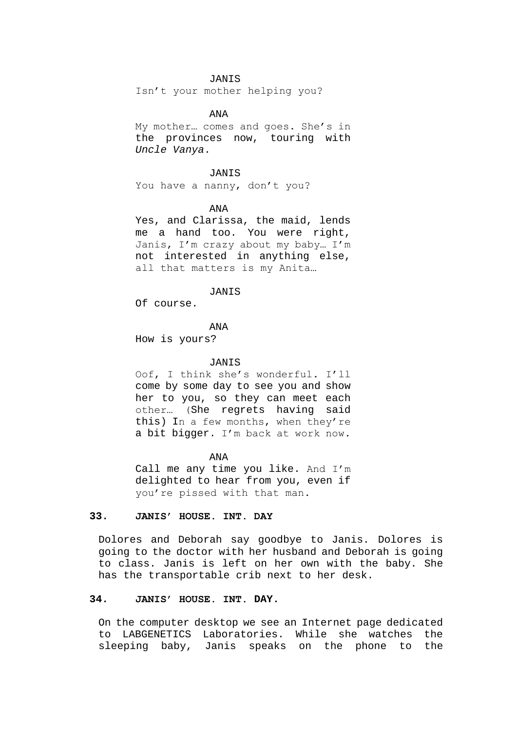JANIS

Isn't your mother helping you?

ANA

My mother… comes and goes. She's in the provinces now, touring with *Uncle Vanya*.

JANIS

You have a nanny, don't you?

ANA

Yes, and Clarissa, the maid, lends me a hand too. You were right, Janis, I'm crazy about my baby… I'm not interested in anything else, all that matters is my Anita…

JANIS

Of course.

ANA

How is yours?

JANIS

Oof, I think she's wonderful. I'll come by some day to see you and show her to you, so they can meet each other… (She regrets having said this) In a few months, when they're a bit bigger. I'm back at work now.

ANA

Call me any time you like. And I'm delighted to hear from you, even if you're pissed with that man.

**33. JANIS' HOUSE. INT. DAY**

Dolores and Deborah say goodbye to Janis. Dolores is going to the doctor with her husband and Deborah is going to class. Janis is left on her own with the baby. She has the transportable crib next to her desk.

**34. JANIS' HOUSE. INT. DAY.**

On the computer desktop we see an Internet page dedicated to LABGENETICS Laboratories. While she watches the sleeping baby, Janis speaks on the phone to the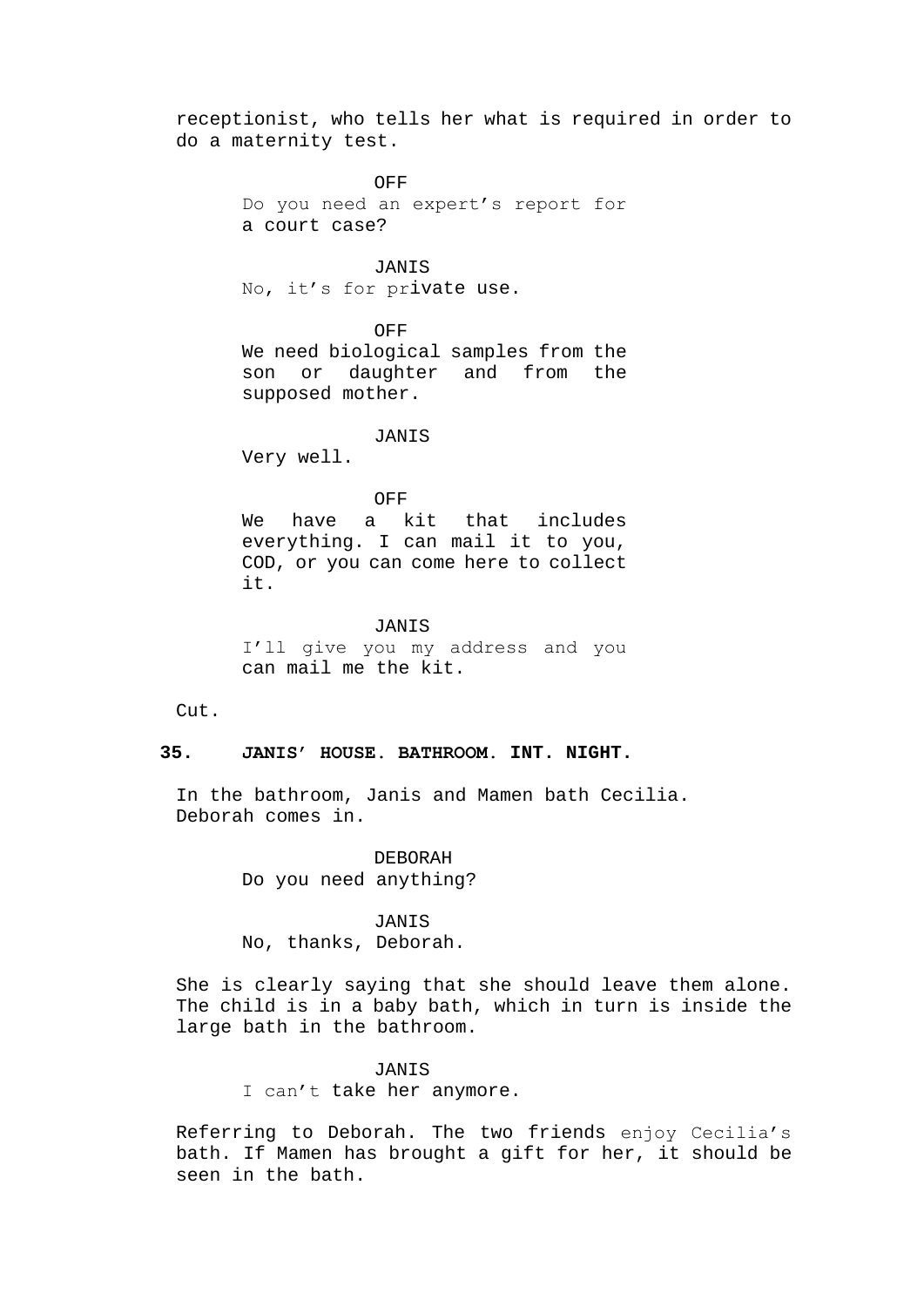receptionist, who tells her what is required in order to do a maternity test.

OFF
Do you need an expert's report for a court case?

JANIS
No, it's for private use.

OFF
We need biological samples from the son or daughter and from the supposed mother.

JANIS
Very well.

OFF
We have a kit that includes everything. I can mail it to you, COD, or you can come here to collect it.

JANIS
I'll give you my address and you can mail me the kit.

Cut.

### 35. JANIS' HOUSE. BATHROOM. INT. NIGHT.

In the bathroom, Janis and Mamen bath Cecilia. Deborah comes in.

DEBORAH
Do you need anything?

JANIS
No, thanks, Deborah.

She is clearly saying that she should leave them alone. The child is in a baby bath, which in turn is inside the large bath in the bathroom.

JANIS
I can't take her anymore.

Referring to Deborah. The two friends enjoy Cecilia's bath. If Mamen has brought a gift for her, it should be seen in the bath.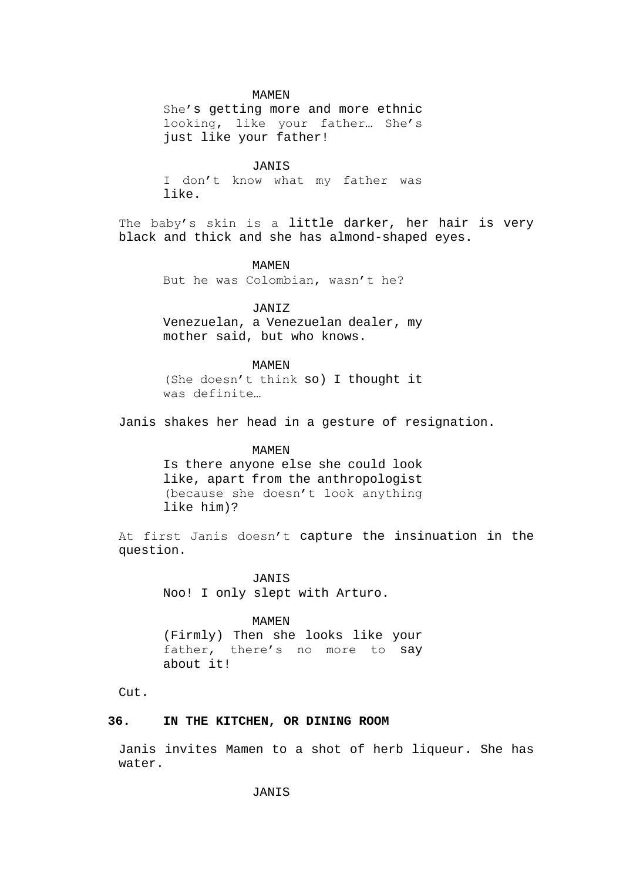MAMEN

She's getting more and more ethnic looking, like your father… She's just like your father!

JANIS

I don't know what my father was like.

The baby's skin is a little darker, her hair is very black and thick and she has almond-shaped eyes.

MAMEN

But he was Colombian, wasn't he?

JANIZ

Venezuelan, a Venezuelan dealer, my mother said, but who knows.

MAMEN

(She doesn't think so) I thought it was definite…

Janis shakes her head in a gesture of resignation.

MAMEN

Is there anyone else she could look like, apart from the anthropologist (because she doesn't look anything like him)?

At first Janis doesn't capture the insinuation in the question.

JANIS

Noo! I only slept with Arturo.

MAMEN

(Firmly) Then she looks like your father, there's no more to say about it!

Cut.

**36. IN THE KITCHEN, OR DINING ROOM**

Janis invites Mamen to a shot of herb liqueur. She has water.

JANIS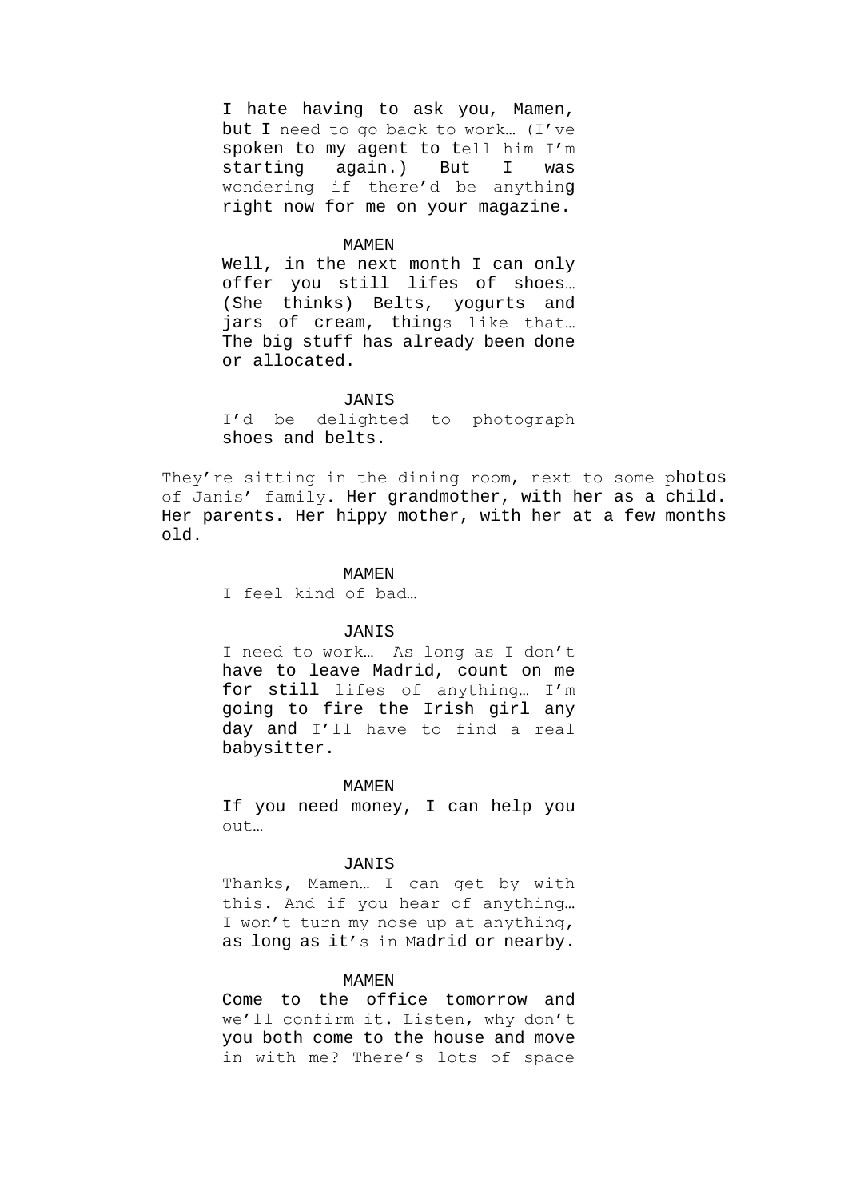I hate having to ask you, Mamen, but I need to go back to work… (I've spoken to my agent to tell him I'm starting again.) But I was wondering if there'd be anything right now for me on your magazine.

MAMEN

Well, in the next month I can only offer you still lifes of shoes… (She thinks) Belts, yogurts and jars of cream, things like that… The big stuff has already been done or allocated.

JANIS

I'd be delighted to photograph shoes and belts.

They're sitting in the dining room, next to some photos of Janis' family. Her grandmother, with her as a child. Her parents. Her hippy mother, with her at a few months old.

MAMEN

I feel kind of bad…

JANIS

I need to work… As long as I don't have to leave Madrid, count on me for still lifes of anything… I'm going to fire the Irish girl any day and I'll have to find a real babysitter.

MAMEN

If you need money, I can help you out…

JANIS

Thanks, Mamen… I can get by with this. And if you hear of anything… I won't turn my nose up at anything, as long as it's in Madrid or nearby.

MAMEN

Come to the office tomorrow and we'll confirm it. Listen, why don't you both come to the house and move in with me? There's lots of space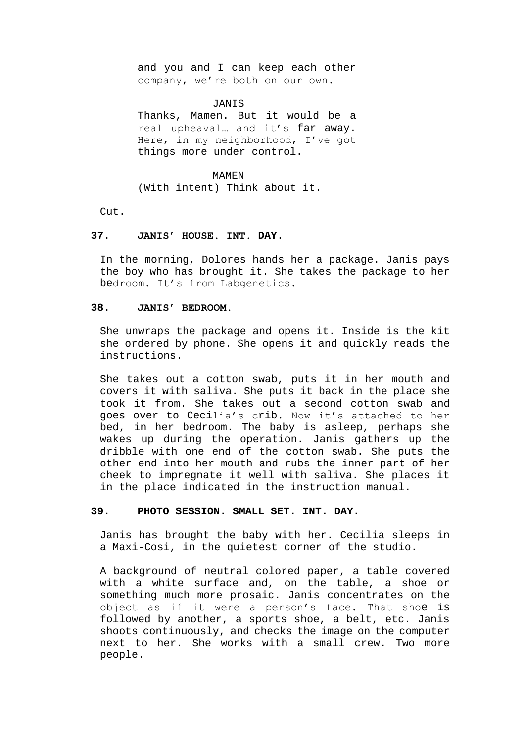and you and I can keep each other company, we're both on our own.

JANIS

Thanks, Mamen. But it would be a real upheaval… and it's far away. Here, in my neighborhood, I've got things more under control.

MAMEN

(With intent) Think about it.

Cut.

**37. JANIS' HOUSE. INT. DAY.**

In the morning, Dolores hands her a package. Janis pays the boy who has brought it. She takes the package to her bedroom. It's from Labgenetics.

**38. JANIS' BEDROOM.**

She unwraps the package and opens it. Inside is the kit she ordered by phone. She opens it and quickly reads the instructions.

She takes out a cotton swab, puts it in her mouth and covers it with saliva. She puts it back in the place she took it from. She takes out a second cotton swab and goes over to Cecilia's crib. Now it's attached to her bed, in her bedroom. The baby is asleep, perhaps she wakes up during the operation. Janis gathers up the dribble with one end of the cotton swab. She puts the other end into her mouth and rubs the inner part of her cheek to impregnate it well with saliva. She places it in the place indicated in the instruction manual.

**39. PHOTO SESSION. SMALL SET. INT. DAY.**

Janis has brought the baby with her. Cecilia sleeps in a Maxi-Cosi, in the quietest corner of the studio.

A background of neutral colored paper, a table covered with a white surface and, on the table, a shoe or something much more prosaic. Janis concentrates on the object as if it were a person's face. That shoe is followed by another, a sports shoe, a belt, etc. Janis shoots continuously, and checks the image on the computer next to her. She works with a small crew. Two more people.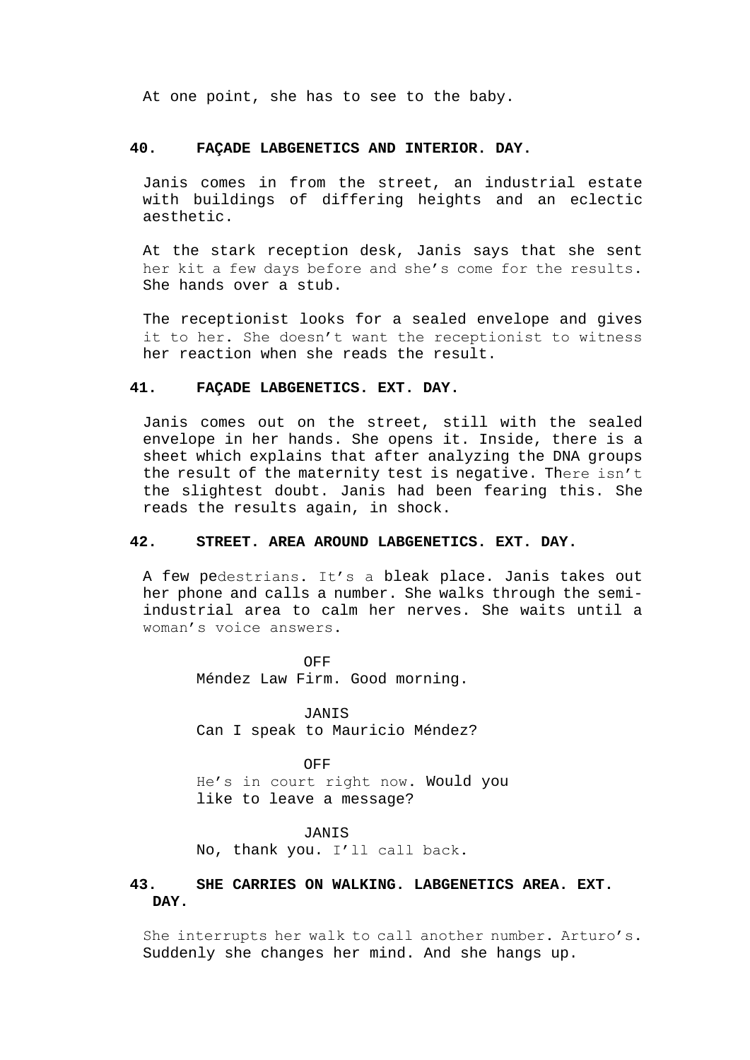At one point, she has to see to the baby.

**40. FAÇADE LABGENETICS AND INTERIOR. DAY.**

Janis comes in from the street, an industrial estate with buildings of differing heights and an eclectic aesthetic.

At the stark reception desk, Janis says that she sent her kit a few days before and she's come for the results. She hands over a stub.

The receptionist looks for a sealed envelope and gives it to her. She doesn't want the receptionist to witness her reaction when she reads the result.

**41. FAÇADE LABGENETICS. EXT. DAY.**

Janis comes out on the street, still with the sealed envelope in her hands. She opens it. Inside, there is a sheet which explains that after analyzing the DNA groups the result of the maternity test is negative. There isn't the slightest doubt. Janis had been fearing this. She reads the results again, in shock.

**42. STREET. AREA AROUND LABGENETICS. EXT. DAY.**

A few pedestrians. It's a bleak place. Janis takes out her phone and calls a number. She walks through the semi-industrial area to calm her nerves. She waits until a woman's voice answers.

OFF
Méndez Law Firm. Good morning.

JANIS
Can I speak to Mauricio Méndez?

OFF
He's in court right now. Would you like to leave a message?

JANIS
No, thank you. I'll call back.

**43. SHE CARRIES ON WALKING. LABGENETICS AREA. EXT. DAY.**

She interrupts her walk to call another number. Arturo's. Suddenly she changes her mind. And she hangs up.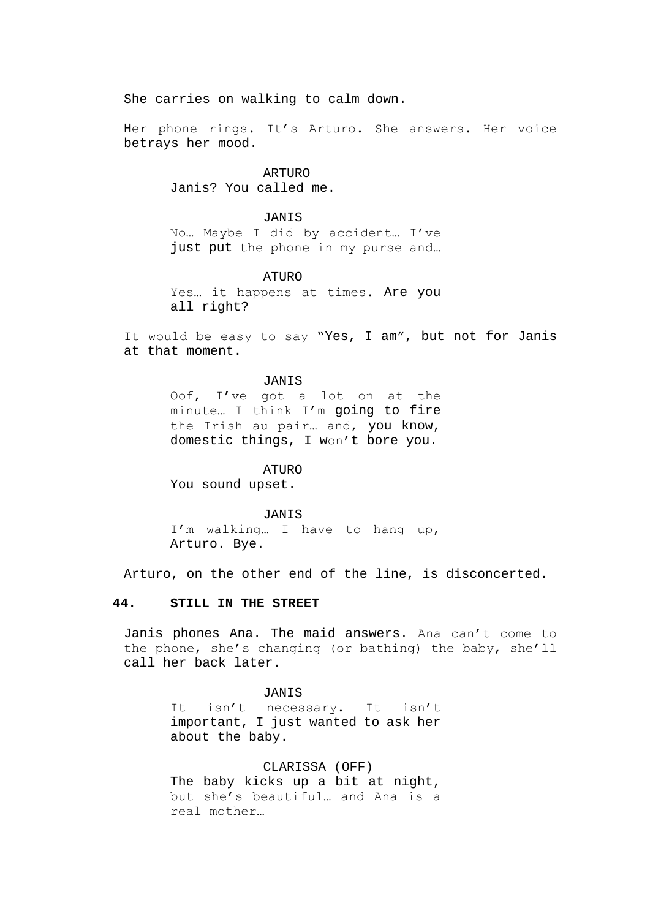She carries on walking to calm down.

Her phone rings. It's Arturo. She answers. Her voice betrays her mood.

ARTURO
Janis? You called me.

JANIS
No… Maybe I did by accident… I've just put the phone in my purse and…

ATURO
Yes… it happens at times. Are you all right?

It would be easy to say "Yes, I am", but not for Janis at that moment.

JANIS
Oof, I've got a lot on at the minute… I think I'm going to fire the Irish au pair… and, you know, domestic things, I won't bore you.

ATURO
You sound upset.

JANIS
I'm walking… I have to hang up, Arturo. Bye.

Arturo, on the other end of the line, is disconcerted.

**44. STILL IN THE STREET**

Janis phones Ana. The maid answers. Ana can't come to the phone, she's changing (or bathing) the baby, she'll call her back later.

JANIS
It isn't necessary. It isn't important, I just wanted to ask her about the baby.

CLARISSA (OFF)
The baby kicks up a bit at night, but she's beautiful… and Ana is a real mother…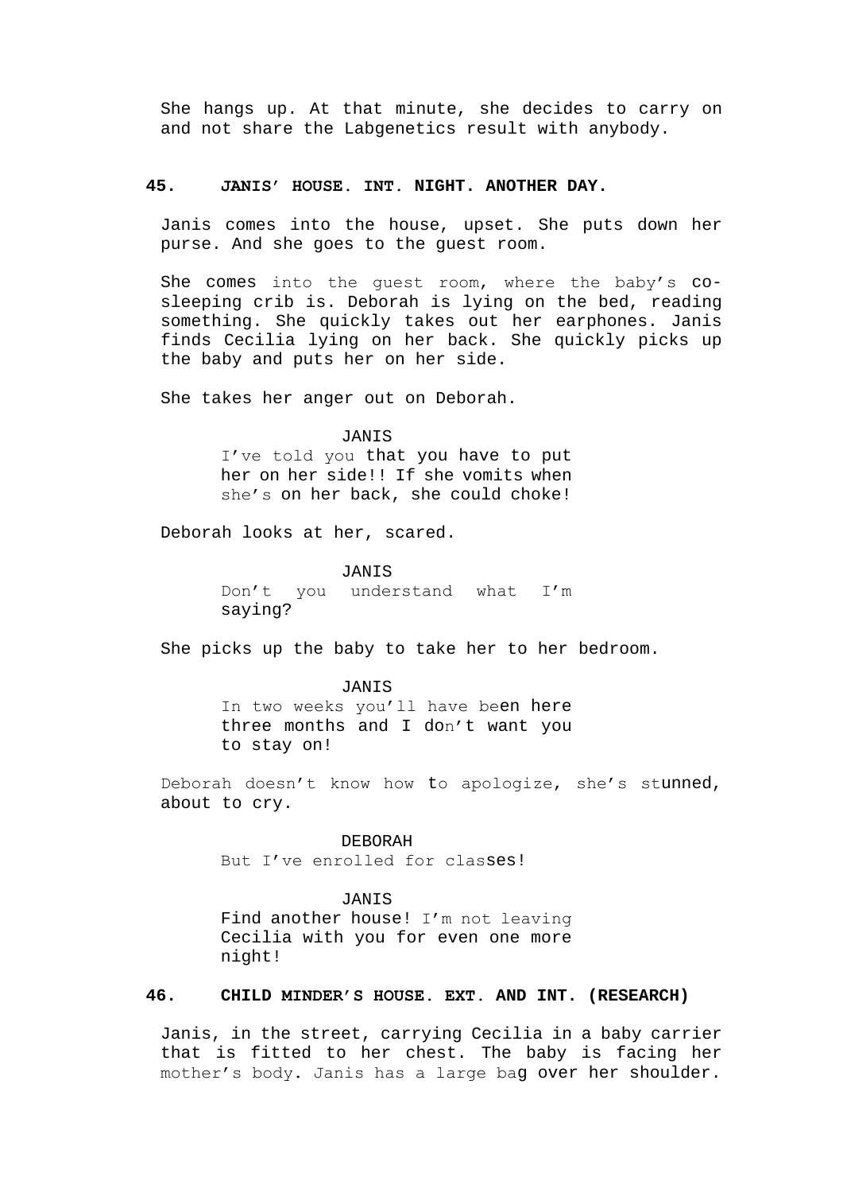She hangs up. At that minute, she decides to carry on and not share the Labgenetics result with anybody.

**45. JANIS' HOUSE. INT. NIGHT. ANOTHER DAY.**

Janis comes into the house, upset. She puts down her purse. And she goes to the guest room.

She comes into the guest room, where the baby's co-sleeping crib is. Deborah is lying on the bed, reading something. She quickly takes out her earphones. Janis finds Cecilia lying on her back. She quickly picks up the baby and puts her on her side.

She takes her anger out on Deborah.

JANIS
I've told you that you have to put her on her side!! If she vomits when she's on her back, she could choke!

Deborah looks at her, scared.

JANIS
Don't you understand what I'm saying?

She picks up the baby to take her to her bedroom.

JANIS
In two weeks you'll have been here three months and I don't want you to stay on!

Deborah doesn't know how to apologize, she's stunned, about to cry.

DEBORAH
But I've enrolled for classes!

JANIS
Find another house! I'm not leaving Cecilia with you for even one more night!

**46. CHILD MINDER'S HOUSE. EXT. AND INT. (RESEARCH)**

Janis, in the street, carrying Cecilia in a baby carrier that is fitted to her chest. The baby is facing her mother's body. Janis has a large bag over her shoulder.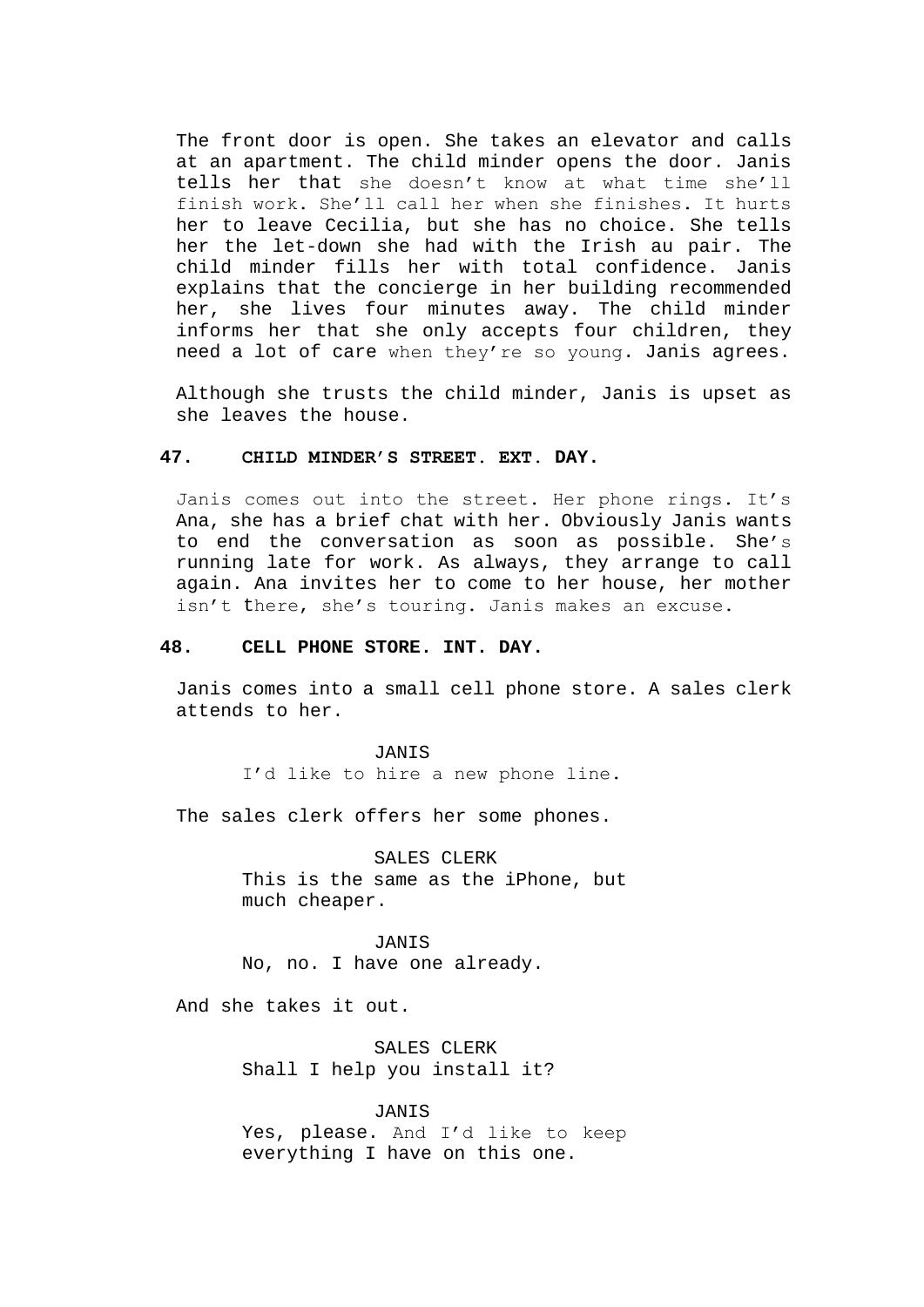The front door is open. She takes an elevator and calls at an apartment. The child minder opens the door. Janis tells her that she doesn't know at what time she'll finish work. She'll call her when she finishes. It hurts her to leave Cecilia, but she has no choice. She tells her the let-down she had with the Irish au pair. The child minder fills her with total confidence. Janis explains that the concierge in her building recommended her, she lives four minutes away. The child minder informs her that she only accepts four children, they need a lot of care when they're so young. Janis agrees.

Although she trusts the child minder, Janis is upset as she leaves the house.

**47. CHILD MINDER'S STREET. EXT. DAY.**

Janis comes out into the street. Her phone rings. It's Ana, she has a brief chat with her. Obviously Janis wants to end the conversation as soon as possible. She's running late for work. As always, they arrange to call again. Ana invites her to come to her house, her mother isn't there, she's touring. Janis makes an excuse.

**48. CELL PHONE STORE. INT. DAY.**

Janis comes into a small cell phone store. A sales clerk attends to her.

JANIS
I'd like to hire a new phone line.

The sales clerk offers her some phones.

SALES CLERK
This is the same as the iPhone, but much cheaper.

JANIS
No, no. I have one already.

And she takes it out.

SALES CLERK
Shall I help you install it?

JANIS
Yes, please. And I'd like to keep everything I have on this one.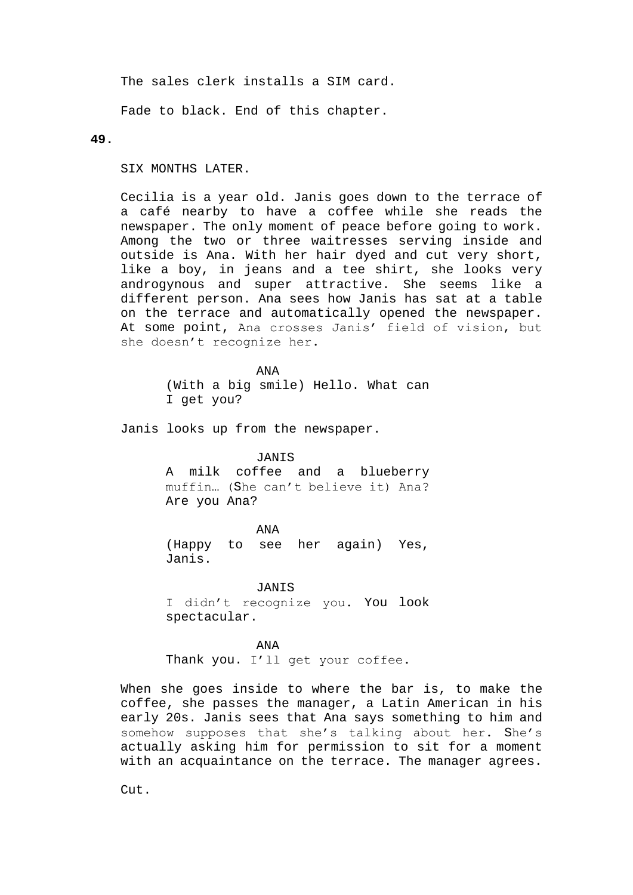The sales clerk installs a SIM card.

Fade to black. End of this chapter.

**49.**

SIX MONTHS LATER.

Cecilia is a year old. Janis goes down to the terrace of a café nearby to have a coffee while she reads the newspaper. The only moment of peace before going to work. Among the two or three waitresses serving inside and outside is Ana. With her hair dyed and cut very short, like a boy, in jeans and a tee shirt, she looks very androgynous and super attractive. She seems like a different person. Ana sees how Janis has sat at a table on the terrace and automatically opened the newspaper. At some point, Ana crosses Janis' field of vision, but she doesn't recognize her.

ANA

(With a big smile) Hello. What can I get you?

Janis looks up from the newspaper.

JANIS

A milk coffee and a blueberry muffin… (She can't believe it) Ana? Are you Ana?

ANA

(Happy to see her again) Yes, Janis.

JANIS

I didn't recognize you. You look spectacular.

ANA

Thank you. I'll get your coffee.

When she goes inside to where the bar is, to make the coffee, she passes the manager, a Latin American in his early 20s. Janis sees that Ana says something to him and somehow supposes that she's talking about her. She's actually asking him for permission to sit for a moment with an acquaintance on the terrace. The manager agrees.

Cut.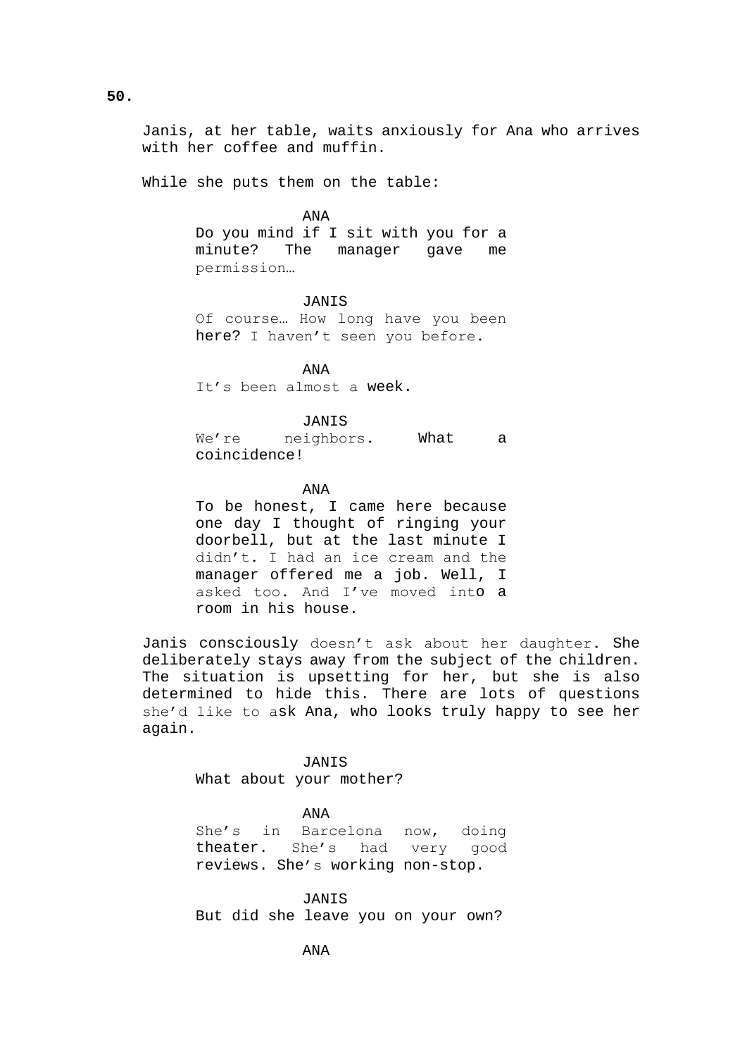Janis, at her table, waits anxiously for Ana who arrives with her coffee and muffin.

While she puts them on the table:

ANA
Do you mind if I sit with you for a minute? The manager gave me permission…

JANIS
Of course… How long have you been here? I haven't seen you before.

ANA
It's been almost a week.

JANIS
We're neighbors. What a coincidence!

ANA
To be honest, I came here because one day I thought of ringing your doorbell, but at the last minute I didn't. I had an ice cream and the manager offered me a job. Well, I asked too. And I've moved into a room in his house.

Janis consciously doesn't ask about her daughter. She deliberately stays away from the subject of the children. The situation is upsetting for her, but she is also determined to hide this. There are lots of questions she'd like to ask Ana, who looks truly happy to see her again.

JANIS
What about your mother?

ANA
She's in Barcelona now, doing theater. She's had very good reviews. She's working non-stop.

JANIS
But did she leave you on your own?

ANA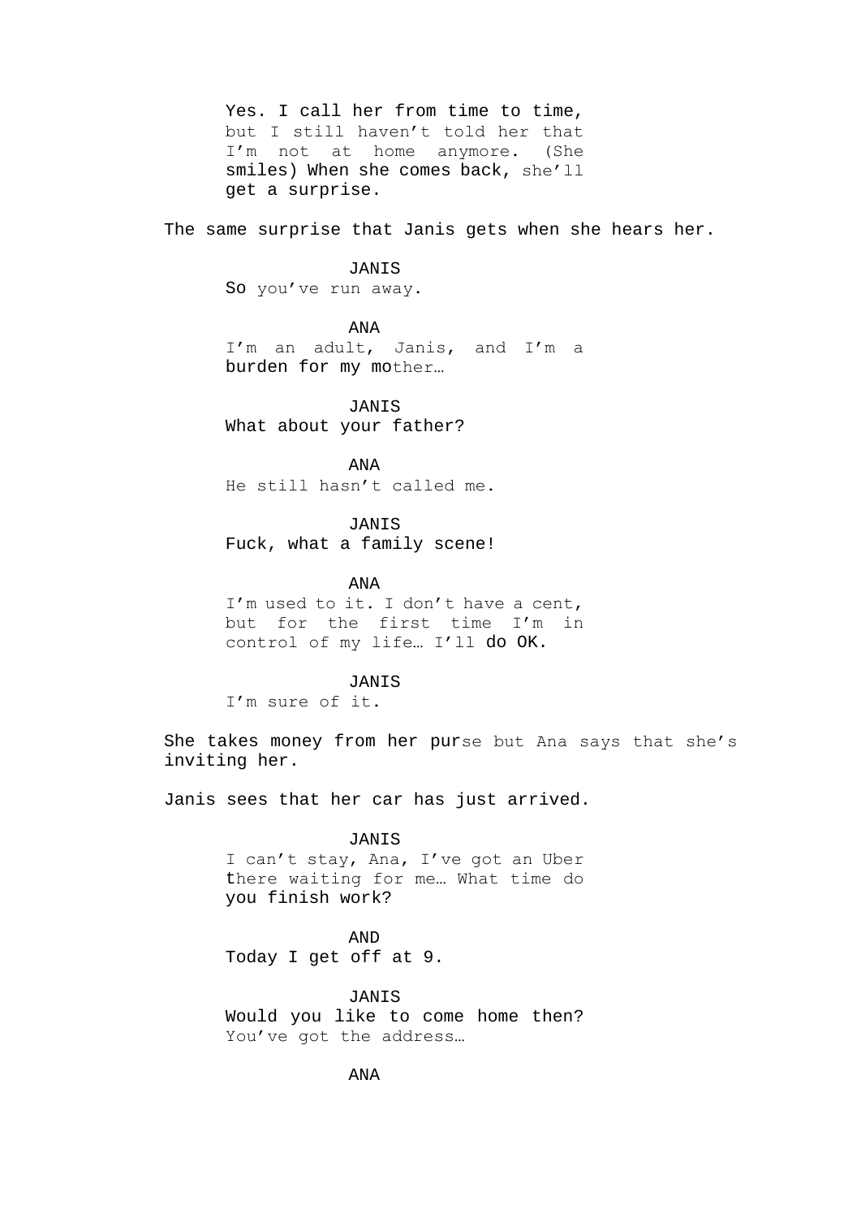Yes. I call her from time to time, but I still haven't told her that I'm not at home anymore. (She smiles) When she comes back, she'll get a surprise.

The same surprise that Janis gets when she hears her.

JANIS
So you've run away.

ANA
I'm an adult, Janis, and I'm a burden for my mother…

JANIS
What about your father?

ANA
He still hasn't called me.

JANIS
Fuck, what a family scene!

ANA
I'm used to it. I don't have a cent, but for the first time I'm in control of my life… I'll do OK.

JANIS
I'm sure of it.

She takes money from her purse but Ana says that she's inviting her.

Janis sees that her car has just arrived.

JANIS
I can't stay, Ana, I've got an Uber there waiting for me… What time do you finish work?

AND
Today I get off at 9.

JANIS
Would you like to come home then? You've got the address…

ANA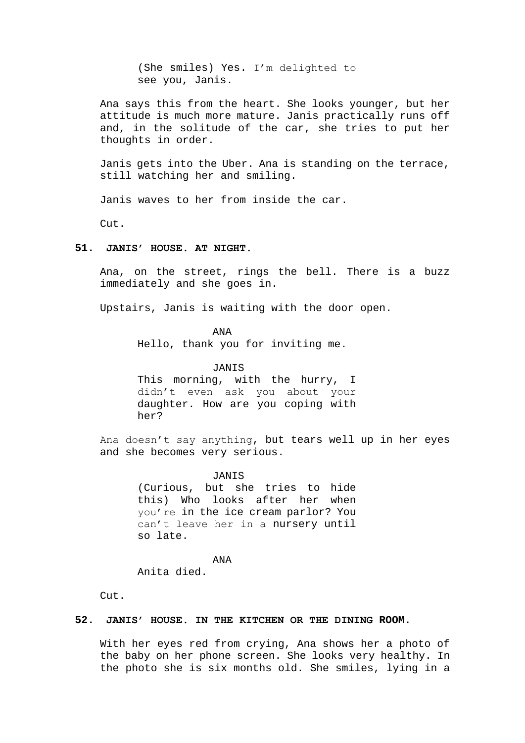(She smiles) Yes. I'm delighted to see you, Janis.

Ana says this from the heart. She looks younger, but her attitude is much more mature. Janis practically runs off and, in the solitude of the car, she tries to put her thoughts in order.

Janis gets into the Uber. Ana is standing on the terrace, still watching her and smiling.

Janis waves to her from inside the car.

Cut.

**51. JANIS' HOUSE. AT NIGHT.**

Ana, on the street, rings the bell. There is a buzz immediately and she goes in.

Upstairs, Janis is waiting with the door open.

ANA

Hello, thank you for inviting me.

JANIS

This morning, with the hurry, I didn't even ask you about your daughter. How are you coping with her?

Ana doesn't say anything, but tears well up in her eyes and she becomes very serious.

JANIS

(Curious, but she tries to hide this) Who looks after her when you're in the ice cream parlor? You can't leave her in a nursery until so late.

ANA

Anita died.

Cut.

**52. JANIS' HOUSE. IN THE KITCHEN OR THE DINING ROOM.**

With her eyes red from crying, Ana shows her a photo of the baby on her phone screen. She looks very healthy. In the photo she is six months old. She smiles, lying in a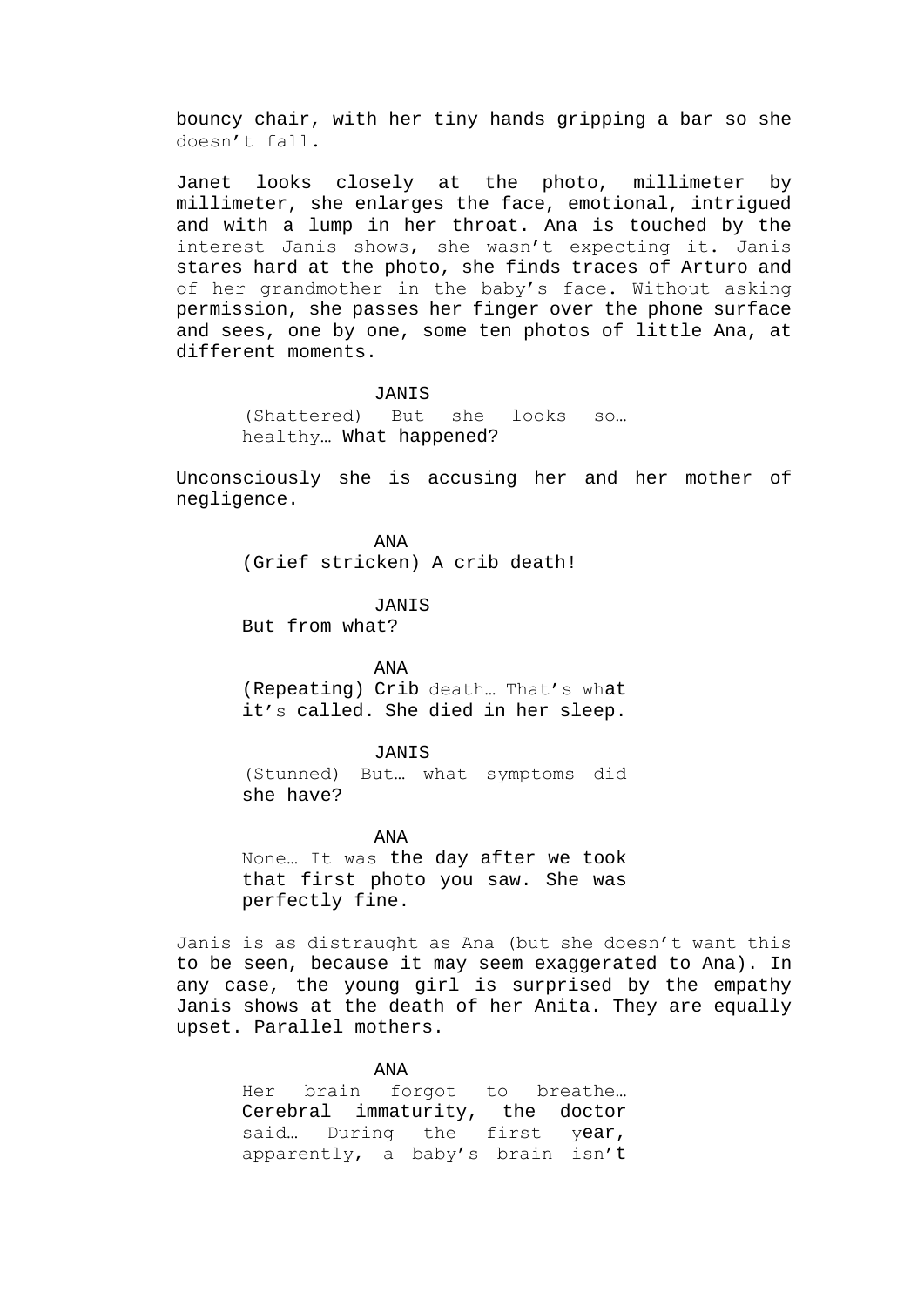bouncy chair, with her tiny hands gripping a bar so she doesn't fall.

Janet looks closely at the photo, millimeter by millimeter, she enlarges the face, emotional, intrigued and with a lump in her throat. Ana is touched by the interest Janis shows, she wasn't expecting it. Janis stares hard at the photo, she finds traces of Arturo and of her grandmother in the baby's face. Without asking permission, she passes her finger over the phone surface and sees, one by one, some ten photos of little Ana, at different moments.

JANIS
(Shattered) But she looks so… healthy… What happened?

Unconsciously she is accusing her and her mother of negligence.

ANA
(Grief stricken) A crib death!

JANIS
But from what?

ANA
(Repeating) Crib death… That's what it's called. She died in her sleep.

JANIS
(Stunned) But… what symptoms did she have?

ANA
None… It was the day after we took that first photo you saw. She was perfectly fine.

Janis is as distraught as Ana (but she doesn't want this to be seen, because it may seem exaggerated to Ana). In any case, the young girl is surprised by the empathy Janis shows at the death of her Anita. They are equally upset. Parallel mothers.

ANA
Her brain forgot to breathe… Cerebral immaturity, the doctor said… During the first year, apparently, a baby's brain isn't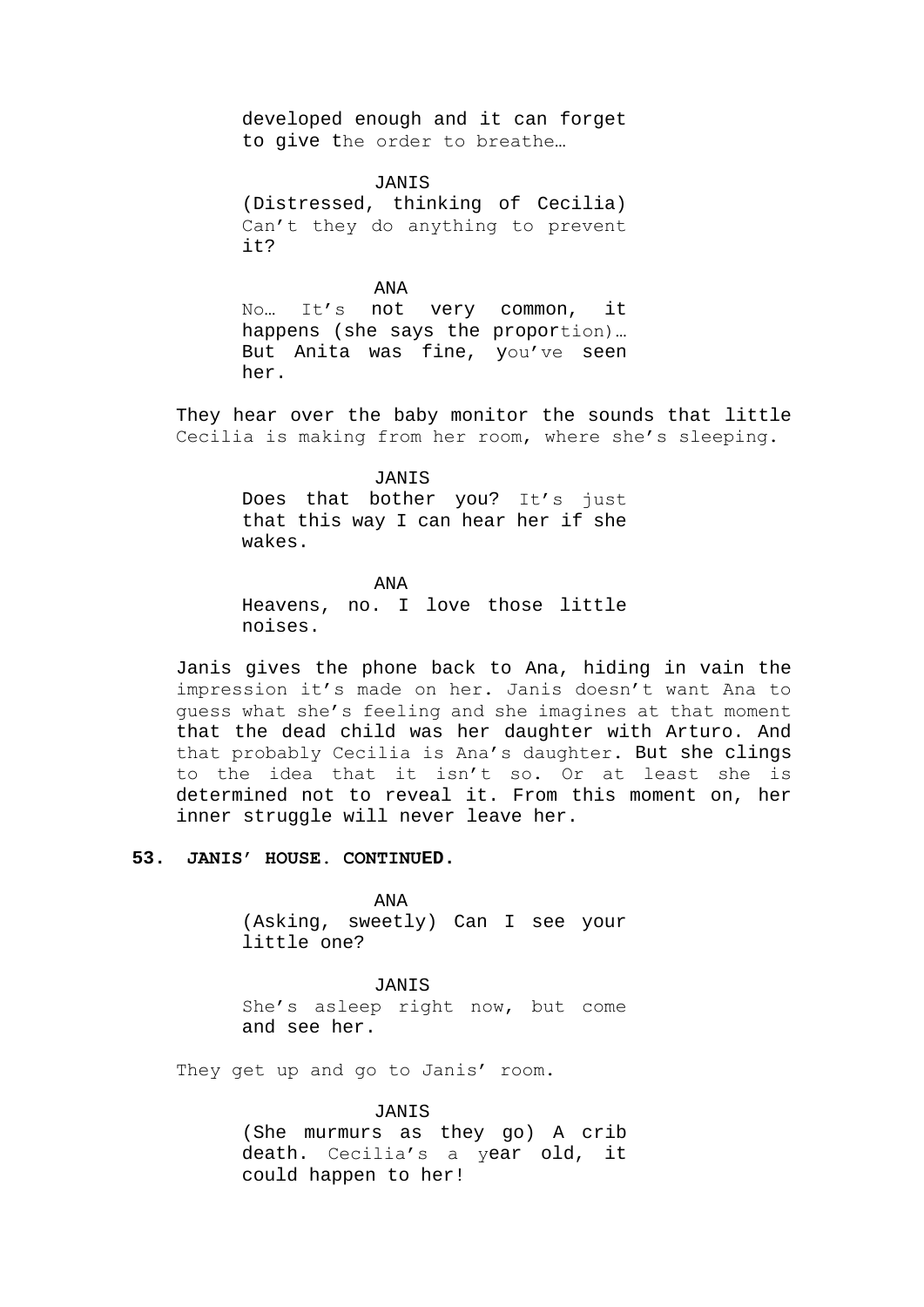developed enough and it can forget to give the order to breathe…

JANIS
(Distressed, thinking of Cecilia) Can't they do anything to prevent it?

ANA
No… It's not very common, it happens (she says the proportion)… But Anita was fine, you've seen her.

They hear over the baby monitor the sounds that little Cecilia is making from her room, where she's sleeping.

JANIS
Does that bother you? It's just that this way I can hear her if she wakes.

ANA
Heavens, no. I love those little noises.

Janis gives the phone back to Ana, hiding in vain the impression it's made on her. Janis doesn't want Ana to guess what she's feeling and she imagines at that moment that the dead child was her daughter with Arturo. And that probably Cecilia is Ana's daughter. But she clings to the idea that it isn't so. Or at least she is determined not to reveal it. From this moment on, her inner struggle will never leave her.

**53. JANIS' HOUSE. CONTINUED.**

ANA
(Asking, sweetly) Can I see your little one?

JANIS
She's asleep right now, but come and see her.

They get up and go to Janis' room.

JANIS
(She murmurs as they go) A crib death. Cecilia's a year old, it could happen to her!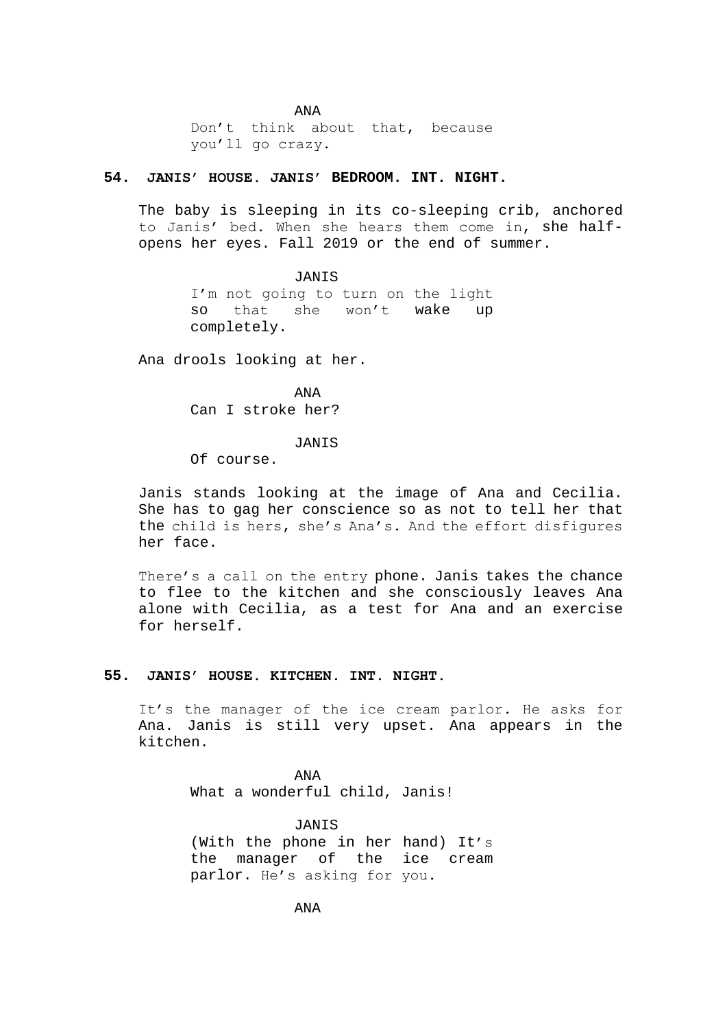ANA

Don't think about that, because you'll go crazy.

**54. JANIS' HOUSE. JANIS' BEDROOM. INT. NIGHT.**

The baby is sleeping in its co-sleeping crib, anchored to Janis' bed. When she hears them come in, she half-opens her eyes. Fall 2019 or the end of summer.

JANIS

I'm not going to turn on the light so that she won't wake up completely.

Ana drools looking at her.

ANA

Can I stroke her?

JANIS

Of course.

Janis stands looking at the image of Ana and Cecilia. She has to gag her conscience so as not to tell her that the child is hers, she's Ana's. And the effort disfigures her face.

There's a call on the entry phone. Janis takes the chance to flee to the kitchen and she consciously leaves Ana alone with Cecilia, as a test for Ana and an exercise for herself.

**55. JANIS' HOUSE. KITCHEN. INT. NIGHT.**

It's the manager of the ice cream parlor. He asks for Ana. Janis is still very upset. Ana appears in the kitchen.

ANA

What a wonderful child, Janis!

JANIS

(With the phone in her hand) It's the manager of the ice cream parlor. He's asking for you.

ANA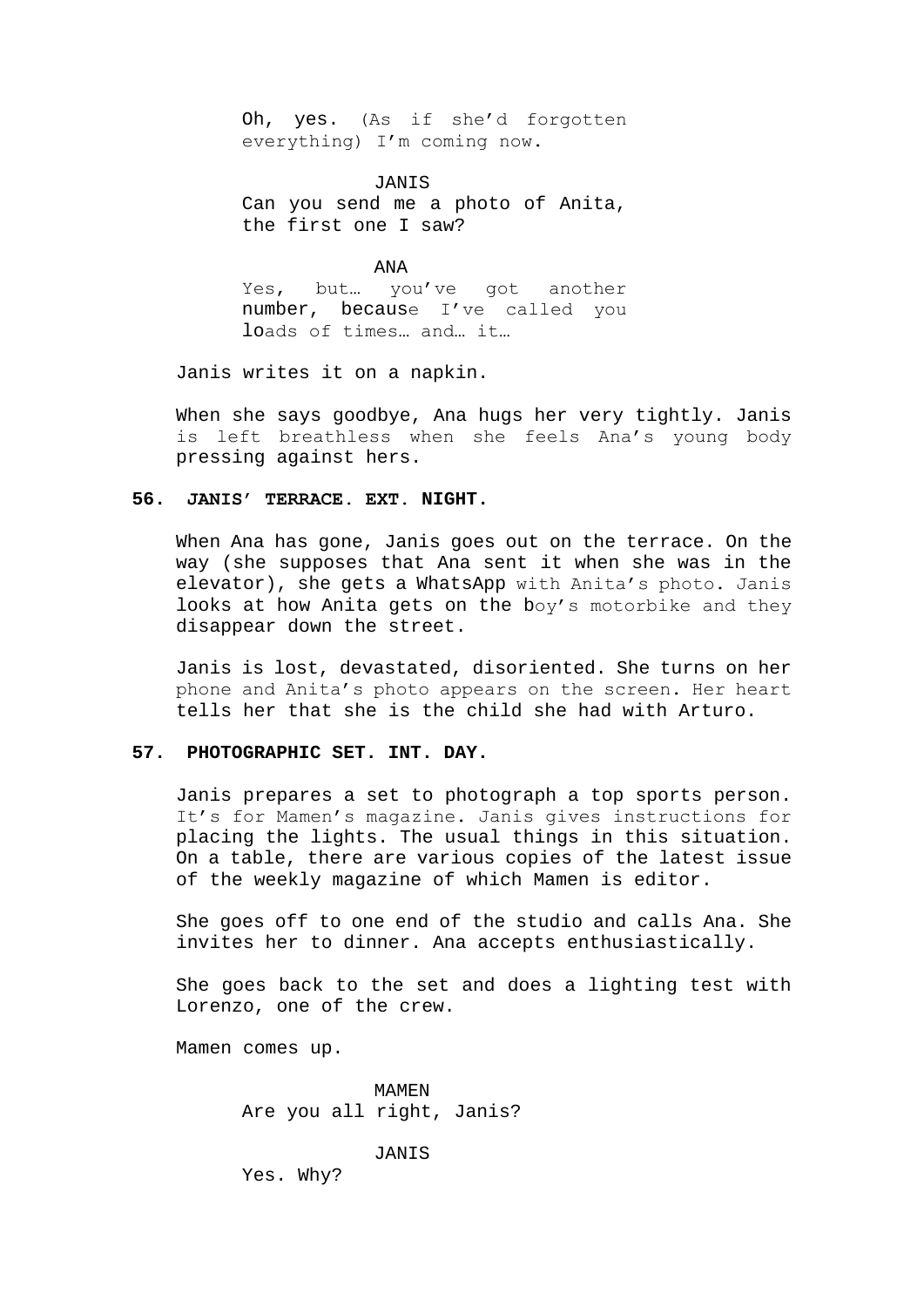Oh, yes. (As if she'd forgotten everything) I'm coming now.

JANIS

Can you send me a photo of Anita, the first one I saw?

ANA

Yes, but… you've got another number, because I've called you loads of times… and… it…

Janis writes it on a napkin.

When she says goodbye, Ana hugs her very tightly. Janis is left breathless when she feels Ana's young body pressing against hers.

**56. JANIS' TERRACE. EXT. NIGHT.**

When Ana has gone, Janis goes out on the terrace. On the way (she supposes that Ana sent it when she was in the elevator), she gets a WhatsApp with Anita's photo. Janis looks at how Anita gets on the boy's motorbike and they disappear down the street.

Janis is lost, devastated, disoriented. She turns on her phone and Anita's photo appears on the screen. Her heart tells her that she is the child she had with Arturo.

**57. PHOTOGRAPHIC SET. INT. DAY.**

Janis prepares a set to photograph a top sports person. It's for Mamen's magazine. Janis gives instructions for placing the lights. The usual things in this situation. On a table, there are various copies of the latest issue of the weekly magazine of which Mamen is editor.

She goes off to one end of the studio and calls Ana. She invites her to dinner. Ana accepts enthusiastically.

She goes back to the set and does a lighting test with Lorenzo, one of the crew.

Mamen comes up.

MAMEN

Are you all right, Janis?

JANIS

Yes. Why?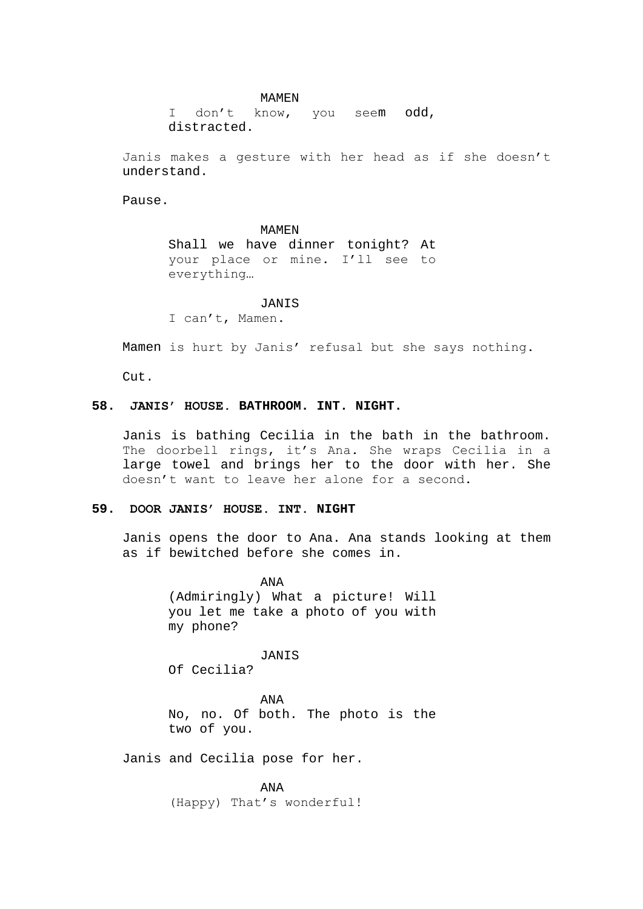MAMEN

I don't know, you seem odd, distracted.

Janis makes a gesture with her head as if she doesn't understand.

Pause.

MAMEN

Shall we have dinner tonight? At your place or mine. I'll see to everything…

JANIS

I can't, Mamen.

Mamen is hurt by Janis' refusal but she says nothing.

Cut.

**58. JANIS' HOUSE. BATHROOM. INT. NIGHT.**

Janis is bathing Cecilia in the bath in the bathroom. The doorbell rings, it's Ana. She wraps Cecilia in a large towel and brings her to the door with her. She doesn't want to leave her alone for a second.

**59. DOOR JANIS' HOUSE. INT. NIGHT**

Janis opens the door to Ana. Ana stands looking at them as if bewitched before she comes in.

ANA

(Admiringly) What a picture! Will you let me take a photo of you with my phone?

JANIS

Of Cecilia?

ANA

No, no. Of both. The photo is the two of you.

Janis and Cecilia pose for her.

ANA

(Happy) That's wonderful!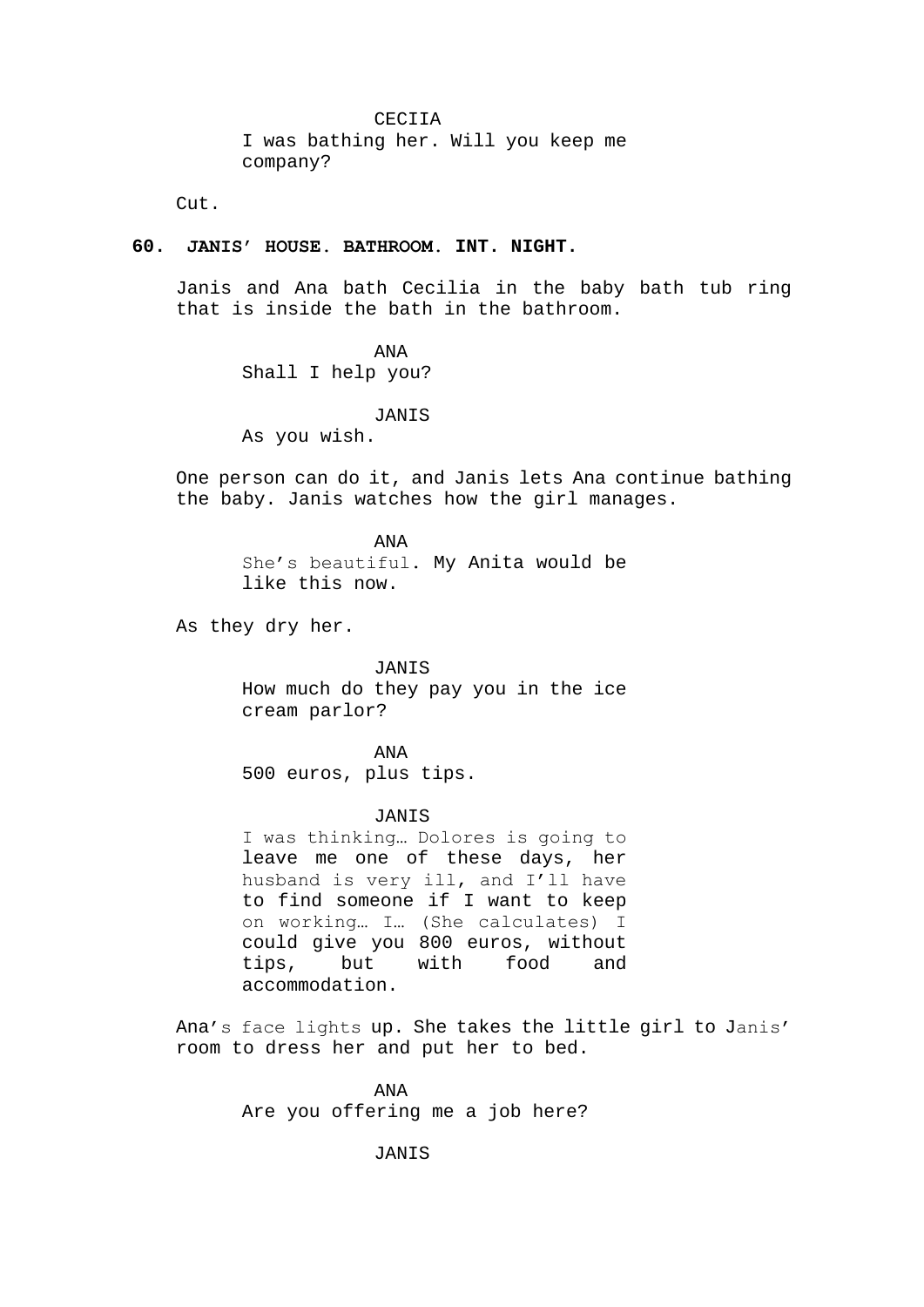CECIIA

I was bathing her. Will you keep me company?

Cut.

**60. JANIS' HOUSE. BATHROOM. INT. NIGHT.**

Janis and Ana bath Cecilia in the baby bath tub ring that is inside the bath in the bathroom.

ANA

Shall I help you?

JANIS

As you wish.

One person can do it, and Janis lets Ana continue bathing the baby. Janis watches how the girl manages.

ANA

She's beautiful. My Anita would be like this now.

As they dry her.

JANIS

How much do they pay you in the ice cream parlor?

ANA

500 euros, plus tips.

JANIS

I was thinking… Dolores is going to leave me one of these days, her husband is very ill, and I'll have to find someone if I want to keep on working… I… (She calculates) I could give you 800 euros, without tips, but with food and accommodation.

Ana's face lights up. She takes the little girl to Janis' room to dress her and put her to bed.

ANA

Are you offering me a job here?

JANIS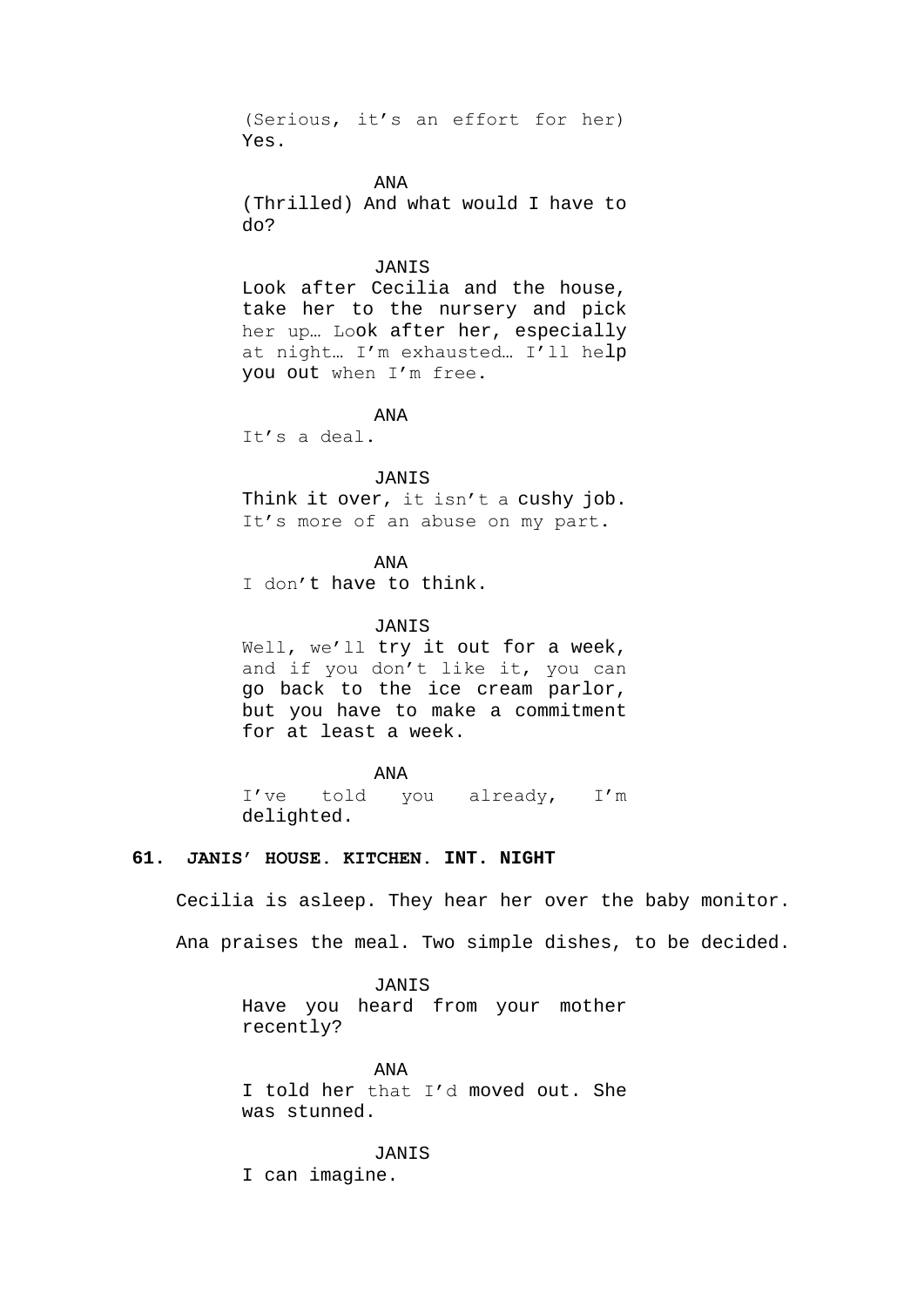(Serious, it's an effort for her)
Yes.

ANA
(Thrilled) And what would I have to do?

JANIS
Look after Cecilia and the house, take her to the nursery and pick her up… Look after her, especially at night… I'm exhausted… I'll help you out when I'm free.

ANA
It's a deal.

JANIS
Think it over, it isn't a cushy job. It's more of an abuse on my part.

ANA
I don't have to think.

JANIS
Well, we'll try it out for a week, and if you don't like it, you can go back to the ice cream parlor, but you have to make a commitment for at least a week.

ANA
I've told you already, I'm delighted.

**61. JANIS' HOUSE. KITCHEN. INT. NIGHT**

Cecilia is asleep. They hear her over the baby monitor.

Ana praises the meal. Two simple dishes, to be decided.

JANIS
Have you heard from your mother recently?

ANA
I told her that I'd moved out. She was stunned.

JANIS
I can imagine.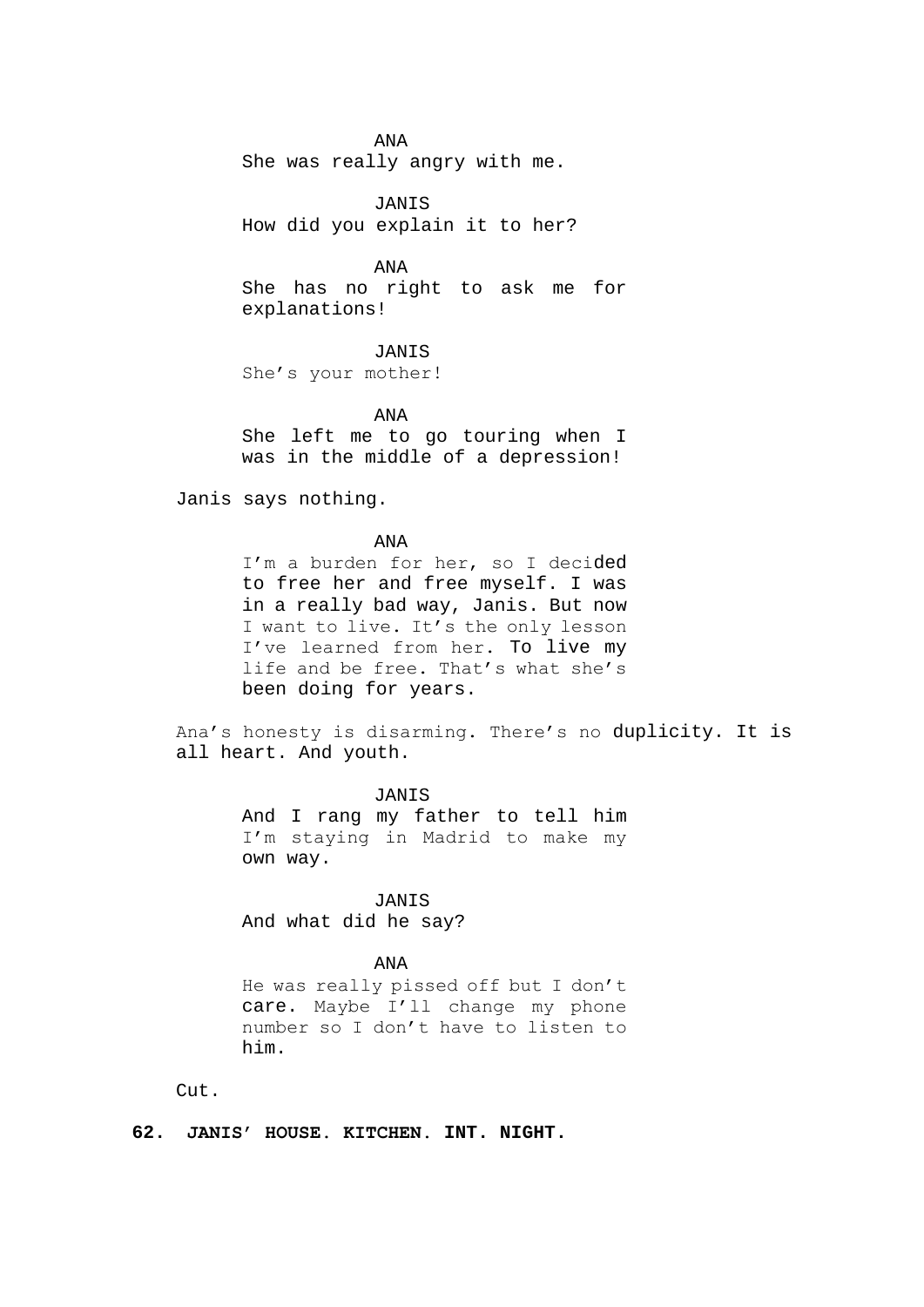ANA

She was really angry with me.

JANIS

How did you explain it to her?

ANA

She has no right to ask me for explanations!

JANIS

She's your mother!

ANA

She left me to go touring when I was in the middle of a depression!

Janis says nothing.

ANA

I'm a burden for her, so I decided to free her and free myself. I was in a really bad way, Janis. But now I want to live. It's the only lesson I've learned from her. To live my life and be free. That's what she's been doing for years.

Ana's honesty is disarming. There's no duplicity. It is all heart. And youth.

JANIS

And I rang my father to tell him I'm staying in Madrid to make my own way.

JANIS

And what did he say?

ANA

He was really pissed off but I don't care. Maybe I'll change my phone number so I don't have to listen to him.

Cut.

**62. JANIS' HOUSE. KITCHEN. INT. NIGHT.**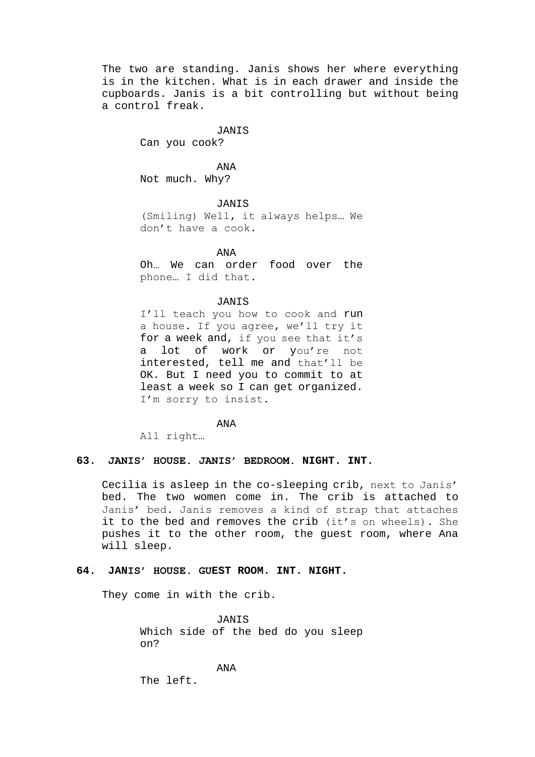The two are standing. Janis shows her where everything is in the kitchen. What is in each drawer and inside the cupboards. Janis is a bit controlling but without being a control freak.

JANIS
Can you cook?

ANA
Not much. Why?

JANIS
(Smiling) Well, it always helps… We don't have a cook.

ANA
Oh… We can order food over the phone… I did that.

JANIS
I'll teach you how to cook and run a house. If you agree, we'll try it for a week and, if you see that it's a lot of work or you're not interested, tell me and that'll be OK. But I need you to commit to at least a week so I can get organized. I'm sorry to insist.

ANA
All right…

**63. JANIS' HOUSE. JANIS' BEDROOM. NIGHT. INT.**

Cecilia is asleep in the co-sleeping crib, next to Janis' bed. The two women come in. The crib is attached to Janis' bed. Janis removes a kind of strap that attaches it to the bed and removes the crib (it's on wheels). She pushes it to the other room, the guest room, where Ana will sleep.

**64. JANIS' HOUSE. GUEST ROOM. INT. NIGHT.**

They come in with the crib.

JANIS
Which side of the bed do you sleep on?

ANA
The left.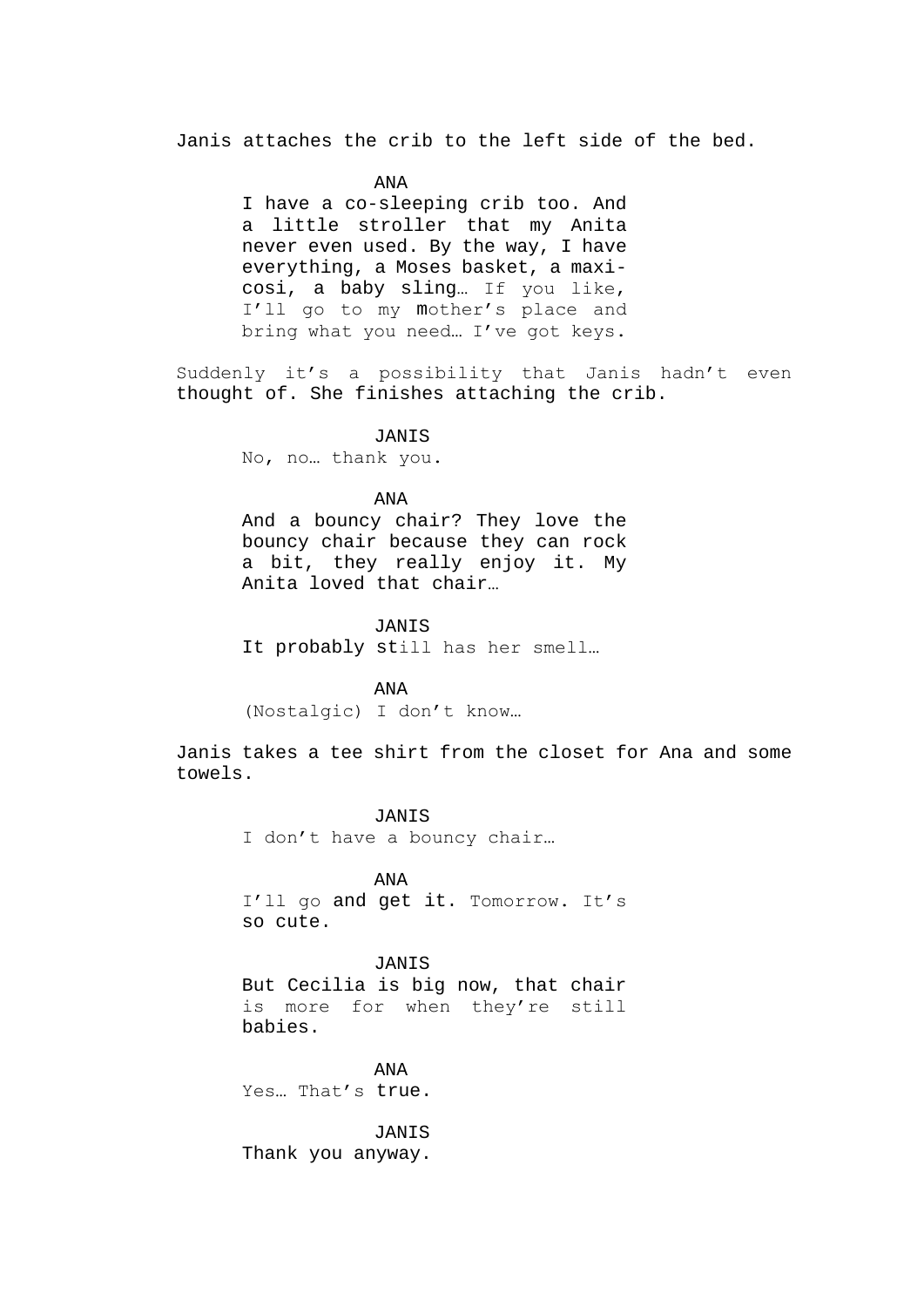Janis attaches the crib to the left side of the bed.

ANA

I have a co-sleeping crib too. And a little stroller that my Anita never even used. By the way, I have everything, a Moses basket, a maxi-cosi, a baby sling… If you like, I'll go to my mother's place and bring what you need… I've got keys.

Suddenly it's a possibility that Janis hadn't even thought of. She finishes attaching the crib.

JANIS

No, no… thank you.

ANA

And a bouncy chair? They love the bouncy chair because they can rock a bit, they really enjoy it. My Anita loved that chair…

JANIS

It probably still has her smell…

ANA

(Nostalgic) I don't know…

Janis takes a tee shirt from the closet for Ana and some towels.

JANIS

I don't have a bouncy chair…

ANA

I'll go and get it. Tomorrow. It's so cute.

JANIS

But Cecilia is big now, that chair is more for when they're still babies.

ANA

Yes… That's true.

JANIS

Thank you anyway.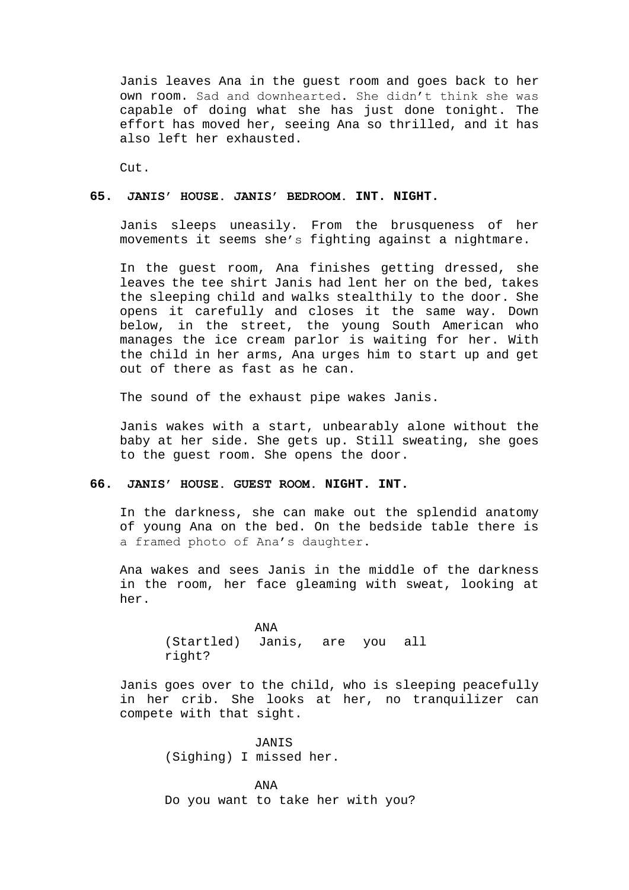Janis leaves Ana in the guest room and goes back to her own room. Sad and downhearted. She didn't think she was capable of doing what she has just done tonight. The effort has moved her, seeing Ana so thrilled, and it has also left her exhausted.

Cut.

**65. JANIS' HOUSE. JANIS' BEDROOM. INT. NIGHT.**

Janis sleeps uneasily. From the brusqueness of her movements it seems she's fighting against a nightmare.

In the guest room, Ana finishes getting dressed, she leaves the tee shirt Janis had lent her on the bed, takes the sleeping child and walks stealthily to the door. She opens it carefully and closes it the same way. Down below, in the street, the young South American who manages the ice cream parlor is waiting for her. With the child in her arms, Ana urges him to start up and get out of there as fast as he can.

The sound of the exhaust pipe wakes Janis.

Janis wakes with a start, unbearably alone without the baby at her side. She gets up. Still sweating, she goes to the guest room. She opens the door.

**66. JANIS' HOUSE. GUEST ROOM. NIGHT. INT.**

In the darkness, she can make out the splendid anatomy of young Ana on the bed. On the bedside table there is a framed photo of Ana's daughter.

Ana wakes and sees Janis in the middle of the darkness in the room, her face gleaming with sweat, looking at her.

ANA
(Startled) Janis, are you all right?

Janis goes over to the child, who is sleeping peacefully in her crib. She looks at her, no tranquilizer can compete with that sight.

JANIS
(Sighing) I missed her.

ANA
Do you want to take her with you?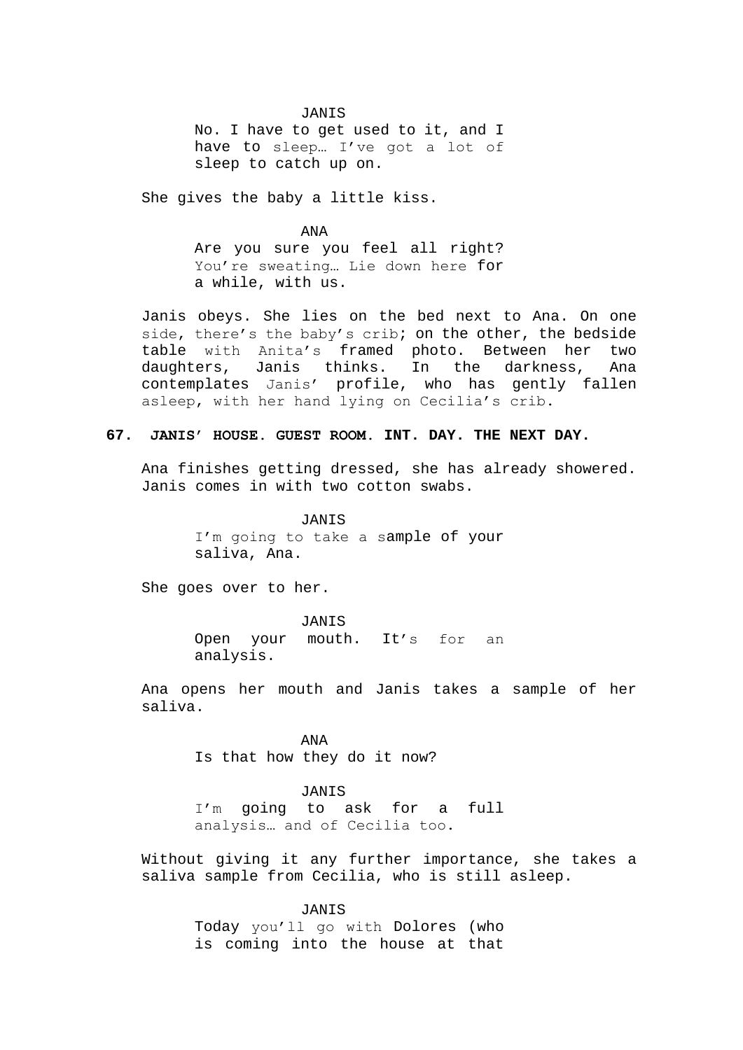JANIS

No. I have to get used to it, and I have to sleep… I've got a lot of sleep to catch up on.

She gives the baby a little kiss.

ANA

Are you sure you feel all right? You're sweating… Lie down here for a while, with us.

Janis obeys. She lies on the bed next to Ana. On one side, there's the baby's crib; on the other, the bedside table with Anita's framed photo. Between her two daughters, Janis thinks. In the darkness, Ana contemplates Janis' profile, who has gently fallen asleep, with her hand lying on Cecilia's crib.

**67. JANIS' HOUSE. GUEST ROOM. INT. DAY. THE NEXT DAY.**

Ana finishes getting dressed, she has already showered. Janis comes in with two cotton swabs.

JANIS

I'm going to take a sample of your saliva, Ana.

She goes over to her.

JANIS

Open your mouth. It's for an analysis.

Ana opens her mouth and Janis takes a sample of her saliva.

ANA

Is that how they do it now?

JANIS

I'm going to ask for a full analysis… and of Cecilia too.

Without giving it any further importance, she takes a saliva sample from Cecilia, who is still asleep.

JANIS

Today you'll go with Dolores (who is coming into the house at that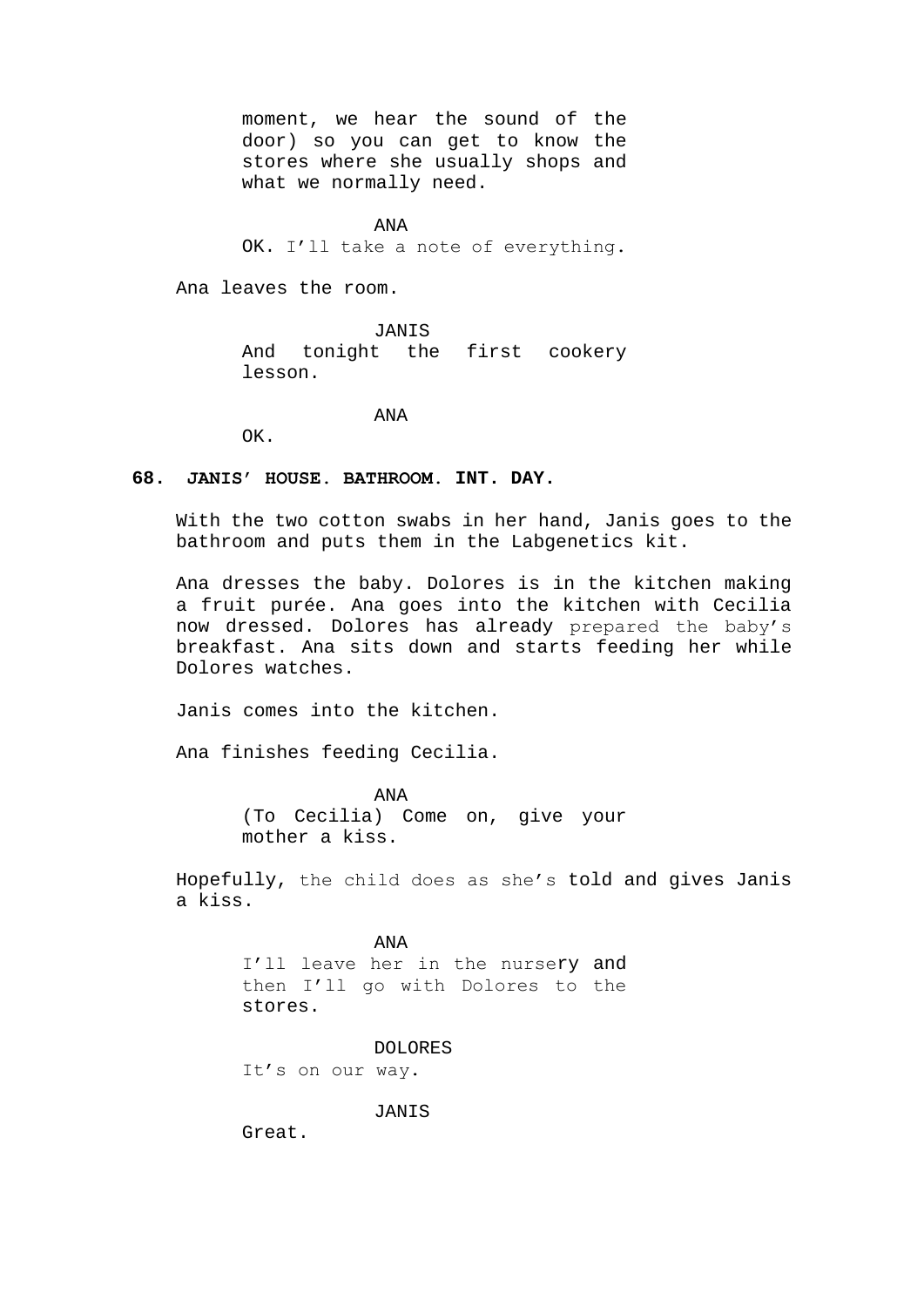moment, we hear the sound of the door) so you can get to know the stores where she usually shops and what we normally need.

ANA

OK. I'll take a note of everything.

Ana leaves the room.

JANIS

And tonight the first cookery lesson.

ANA

OK.

**68. JANIS' HOUSE. BATHROOM. INT. DAY.**

With the two cotton swabs in her hand, Janis goes to the bathroom and puts them in the Labgenetics kit.

Ana dresses the baby. Dolores is in the kitchen making a fruit purée. Ana goes into the kitchen with Cecilia now dressed. Dolores has already prepared the baby's breakfast. Ana sits down and starts feeding her while Dolores watches.

Janis comes into the kitchen.

Ana finishes feeding Cecilia.

ANA

(To Cecilia) Come on, give your mother a kiss.

Hopefully, the child does as she's told and gives Janis a kiss.

ANA

I'll leave her in the nursery and then I'll go with Dolores to the stores.

DOLORES

It's on our way.

JANIS

Great.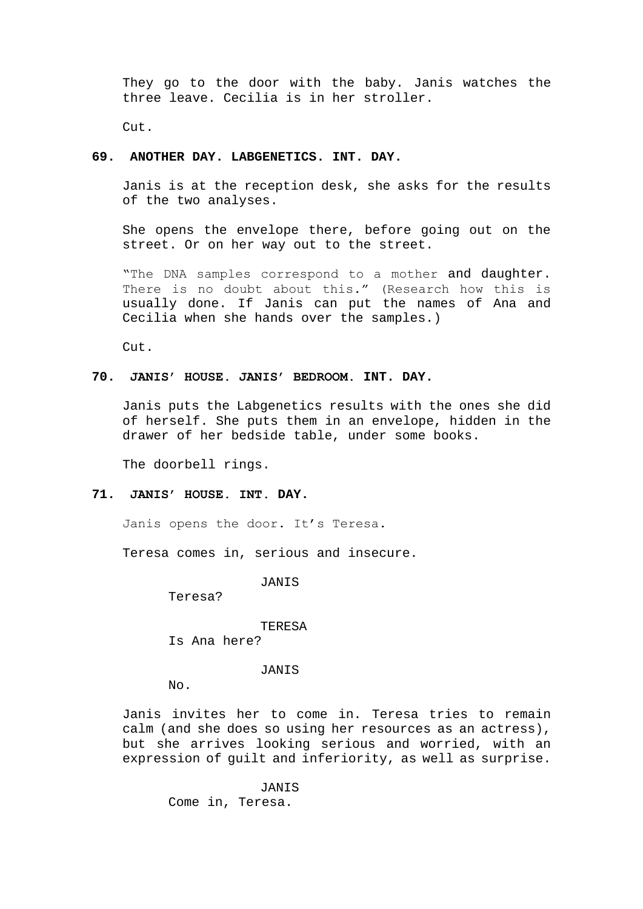They go to the door with the baby. Janis watches the three leave. Cecilia is in her stroller.

Cut.

**69. ANOTHER DAY. LABGENETICS. INT. DAY.**

Janis is at the reception desk, she asks for the results of the two analyses.

She opens the envelope there, before going out on the street. Or on her way out to the street.

"The DNA samples correspond to a mother and daughter. There is no doubt about this." (Research how this is usually done. If Janis can put the names of Ana and Cecilia when she hands over the samples.)

Cut.

**70. JANIS' HOUSE. JANIS' BEDROOM. INT. DAY.**

Janis puts the Labgenetics results with the ones she did of herself. She puts them in an envelope, hidden in the drawer of her bedside table, under some books.

The doorbell rings.

**71. JANIS' HOUSE. INT. DAY.**

Janis opens the door. It's Teresa.

Teresa comes in, serious and insecure.

JANIS
Teresa?

TERESA
Is Ana here?

JANIS
No.

Janis invites her to come in. Teresa tries to remain calm (and she does so using her resources as an actress), but she arrives looking serious and worried, with an expression of guilt and inferiority, as well as surprise.

JANIS
Come in, Teresa.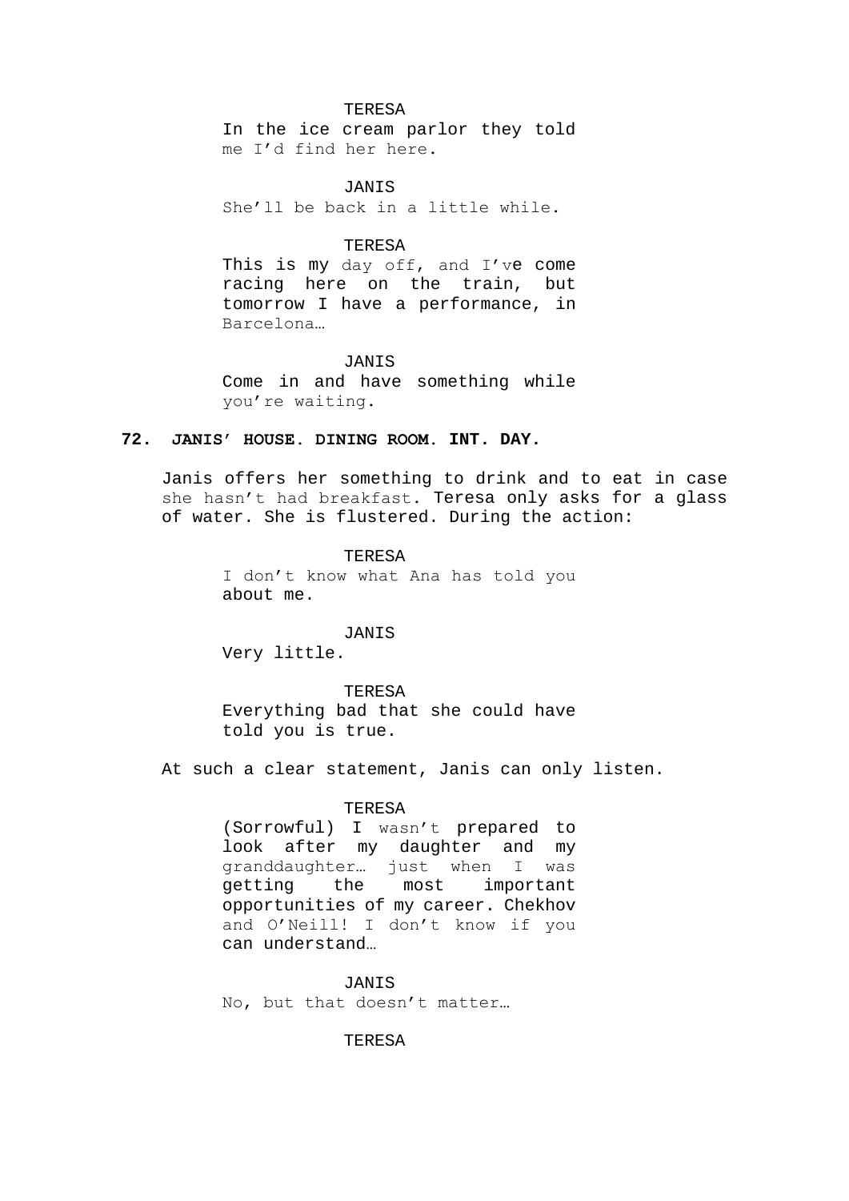TERESA

In the ice cream parlor they told me I'd find her here.

JANIS

She'll be back in a little while.

TERESA

This is my day off, and I've come racing here on the train, but tomorrow I have a performance, in Barcelona…

JANIS

Come in and have something while you're waiting.

**72. JANIS' HOUSE. DINING ROOM. INT. DAY.**

Janis offers her something to drink and to eat in case she hasn't had breakfast. Teresa only asks for a glass of water. She is flustered. During the action:

TERESA

I don't know what Ana has told you about me.

JANIS

Very little.

TERESA

Everything bad that she could have told you is true.

At such a clear statement, Janis can only listen.

TERESA

(Sorrowful) I wasn't prepared to look after my daughter and my granddaughter… just when I was getting the most important opportunities of my career. Chekhov and O'Neill! I don't know if you can understand…

JANIS

No, but that doesn't matter…

TERESA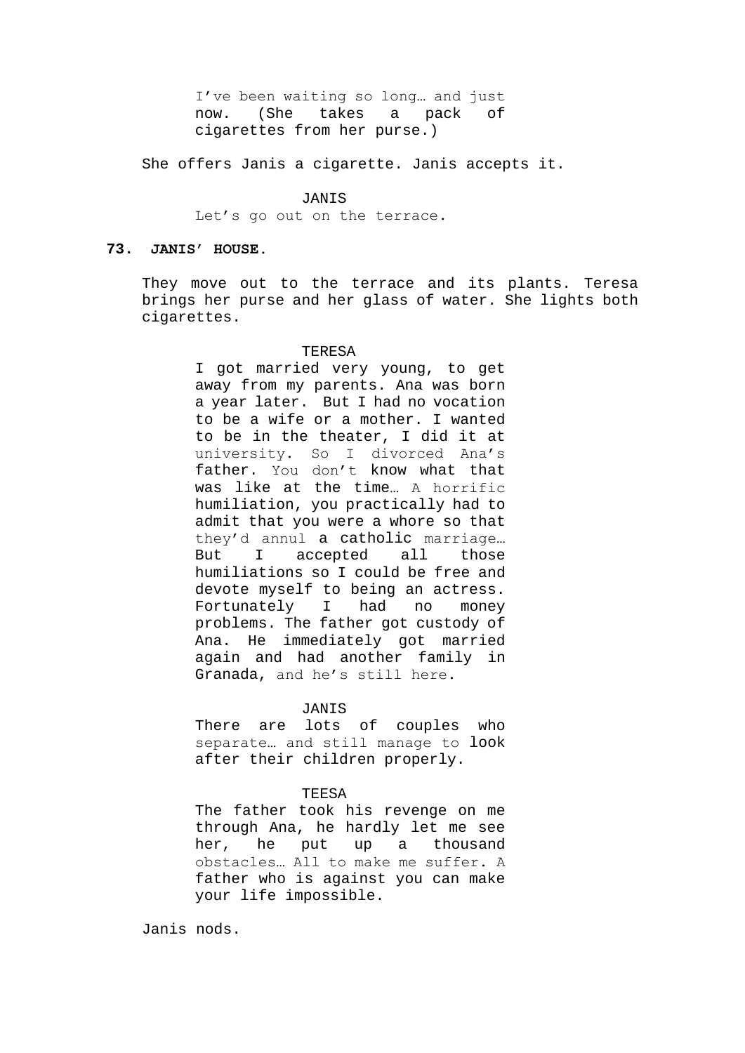I've been waiting so long… and just now. (She takes a pack of cigarettes from her purse.)

She offers Janis a cigarette. Janis accepts it.

JANIS
Let's go out on the terrace.

**73. JANIS' HOUSE.**

They move out to the terrace and its plants. Teresa brings her purse and her glass of water. She lights both cigarettes.

TERESA
I got married very young, to get away from my parents. Ana was born a year later. But I had no vocation to be a wife or a mother. I wanted to be in the theater, I did it at university. So I divorced Ana's father. You don't know what that was like at the time… A horrific humiliation, you practically had to admit that you were a whore so that they'd annul a catholic marriage… But I accepted all those humiliations so I could be free and devote myself to being an actress. Fortunately I had no money problems. The father got custody of Ana. He immediately got married again and had another family in Granada, and he's still here.

JANIS
There are lots of couples who separate… and still manage to look after their children properly.

TEESA
The father took his revenge on me through Ana, he hardly let me see her, he put up a thousand obstacles… All to make me suffer. A father who is against you can make your life impossible.

Janis nods.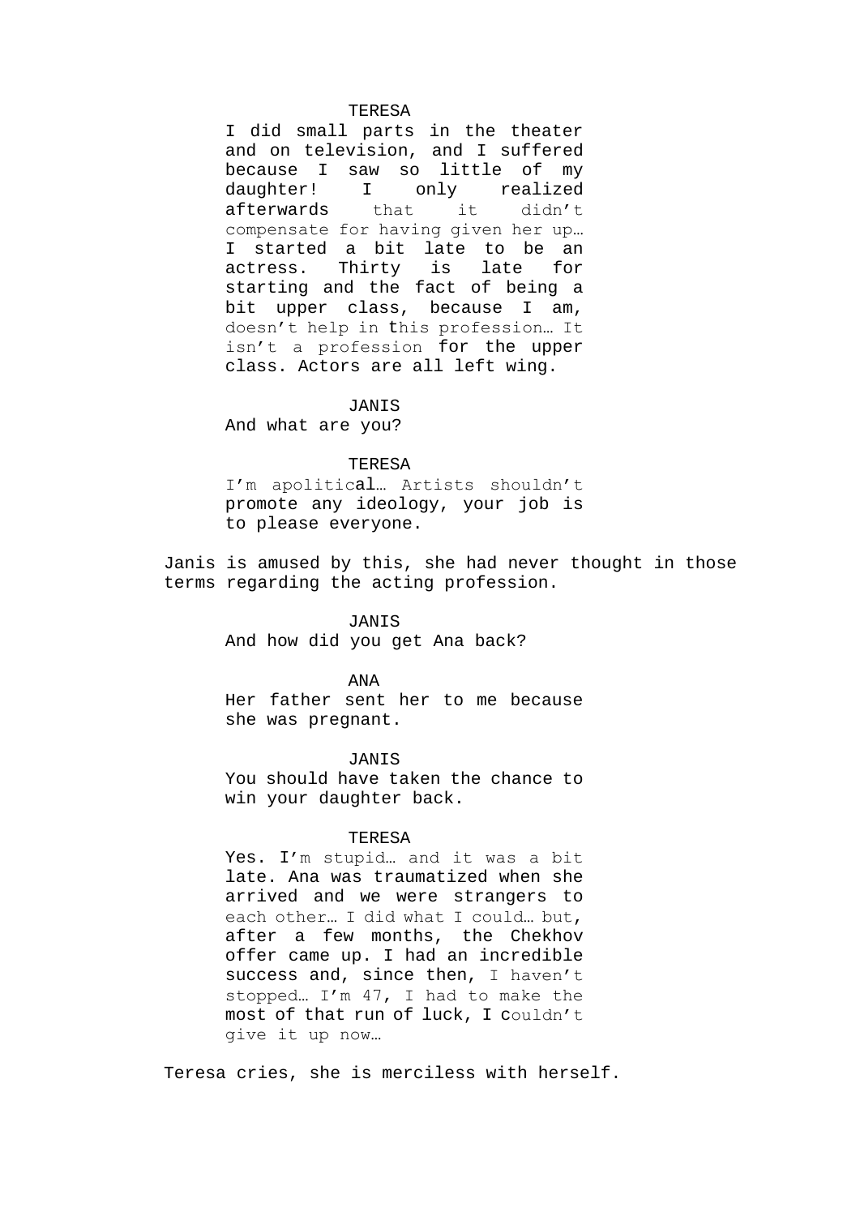TERESA

I did small parts in the theater and on television, and I suffered because I saw so little of my daughter! I only realized afterwards that it didn't compensate for having given her up… I started a bit late to be an actress. Thirty is late for starting and the fact of being a bit upper class, because I am, doesn't help in this profession… It isn't a profession for the upper class. Actors are all left wing.

JANIS

And what are you?

TERESA

I'm apolitical… Artists shouldn't promote any ideology, your job is to please everyone.

Janis is amused by this, she had never thought in those terms regarding the acting profession.

JANIS

And how did you get Ana back?

ANA

Her father sent her to me because she was pregnant.

JANIS

You should have taken the chance to win your daughter back.

TERESA

Yes. I'm stupid… and it was a bit late. Ana was traumatized when she arrived and we were strangers to each other… I did what I could… but, after a few months, the Chekhov offer came up. I had an incredible success and, since then, I haven't stopped… I'm 47, I had to make the most of that run of luck, I couldn't give it up now…

Teresa cries, she is merciless with herself.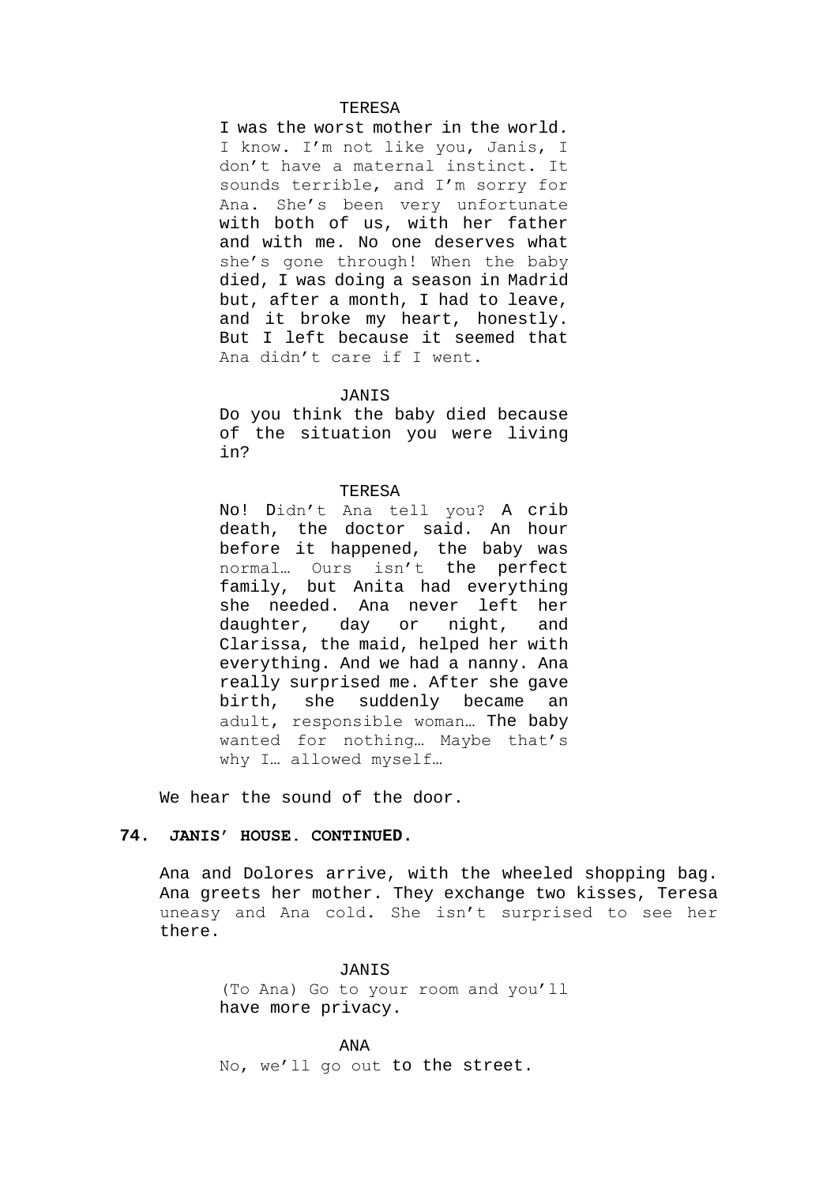TERESA

I was the worst mother in the world. I know. I'm not like you, Janis, I don't have a maternal instinct. It sounds terrible, and I'm sorry for Ana. She's been very unfortunate with both of us, with her father and with me. No one deserves what she's gone through! When the baby died, I was doing a season in Madrid but, after a month, I had to leave, and it broke my heart, honestly. But I left because it seemed that Ana didn't care if I went.

JANIS

Do you think the baby died because of the situation you were living in?

TERESA

No! Didn't Ana tell you? A crib death, the doctor said. An hour before it happened, the baby was normal… Ours isn't the perfect family, but Anita had everything she needed. Ana never left her daughter, day or night, and Clarissa, the maid, helped her with everything. And we had a nanny. Ana really surprised me. After she gave birth, she suddenly became an adult, responsible woman… The baby wanted for nothing… Maybe that's why I… allowed myself…

We hear the sound of the door.

**74. JANIS' HOUSE. CONTINUED.**

Ana and Dolores arrive, with the wheeled shopping bag. Ana greets her mother. They exchange two kisses, Teresa uneasy and Ana cold. She isn't surprised to see her there.

JANIS

(To Ana) Go to your room and you'll have more privacy.

ANA

No, we'll go out to the street.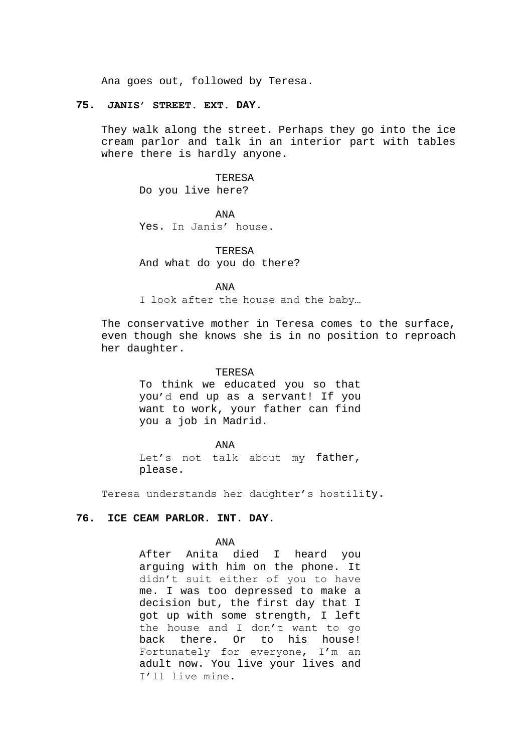Ana goes out, followed by Teresa.

**75. JANIS' STREET. EXT. DAY.**

They walk along the street. Perhaps they go into the ice cream parlor and talk in an interior part with tables where there is hardly anyone.

TERESA
Do you live here?

ANA
Yes. In Janis' house.

TERESA
And what do you do there?

ANA
I look after the house and the baby…

The conservative mother in Teresa comes to the surface, even though she knows she is in no position to reproach her daughter.

TERESA
To think we educated you so that you'd end up as a servant! If you want to work, your father can find you a job in Madrid.

ANA
Let's not talk about my father, please.

Teresa understands her daughter's hostility.

**76. ICE CEAM PARLOR. INT. DAY.**

ANA
After Anita died I heard you arguing with him on the phone. It didn't suit either of you to have me. I was too depressed to make a decision but, the first day that I got up with some strength, I left the house and I don't want to go back there. Or to his house! Fortunately for everyone, I'm an adult now. You live your lives and I'll live mine.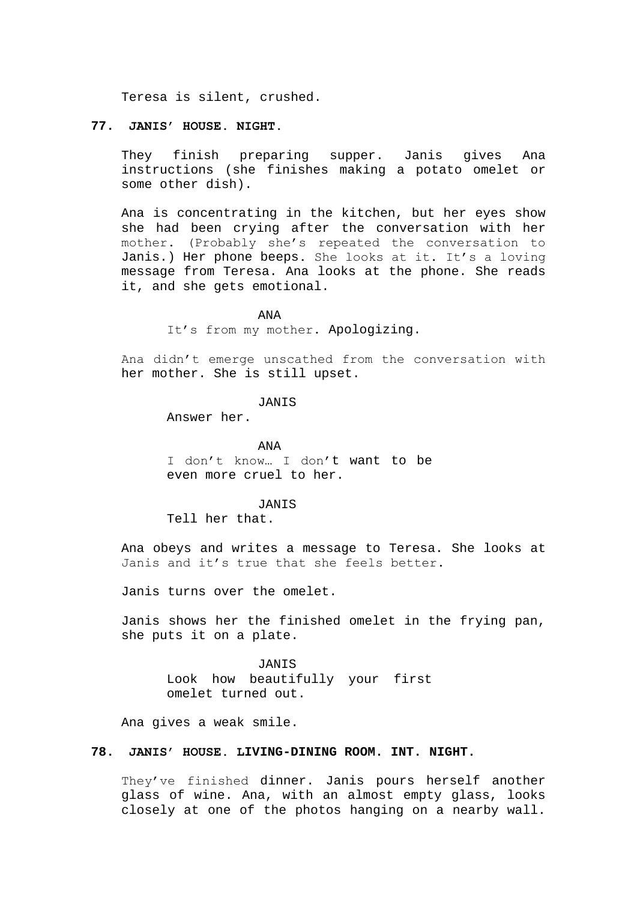Teresa is silent, crushed.

**77. JANIS' HOUSE. NIGHT.**

They finish preparing supper. Janis gives Ana instructions (she finishes making a potato omelet or some other dish).

Ana is concentrating in the kitchen, but her eyes show she had been crying after the conversation with her mother. (Probably she's repeated the conversation to Janis.) Her phone beeps. She looks at it. It's a loving message from Teresa. Ana looks at the phone. She reads it, and she gets emotional.

ANA
It's from my mother. Apologizing.

Ana didn't emerge unscathed from the conversation with her mother. She is still upset.

JANIS
Answer her.

ANA
I don't know… I don't want to be even more cruel to her.

JANIS
Tell her that.

Ana obeys and writes a message to Teresa. She looks at Janis and it's true that she feels better.

Janis turns over the omelet.

Janis shows her the finished omelet in the frying pan, she puts it on a plate.

JANIS
Look how beautifully your first omelet turned out.

Ana gives a weak smile.

**78. JANIS' HOUSE. LIVING-DINING ROOM. INT. NIGHT.**

They've finished dinner. Janis pours herself another glass of wine. Ana, with an almost empty glass, looks closely at one of the photos hanging on a nearby wall.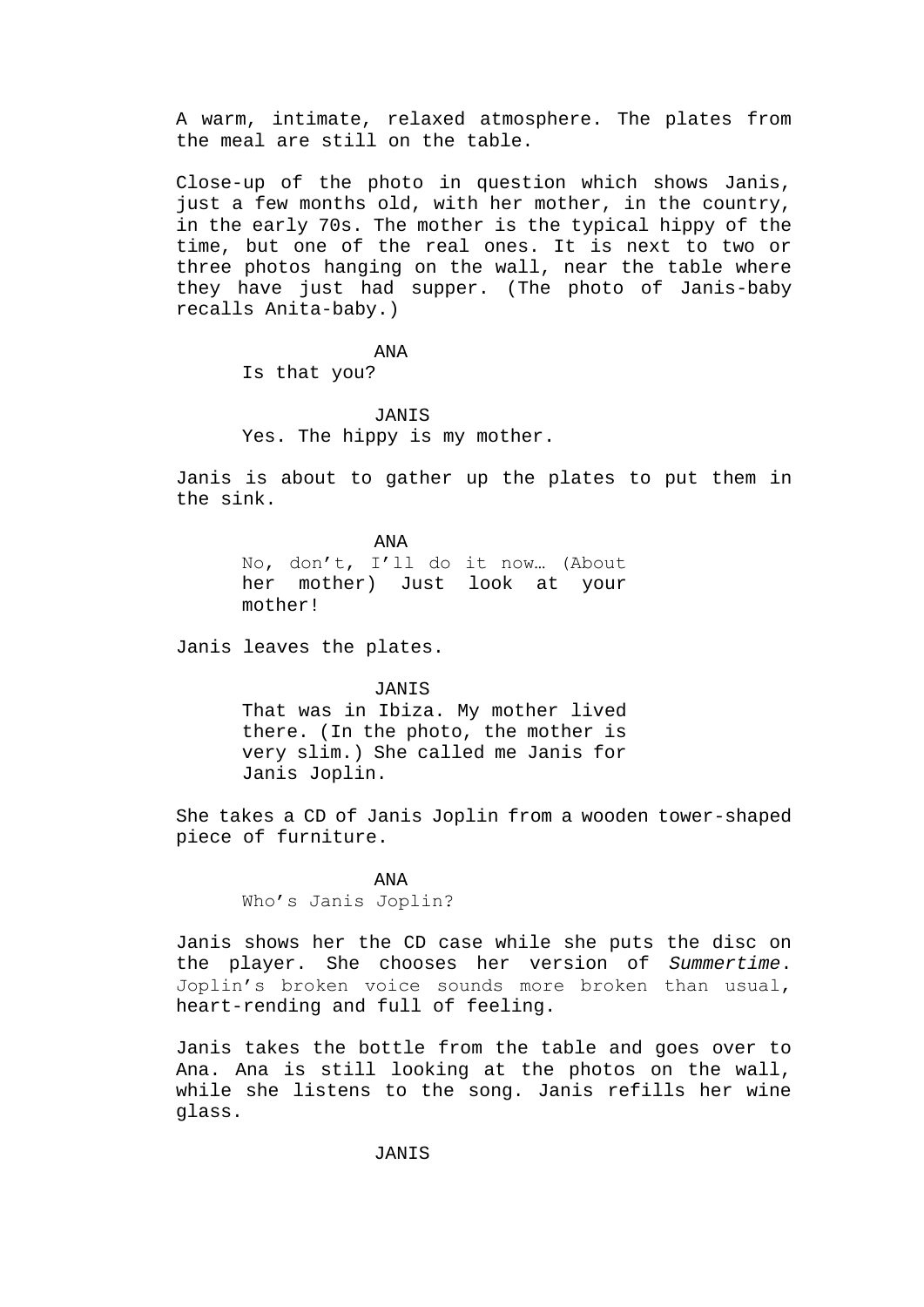A warm, intimate, relaxed atmosphere. The plates from the meal are still on the table.

Close-up of the photo in question which shows Janis, just a few months old, with her mother, in the country, in the early 70s. The mother is the typical hippy of the time, but one of the real ones. It is next to two or three photos hanging on the wall, near the table where they have just had supper. (The photo of Janis-baby recalls Anita-baby.)

ANA
Is that you?

JANIS
Yes. The hippy is my mother.

Janis is about to gather up the plates to put them in the sink.

ANA
No, don't, I'll do it now… (About her mother) Just look at your mother!

Janis leaves the plates.

JANIS
That was in Ibiza. My mother lived there. (In the photo, the mother is very slim.) She called me Janis for Janis Joplin.

She takes a CD of Janis Joplin from a wooden tower-shaped piece of furniture.

ANA
Who's Janis Joplin?

Janis shows her the CD case while she puts the disc on the player. She chooses her version of *Summertime*. Joplin's broken voice sounds more broken than usual, heart-rending and full of feeling.

Janis takes the bottle from the table and goes over to Ana. Ana is still looking at the photos on the wall, while she listens to the song. Janis refills her wine glass.

JANIS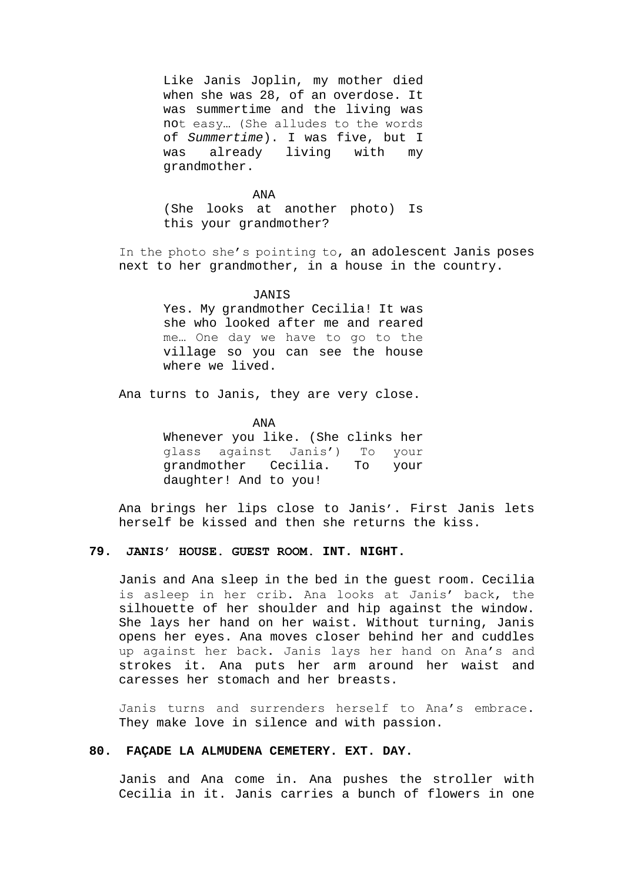Like Janis Joplin, my mother died when she was 28, of an overdose. It was summertime and the living was not easy… (She alludes to the words of *Summertime*). I was five, but I was already living with my grandmother.

ANA

(She looks at another photo) Is this your grandmother?

In the photo she's pointing to, an adolescent Janis poses next to her grandmother, in a house in the country.

JANIS

Yes. My grandmother Cecilia! It was she who looked after me and reared me… One day we have to go to the village so you can see the house where we lived.

Ana turns to Janis, they are very close.

ANA

Whenever you like. (She clinks her glass against Janis') To your grandmother Cecilia. To your daughter! And to you!

Ana brings her lips close to Janis'. First Janis lets herself be kissed and then she returns the kiss.

**79. JANIS' HOUSE. GUEST ROOM. INT. NIGHT.**

Janis and Ana sleep in the bed in the guest room. Cecilia is asleep in her crib. Ana looks at Janis' back, the silhouette of her shoulder and hip against the window. She lays her hand on her waist. Without turning, Janis opens her eyes. Ana moves closer behind her and cuddles up against her back. Janis lays her hand on Ana's and strokes it. Ana puts her arm around her waist and caresses her stomach and her breasts.

Janis turns and surrenders herself to Ana's embrace. They make love in silence and with passion.

**80. FAÇADE LA ALMUDENA CEMETERY. EXT. DAY.**

Janis and Ana come in. Ana pushes the stroller with Cecilia in it. Janis carries a bunch of flowers in one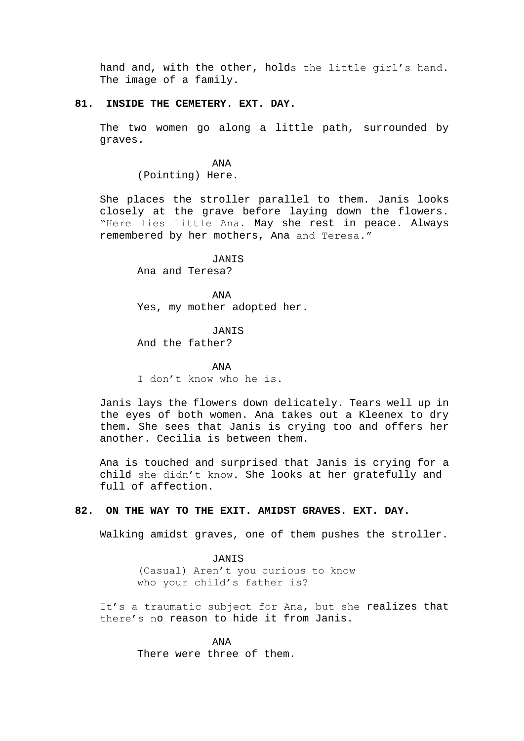hand and, with the other, holds the little girl's hand. The image of a family.

**81. INSIDE THE CEMETERY. EXT. DAY.**

The two women go along a little path, surrounded by graves.

ANA
(Pointing) Here.

She places the stroller parallel to them. Janis looks closely at the grave before laying down the flowers. "Here lies little Ana. May she rest in peace. Always remembered by her mothers, Ana and Teresa."

JANIS
Ana and Teresa?

ANA
Yes, my mother adopted her.

JANIS
And the father?

ANA
I don't know who he is.

Janis lays the flowers down delicately. Tears well up in the eyes of both women. Ana takes out a Kleenex to dry them. She sees that Janis is crying too and offers her another. Cecilia is between them.

Ana is touched and surprised that Janis is crying for a child she didn't know. She looks at her gratefully and full of affection.

**82. ON THE WAY TO THE EXIT. AMIDST GRAVES. EXT. DAY.**

Walking amidst graves, one of them pushes the stroller.

JANIS
(Casual) Aren't you curious to know who your child's father is?

It's a traumatic subject for Ana, but she realizes that there's no reason to hide it from Janis.

ANA
There were three of them.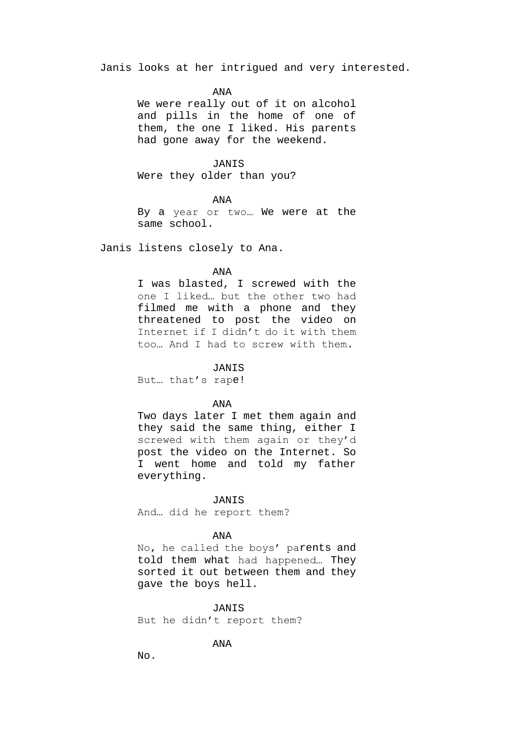Janis looks at her intrigued and very interested.

ANA
We were really out of it on alcohol and pills in the home of one of them, the one I liked. His parents had gone away for the weekend.

JANIS
Were they older than you?

ANA
By a year or two… We were at the same school.

Janis listens closely to Ana.

ANA
I was blasted, I screwed with the one I liked… but the other two had filmed me with a phone and they threatened to post the video on Internet if I didn't do it with them too… And I had to screw with them.

JANIS
But… that's rape!

ANA
Two days later I met them again and they said the same thing, either I screwed with them again or they'd post the video on the Internet. So I went home and told my father everything.

JANIS
And… did he report them?

ANA
No, he called the boys' parents and told them what had happened… They sorted it out between them and they gave the boys hell.

JANIS
But he didn't report them?

ANA
No.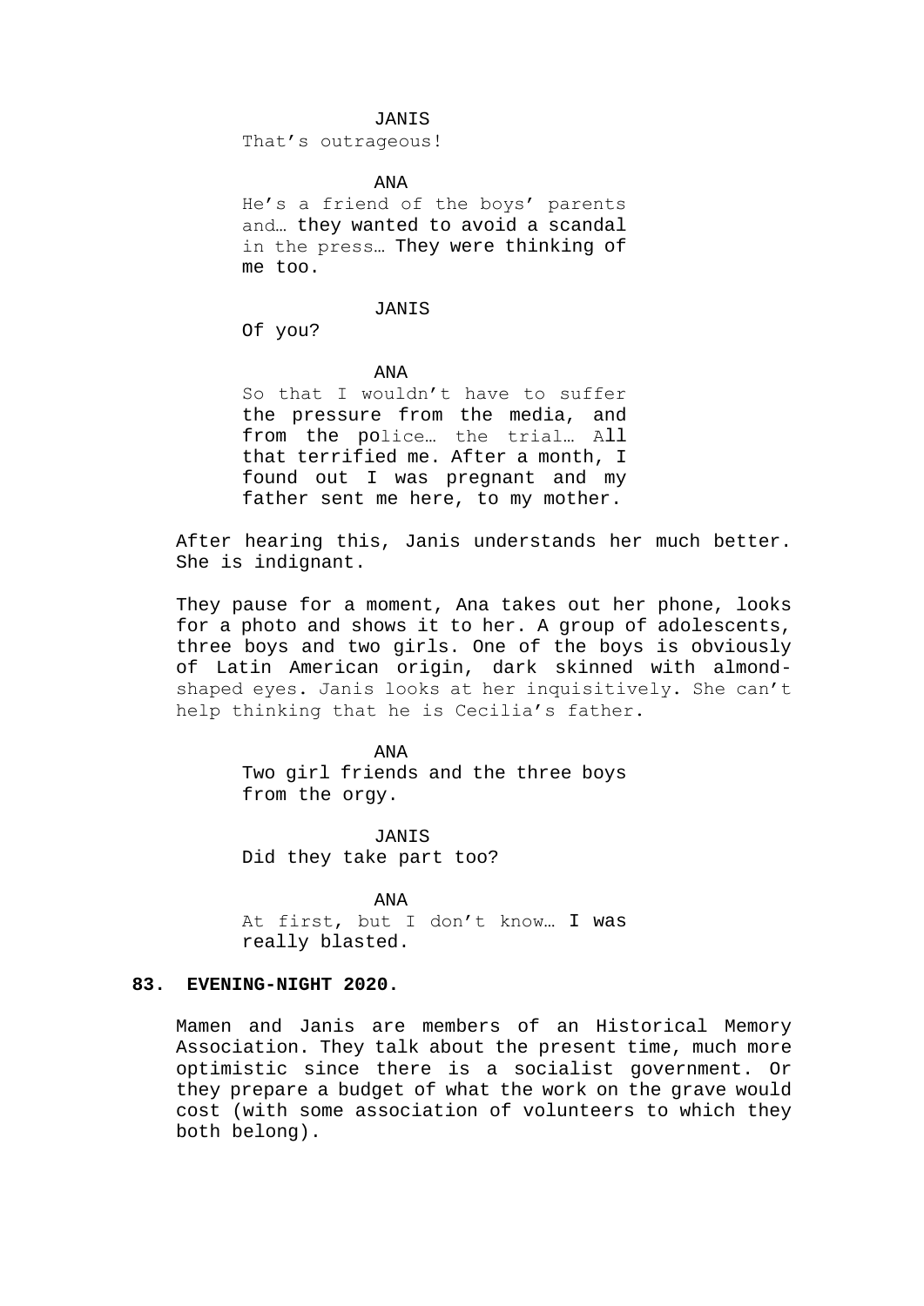JANIS

That's outrageous!

ANA

He's a friend of the boys' parents and… they wanted to avoid a scandal in the press… They were thinking of me too.

JANIS

Of you?

ANA

So that I wouldn't have to suffer the pressure from the media, and from the police… the trial… All that terrified me. After a month, I found out I was pregnant and my father sent me here, to my mother.

After hearing this, Janis understands her much better. She is indignant.

They pause for a moment, Ana takes out her phone, looks for a photo and shows it to her. A group of adolescents, three boys and two girls. One of the boys is obviously of Latin American origin, dark skinned with almond-shaped eyes. Janis looks at her inquisitively. She can't help thinking that he is Cecilia's father.

ANA

Two girl friends and the three boys from the orgy.

JANIS

Did they take part too?

ANA

At first, but I don't know… I was really blasted.

**83. EVENING-NIGHT 2020.**

Mamen and Janis are members of an Historical Memory Association. They talk about the present time, much more optimistic since there is a socialist government. Or they prepare a budget of what the work on the grave would cost (with some association of volunteers to which they both belong).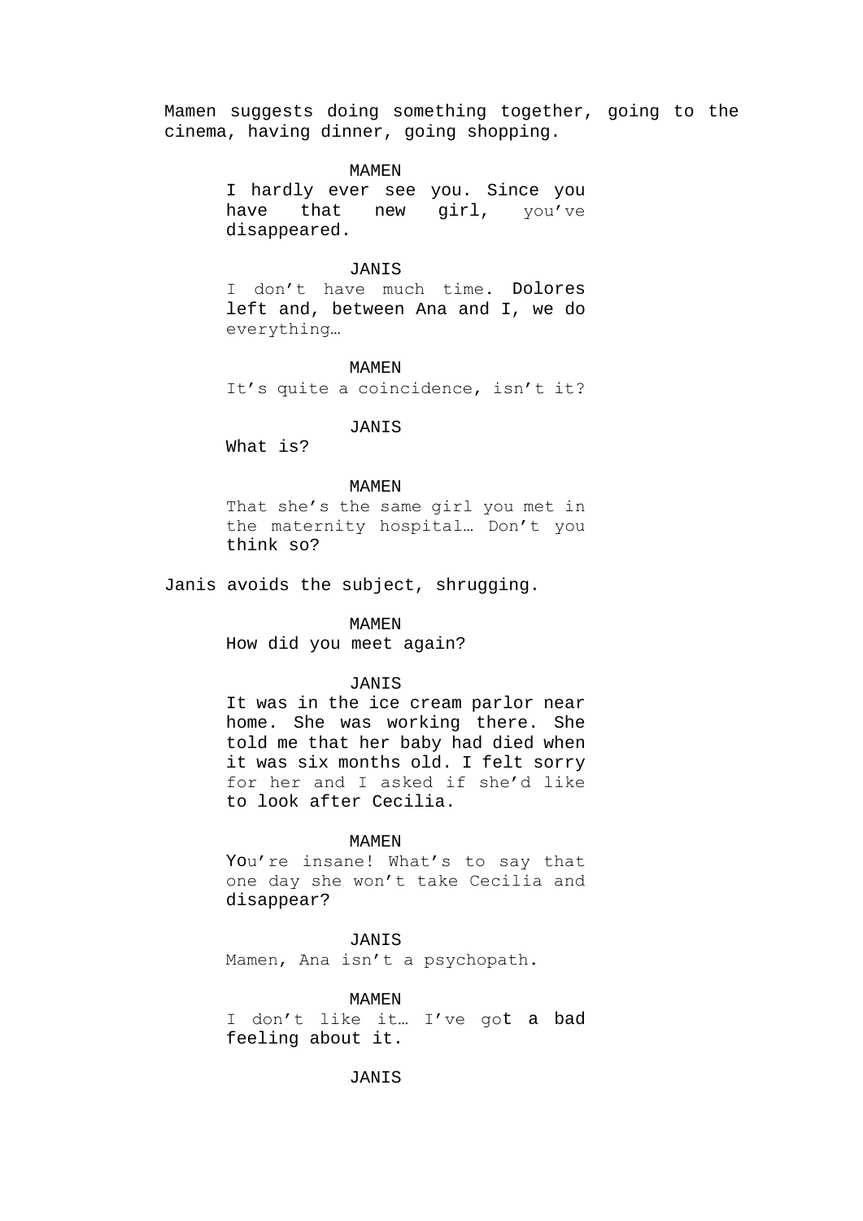Mamen suggests doing something together, going to the cinema, having dinner, going shopping.

MAMEN
I hardly ever see you. Since you have that new girl, you've disappeared.

JANIS
I don't have much time. Dolores left and, between Ana and I, we do everything…

MAMEN
It's quite a coincidence, isn't it?

JANIS
What is?

MAMEN
That she's the same girl you met in the maternity hospital… Don't you think so?

Janis avoids the subject, shrugging.

MAMEN
How did you meet again?

JANIS
It was in the ice cream parlor near home. She was working there. She told me that her baby had died when it was six months old. I felt sorry for her and I asked if she'd like to look after Cecilia.

MAMEN
You're insane! What's to say that one day she won't take Cecilia and disappear?

JANIS
Mamen, Ana isn't a psychopath.

MAMEN
I don't like it… I've got a bad feeling about it.

JANIS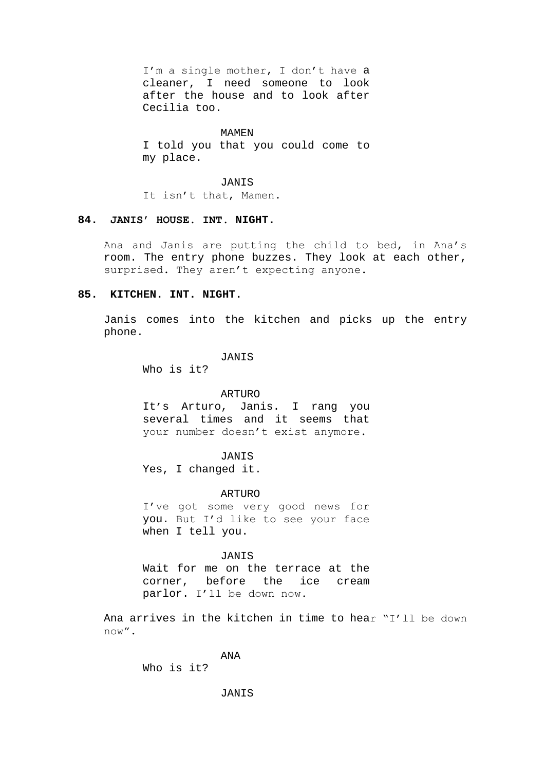I'm a single mother, I don't have a cleaner, I need someone to look after the house and to look after Cecilia too.

MAMEN

I told you that you could come to my place.

JANIS

It isn't that, Mamen.

**84. JANIS' HOUSE. INT. NIGHT.**

Ana and Janis are putting the child to bed, in Ana's room. The entry phone buzzes. They look at each other, surprised. They aren't expecting anyone.

**85. KITCHEN. INT. NIGHT.**

Janis comes into the kitchen and picks up the entry phone.

JANIS

Who is it?

ARTURO

It's Arturo, Janis. I rang you several times and it seems that your number doesn't exist anymore.

JANIS

Yes, I changed it.

ARTURO

I've got some very good news for you. But I'd like to see your face when I tell you.

JANIS

Wait for me on the terrace at the corner, before the ice cream parlor. I'll be down now.

Ana arrives in the kitchen in time to hear "I'll be down now".

ANA

Who is it?

JANIS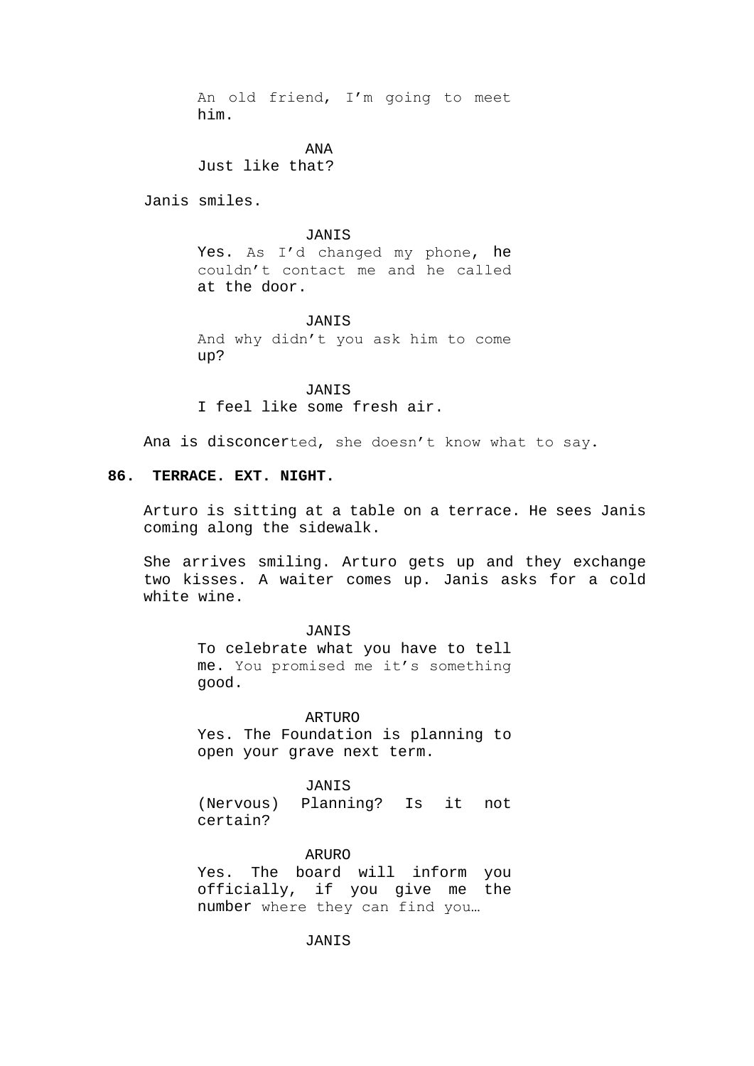An old friend, I'm going to meet him.

ANA

Just like that?

Janis smiles.

JANIS

Yes. As I'd changed my phone, he couldn't contact me and he called at the door.

JANIS

And why didn't you ask him to come up?

JANIS

I feel like some fresh air.

Ana is disconcerted, she doesn't know what to say.

**86. TERRACE. EXT. NIGHT.**

Arturo is sitting at a table on a terrace. He sees Janis coming along the sidewalk.

She arrives smiling. Arturo gets up and they exchange two kisses. A waiter comes up. Janis asks for a cold white wine.

JANIS

To celebrate what you have to tell me. You promised me it's something good.

ARTURO

Yes. The Foundation is planning to open your grave next term.

JANIS

(Nervous) Planning? Is it not certain?

ARURO

Yes. The board will inform you officially, if you give me the number where they can find you…

JANIS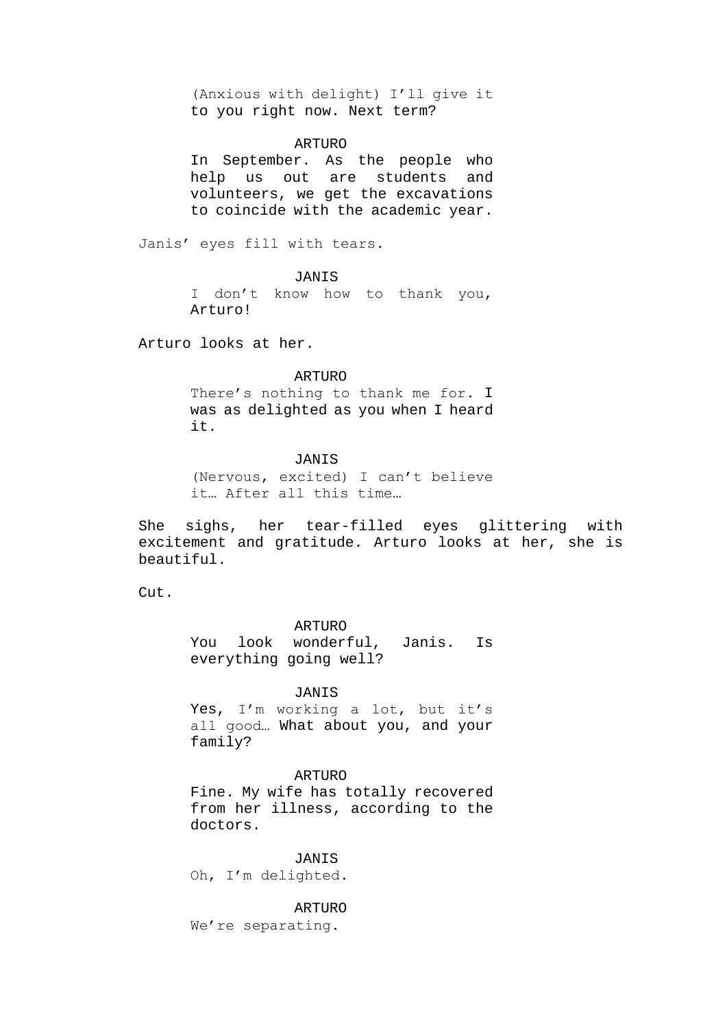(Anxious with delight) I'll give it to you right now. Next term?

ARTURO

In September. As the people who help us out are students and volunteers, we get the excavations to coincide with the academic year.

Janis' eyes fill with tears.

JANIS

I don't know how to thank you, Arturo!

Arturo looks at her.

ARTURO

There's nothing to thank me for. I was as delighted as you when I heard it.

JANIS

(Nervous, excited) I can't believe it… After all this time…

She sighs, her tear-filled eyes glittering with excitement and gratitude. Arturo looks at her, she is beautiful.

Cut.

ARTURO

You look wonderful, Janis. Is everything going well?

JANIS

Yes, I'm working a lot, but it's all good… What about you, and your family?

ARTURO

Fine. My wife has totally recovered from her illness, according to the doctors.

JANIS

Oh, I'm delighted.

ARTURO

We're separating.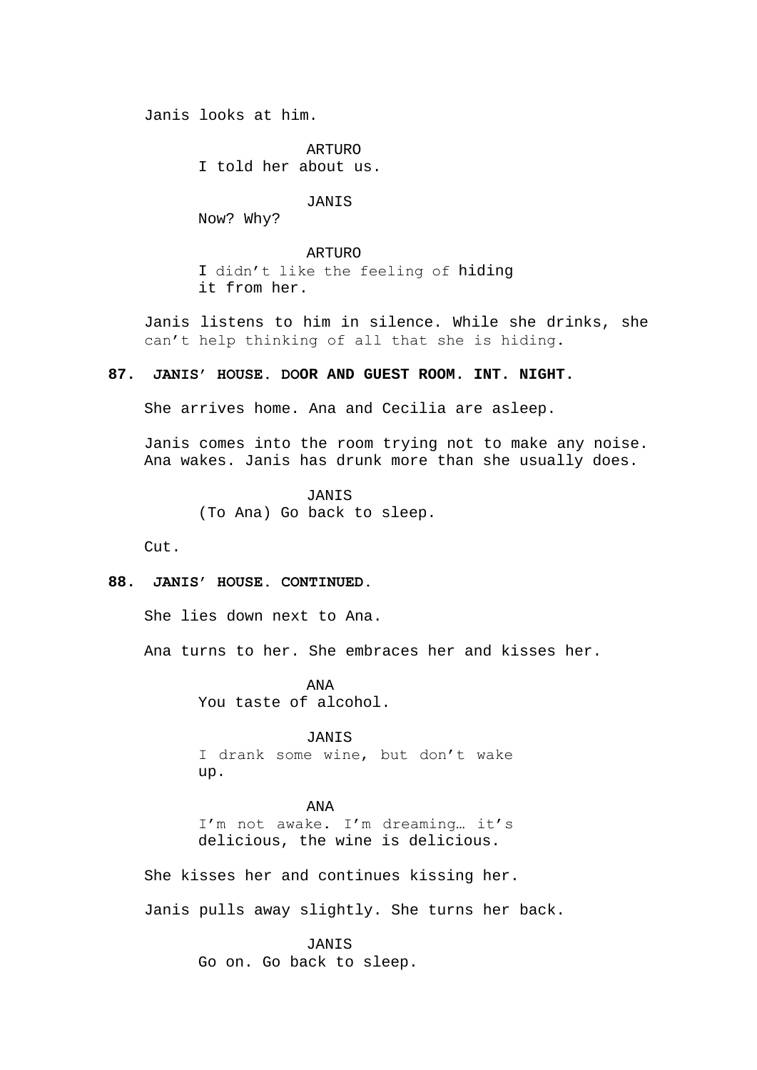Janis looks at him.

ARTURO
I told her about us.

JANIS
Now? Why?

ARTURO
I didn't like the feeling of hiding it from her.

Janis listens to him in silence. While she drinks, she can't help thinking of all that she is hiding.

**87. JANIS' HOUSE. DOOR AND GUEST ROOM. INT. NIGHT.**

She arrives home. Ana and Cecilia are asleep.

Janis comes into the room trying not to make any noise. Ana wakes. Janis has drunk more than she usually does.

JANIS
(To Ana) Go back to sleep.

Cut.

**88. JANIS' HOUSE. CONTINUED.**

She lies down next to Ana.

Ana turns to her. She embraces her and kisses her.

ANA
You taste of alcohol.

JANIS
I drank some wine, but don't wake up.

ANA
I'm not awake. I'm dreaming… it's delicious, the wine is delicious.

She kisses her and continues kissing her.

Janis pulls away slightly. She turns her back.

JANIS
Go on. Go back to sleep.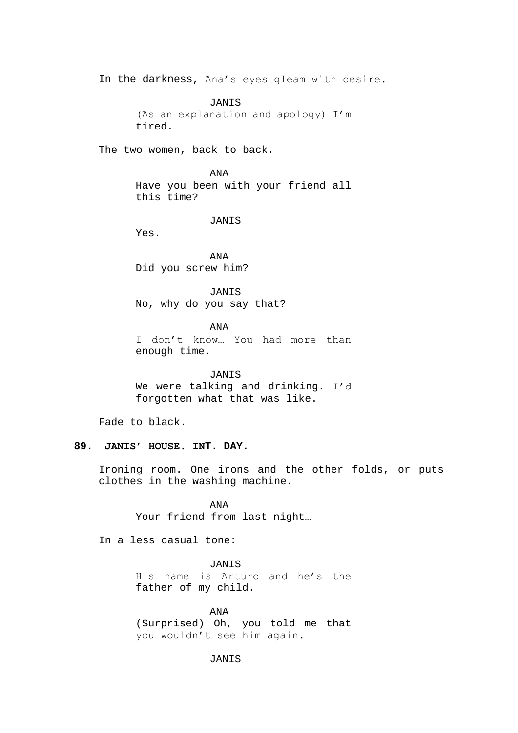In the darkness, Ana’s eyes gleam with desire.

JANIS
(As an explanation and apology) I’m tired.

The two women, back to back.

ANA
Have you been with your friend all this time?

JANIS
Yes.

ANA
Did you screw him?

JANIS
No, why do you say that?

ANA
I don’t know… You had more than enough time.

JANIS
We were talking and drinking. I’d forgotten what that was like.

Fade to black.

**89. JANIS’ HOUSE. INT. DAY.**

Ironing room. One irons and the other folds, or puts clothes in the washing machine.

ANA
Your friend from last night…

In a less casual tone:

JANIS
His name is Arturo and he’s the father of my child.

ANA
(Surprised) Oh, you told me that you wouldn’t see him again.

JANIS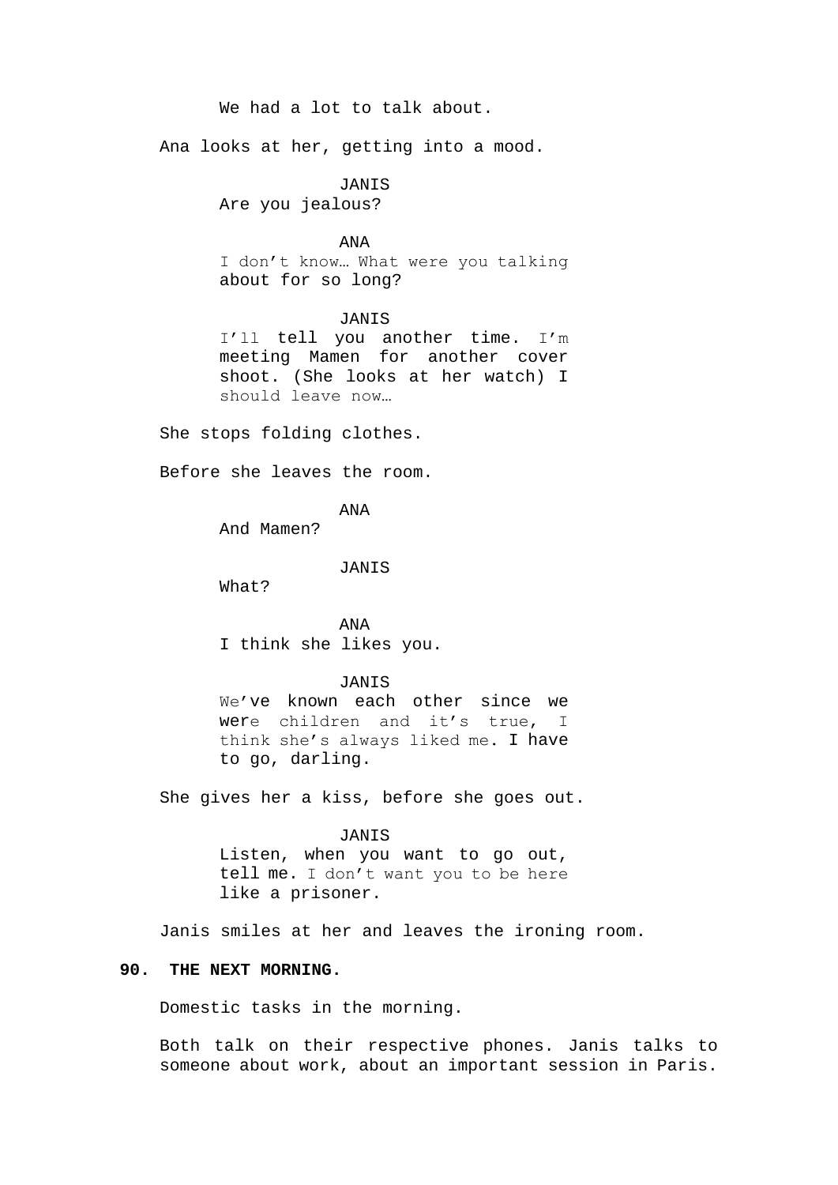We had a lot to talk about.

Ana looks at her, getting into a mood.

JANIS
Are you jealous?

ANA
I don't know… What were you talking about for so long?

JANIS
I'll tell you another time. I'm meeting Mamen for another cover shoot. (She looks at her watch) I should leave now…

She stops folding clothes.

Before she leaves the room.

ANA
And Mamen?

JANIS
What?

ANA
I think she likes you.

JANIS
We've known each other since we were children and it's true, I think she's always liked me. I have to go, darling.

She gives her a kiss, before she goes out.

JANIS
Listen, when you want to go out, tell me. I don't want you to be here like a prisoner.

Janis smiles at her and leaves the ironing room.

**90. THE NEXT MORNING.**

Domestic tasks in the morning.

Both talk on their respective phones. Janis talks to someone about work, about an important session in Paris.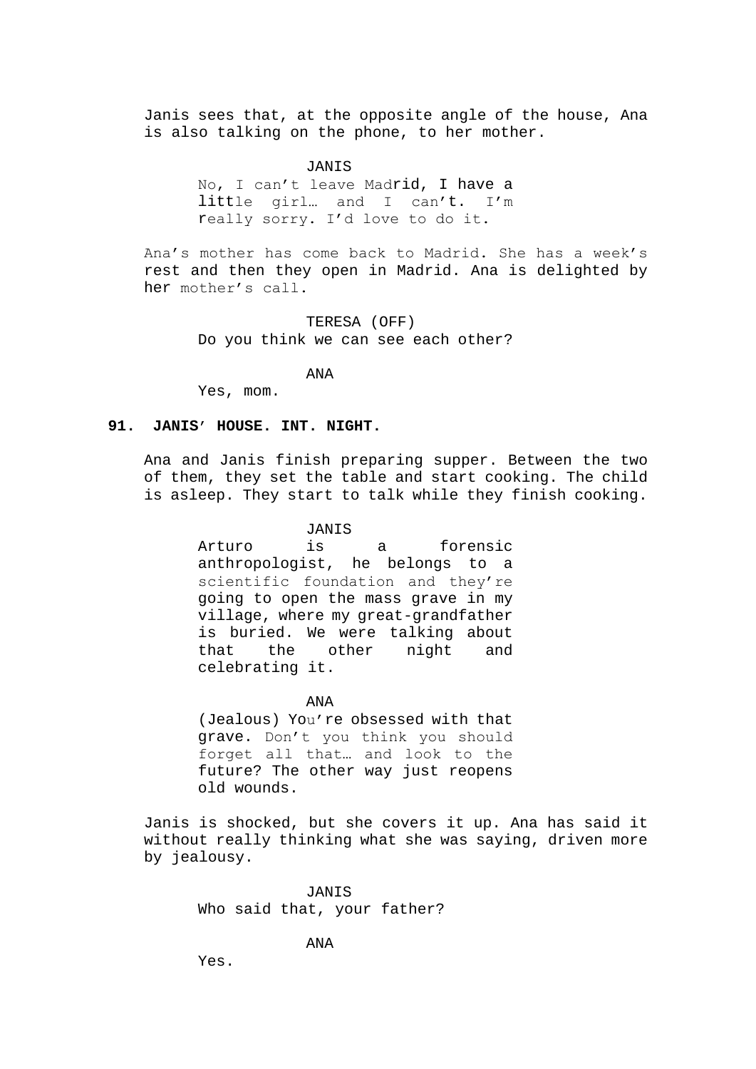Janis sees that, at the opposite angle of the house, Ana is also talking on the phone, to her mother.

JANIS
No, I can't leave Madrid, I have a little girl… and I can't. I'm really sorry. I'd love to do it.

Ana's mother has come back to Madrid. She has a week's rest and then they open in Madrid. Ana is delighted by her mother's call.

TERESA (OFF)
Do you think we can see each other?

ANA
Yes, mom.

**91. JANIS' HOUSE. INT. NIGHT.**

Ana and Janis finish preparing supper. Between the two of them, they set the table and start cooking. The child is asleep. They start to talk while they finish cooking.

JANIS
Arturo is a forensic anthropologist, he belongs to a scientific foundation and they're going to open the mass grave in my village, where my great-grandfather is buried. We were talking about that the other night and celebrating it.

ANA
(Jealous) You're obsessed with that grave. Don't you think you should forget all that… and look to the future? The other way just reopens old wounds.

Janis is shocked, but she covers it up. Ana has said it without really thinking what she was saying, driven more by jealousy.

JANIS
Who said that, your father?

ANA
Yes.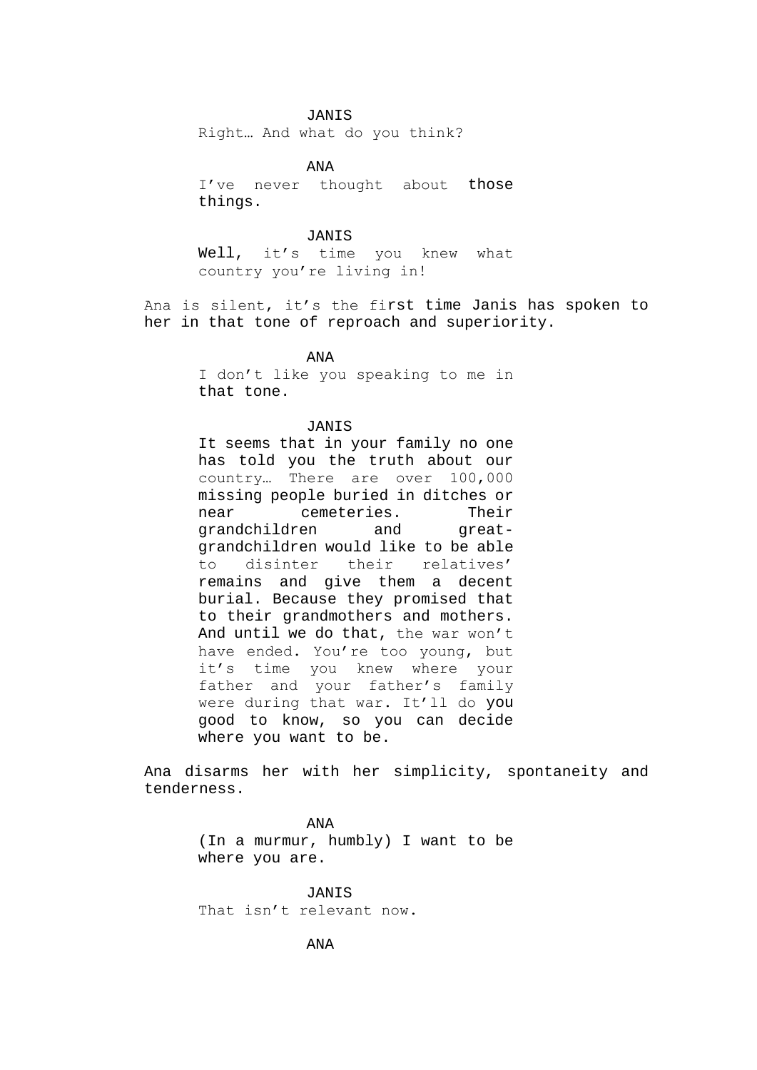JANIS

Right… And what do you think?

ANA

I've never thought about those things.

JANIS

Well, it's time you knew what country you're living in!

Ana is silent, it's the first time Janis has spoken to her in that tone of reproach and superiority.

ANA

I don't like you speaking to me in that tone.

JANIS

It seems that in your family no one has told you the truth about our country… There are over 100,000 missing people buried in ditches or near cemeteries. Their grandchildren and great-grandchildren would like to be able to disinter their relatives' remains and give them a decent burial. Because they promised that to their grandmothers and mothers. And until we do that, the war won't have ended. You're too young, but it's time you knew where your father and your father's family were during that war. It'll do you good to know, so you can decide where you want to be.

Ana disarms her with her simplicity, spontaneity and tenderness.

ANA

(In a murmur, humbly) I want to be where you are.

JANIS

That isn't relevant now.

ANA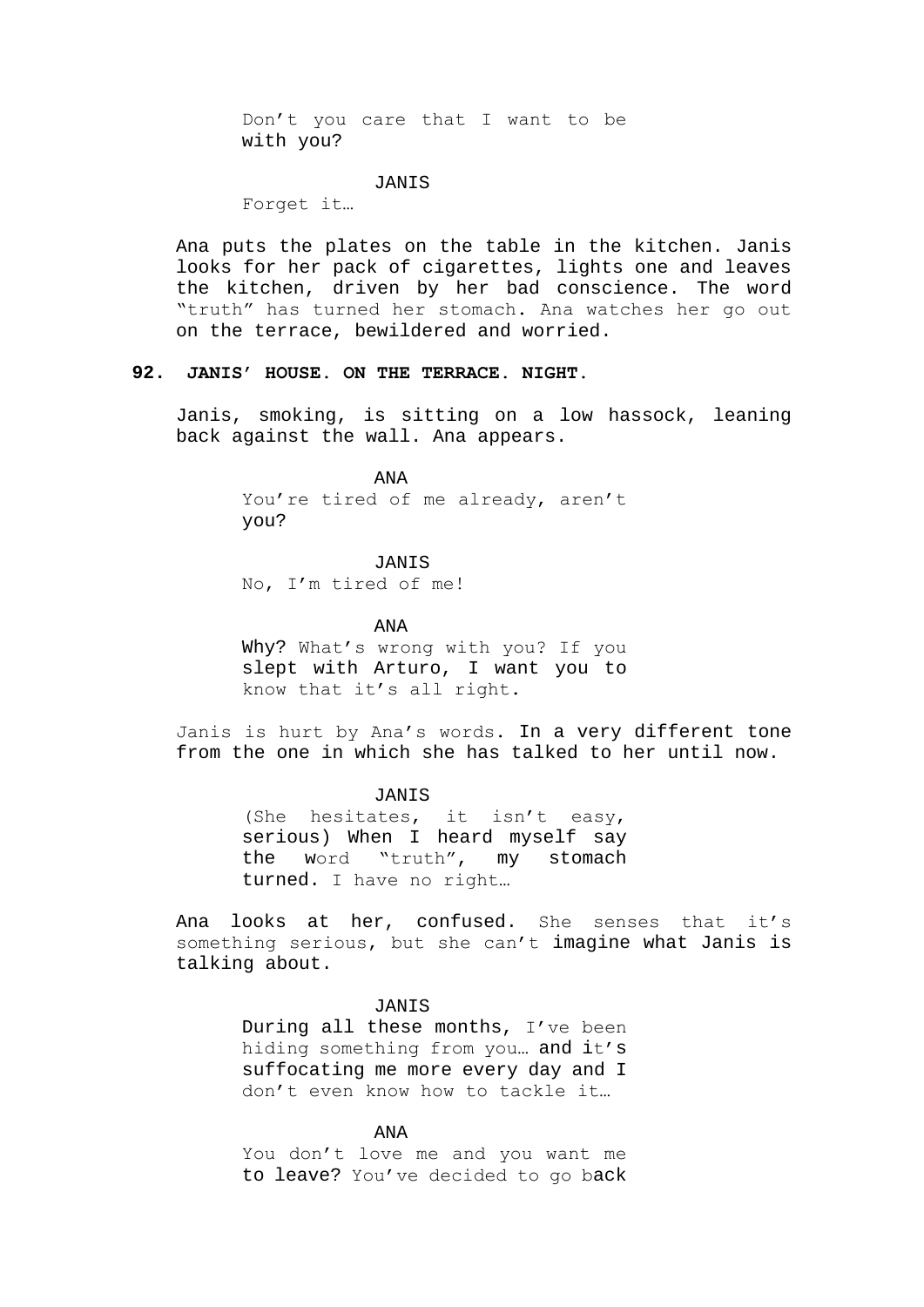Don't you care that I want to be with you?

JANIS

Forget it…

Ana puts the plates on the table in the kitchen. Janis looks for her pack of cigarettes, lights one and leaves the kitchen, driven by her bad conscience. The word "truth" has turned her stomach. Ana watches her go out on the terrace, bewildered and worried.

**92. JANIS' HOUSE. ON THE TERRACE. NIGHT.**

Janis, smoking, is sitting on a low hassock, leaning back against the wall. Ana appears.

ANA

You're tired of me already, aren't you?

JANIS

No, I'm tired of me!

ANA

Why? What's wrong with you? If you slept with Arturo, I want you to know that it's all right.

Janis is hurt by Ana's words. In a very different tone from the one in which she has talked to her until now.

JANIS

(She hesitates, it isn't easy, serious) When I heard myself say the word "truth", my stomach turned. I have no right…

Ana looks at her, confused. She senses that it's something serious, but she can't imagine what Janis is talking about.

JANIS

During all these months, I've been hiding something from you… and it's suffocating me more every day and I don't even know how to tackle it…

ANA

You don't love me and you want me to leave? You've decided to go back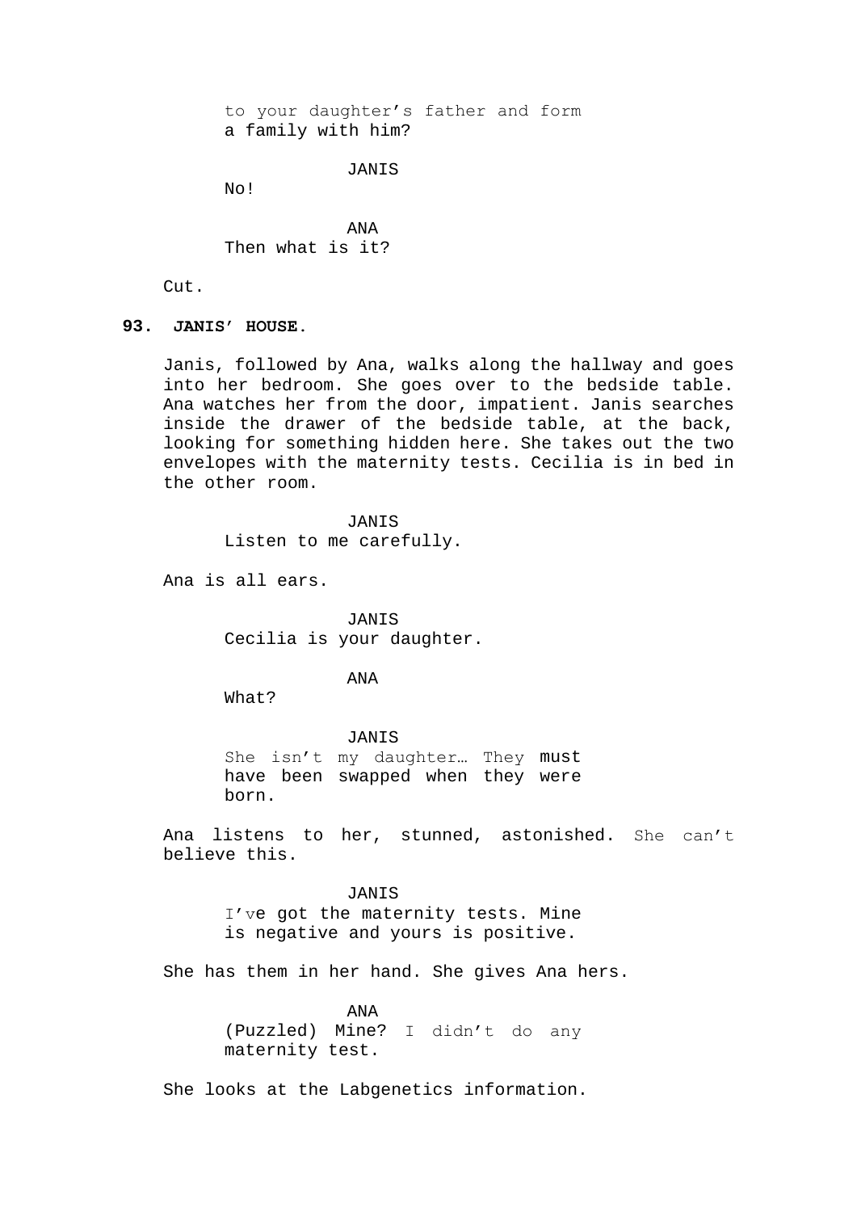to your daughter's father and form
a family with him?

JANIS

No!

ANA

Then what is it?

Cut.

**93. JANIS' HOUSE.**

Janis, followed by Ana, walks along the hallway and goes into her bedroom. She goes over to the bedside table. Ana watches her from the door, impatient. Janis searches inside the drawer of the bedside table, at the back, looking for something hidden here. She takes out the two envelopes with the maternity tests. Cecilia is in bed in the other room.

JANIS

Listen to me carefully.

Ana is all ears.

JANIS

Cecilia is your daughter.

ANA

What?

JANIS

She isn't my daughter… They must have been swapped when they were born.

Ana listens to her, stunned, astonished. She can't believe this.

JANIS

I've got the maternity tests. Mine is negative and yours is positive.

She has them in her hand. She gives Ana hers.

ANA

(Puzzled) Mine? I didn't do any maternity test.

She looks at the Labgenetics information.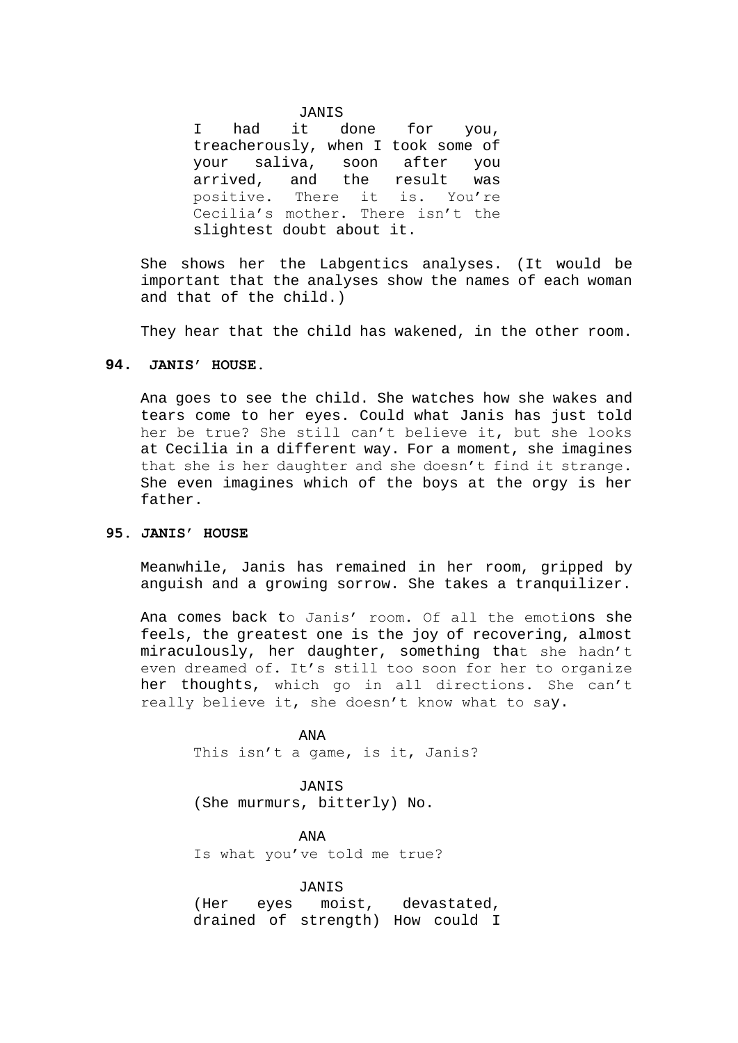JANIS

I had it done for you, treacherously, when I took some of your saliva, soon after you arrived, and the result was positive. There it is. You're Cecilia's mother. There isn't the slightest doubt about it.

She shows her the Labgentics analyses. (It would be important that the analyses show the names of each woman and that of the child.)

They hear that the child has wakened, in the other room.

**94. JANIS' HOUSE.**

Ana goes to see the child. She watches how she wakes and tears come to her eyes. Could what Janis has just told her be true? She still can't believe it, but she looks at Cecilia in a different way. For a moment, she imagines that she is her daughter and she doesn't find it strange. She even imagines which of the boys at the orgy is her father.

**95. JANIS' HOUSE**

Meanwhile, Janis has remained in her room, gripped by anguish and a growing sorrow. She takes a tranquilizer.

Ana comes back to Janis' room. Of all the emotions she feels, the greatest one is the joy of recovering, almost miraculously, her daughter, something that she hadn't even dreamed of. It's still too soon for her to organize her thoughts, which go in all directions. She can't really believe it, she doesn't know what to say.

ANA

This isn't a game, is it, Janis?

JANIS

(She murmurs, bitterly) No.

ANA

Is what you've told me true?

JANIS

(Her eyes moist, devastated, drained of strength) How could I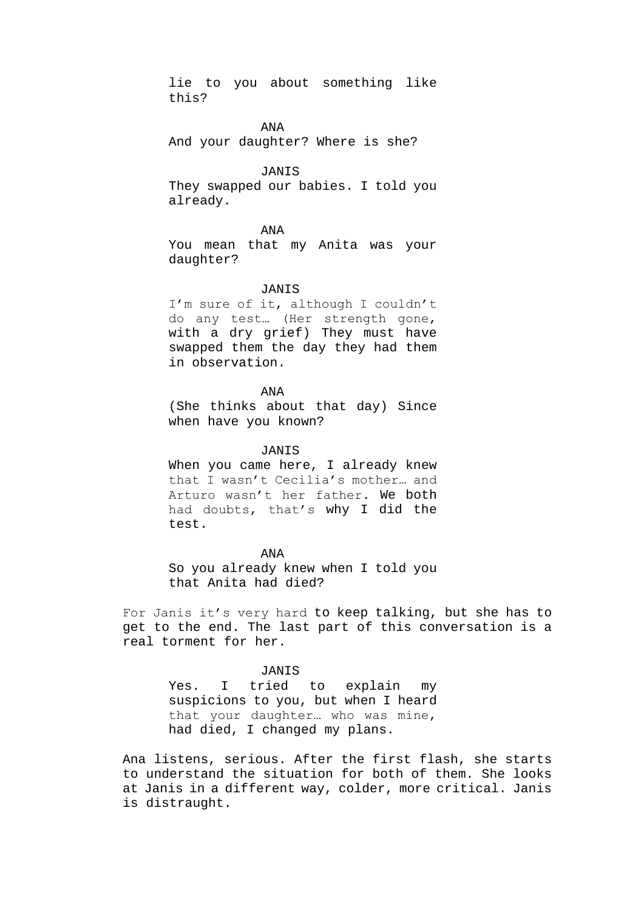lie to you about something like this?

ANA

And your daughter? Where is she?

JANIS

They swapped our babies. I told you already.

ANA

You mean that my Anita was your daughter?

JANIS

I'm sure of it, although I couldn't do any test… (Her strength gone, with a dry grief) They must have swapped them the day they had them in observation.

ANA

(She thinks about that day) Since when have you known?

JANIS

When you came here, I already knew that I wasn't Cecilia's mother… and Arturo wasn't her father. We both had doubts, that's why I did the test.

ANA

So you already knew when I told you that Anita had died?

For Janis it's very hard to keep talking, but she has to get to the end. The last part of this conversation is a real torment for her.

JANIS

Yes. I tried to explain my suspicions to you, but when I heard that your daughter… who was mine, had died, I changed my plans.

Ana listens, serious. After the first flash, she starts to understand the situation for both of them. She looks at Janis in a different way, colder, more critical. Janis is distraught.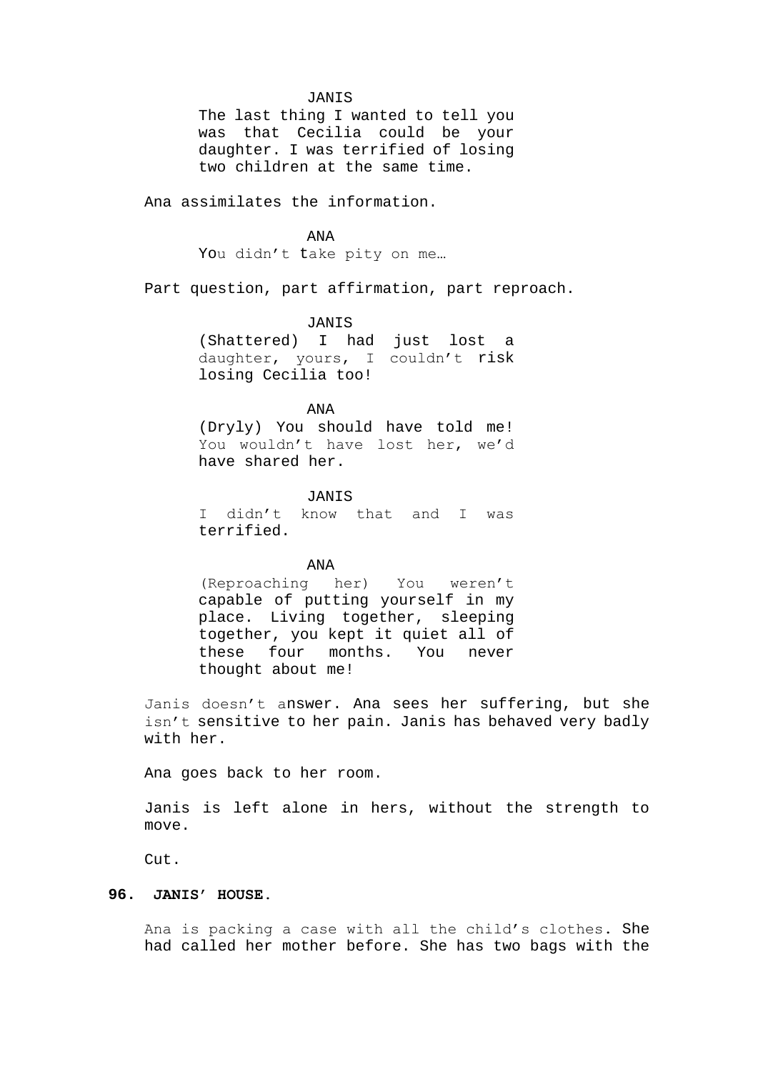JANIS

The last thing I wanted to tell you was that Cecilia could be your daughter. I was terrified of losing two children at the same time.

Ana assimilates the information.

ANA

You didn't take pity on me…

Part question, part affirmation, part reproach.

JANIS

(Shattered) I had just lost a daughter, yours, I couldn't risk losing Cecilia too!

ANA

(Dryly) You should have told me! You wouldn't have lost her, we'd have shared her.

JANIS

I didn't know that and I was terrified.

ANA

(Reproaching her) You weren't capable of putting yourself in my place. Living together, sleeping together, you kept it quiet all of these four months. You never thought about me!

Janis doesn't answer. Ana sees her suffering, but she isn't sensitive to her pain. Janis has behaved very badly with her.

Ana goes back to her room.

Janis is left alone in hers, without the strength to move.

Cut.

**96. JANIS' HOUSE.**

Ana is packing a case with all the child's clothes. She had called her mother before. She has two bags with the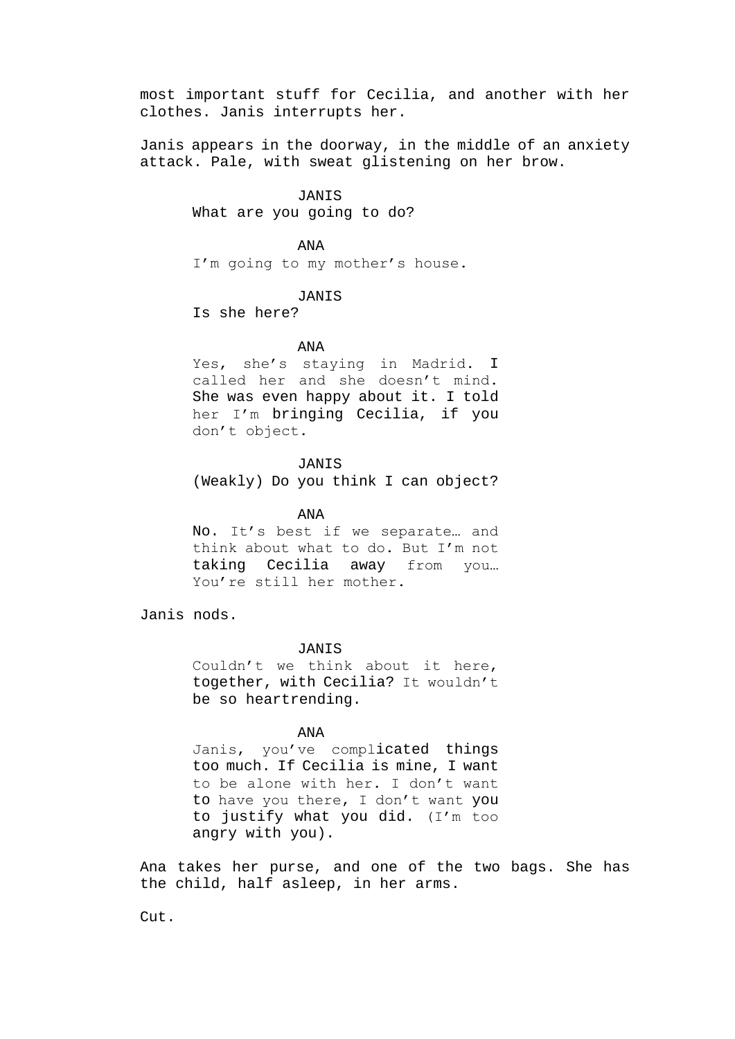most important stuff for Cecilia, and another with her clothes. Janis interrupts her.

Janis appears in the doorway, in the middle of an anxiety attack. Pale, with sweat glistening on her brow.

JANIS

What are you going to do?

ANA

I'm going to my mother's house.

JANIS

Is she here?

ANA

Yes, she's staying in Madrid. I called her and she doesn't mind. She was even happy about it. I told her I'm bringing Cecilia, if you don't object.

JANIS

(Weakly) Do you think I can object?

ANA

No. It's best if we separate… and think about what to do. But I'm not taking Cecilia away from you… You're still her mother.

Janis nods.

JANIS

Couldn't we think about it here, together, with Cecilia? It wouldn't be so heartrending.

ANA

Janis, you've complicated things too much. If Cecilia is mine, I want to be alone with her. I don't want to have you there, I don't want you to justify what you did. (I'm too angry with you).

Ana takes her purse, and one of the two bags. She has the child, half asleep, in her arms.

Cut.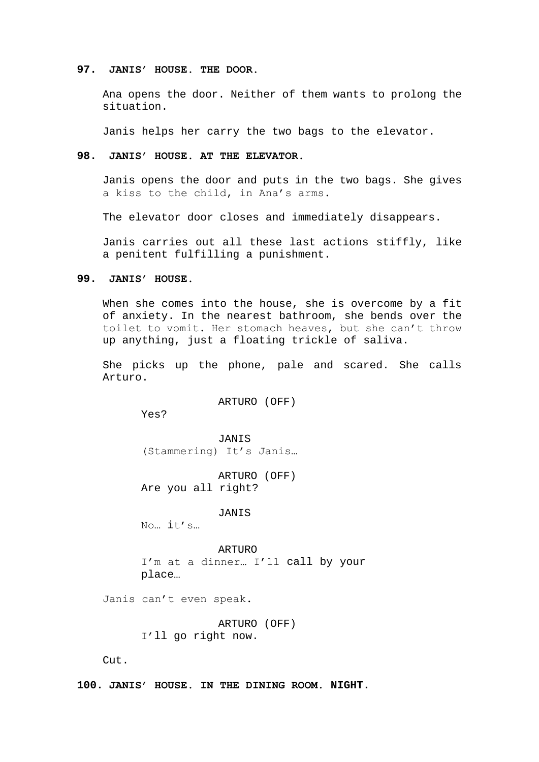**97. JANIS' HOUSE. THE DOOR.**

Ana opens the door. Neither of them wants to prolong the situation.

Janis helps her carry the two bags to the elevator.

**98. JANIS' HOUSE. AT THE ELEVATOR.**

Janis opens the door and puts in the two bags. She gives a kiss to the child, in Ana's arms.

The elevator door closes and immediately disappears.

Janis carries out all these last actions stiffly, like a penitent fulfilling a punishment.

**99. JANIS' HOUSE.**

When she comes into the house, she is overcome by a fit of anxiety. In the nearest bathroom, she bends over the toilet to vomit. Her stomach heaves, but she can't throw up anything, just a floating trickle of saliva.

She picks up the phone, pale and scared. She calls Arturo.

ARTURO (OFF)
Yes?

JANIS
(Stammering) It's Janis…

ARTURO (OFF)
Are you all right?

JANIS
No… it's…

ARTURO
I'm at a dinner… I'll call by your place…

Janis can't even speak.

ARTURO (OFF)
I'll go right now.

Cut.

**100. JANIS' HOUSE. IN THE DINING ROOM. NIGHT.**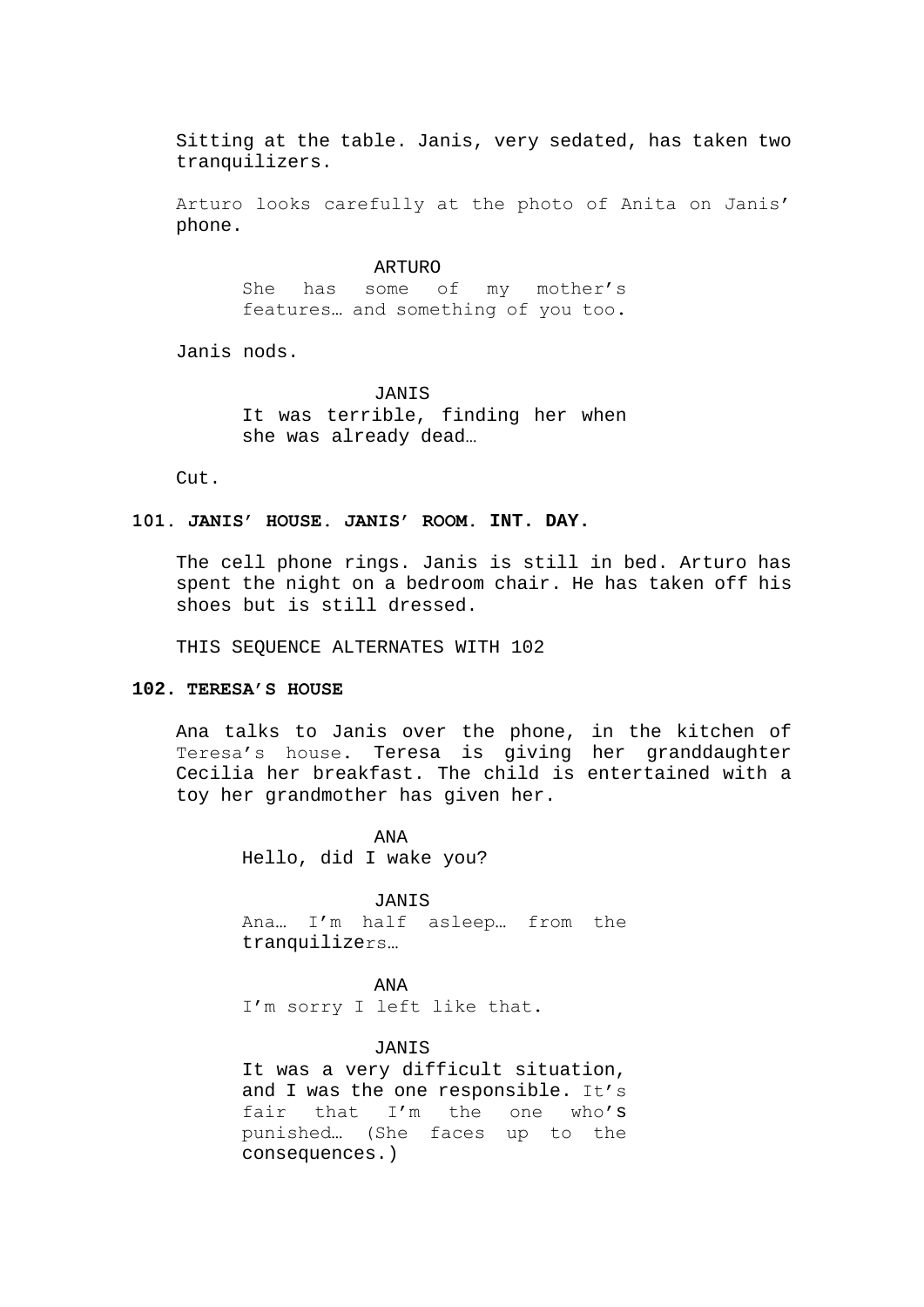Sitting at the table. Janis, very sedated, has taken two tranquilizers.

Arturo looks carefully at the photo of Anita on Janis' phone.

ARTURO
She has some of my mother's features… and something of you too.

Janis nods.

JANIS
It was terrible, finding her when she was already dead…

Cut.

**101. JANIS' HOUSE. JANIS' ROOM. INT. DAY.**

The cell phone rings. Janis is still in bed. Arturo has spent the night on a bedroom chair. He has taken off his shoes but is still dressed.

THIS SEQUENCE ALTERNATES WITH 102

**102. TERESA'S HOUSE**

Ana talks to Janis over the phone, in the kitchen of Teresa's house. Teresa is giving her granddaughter Cecilia her breakfast. The child is entertained with a toy her grandmother has given her.

ANA
Hello, did I wake you?

JANIS
Ana… I'm half asleep… from the tranquilizers…

ANA
I'm sorry I left like that.

JANIS
It was a very difficult situation, and I was the one responsible. It's fair that I'm the one who's punished… (She faces up to the consequences.)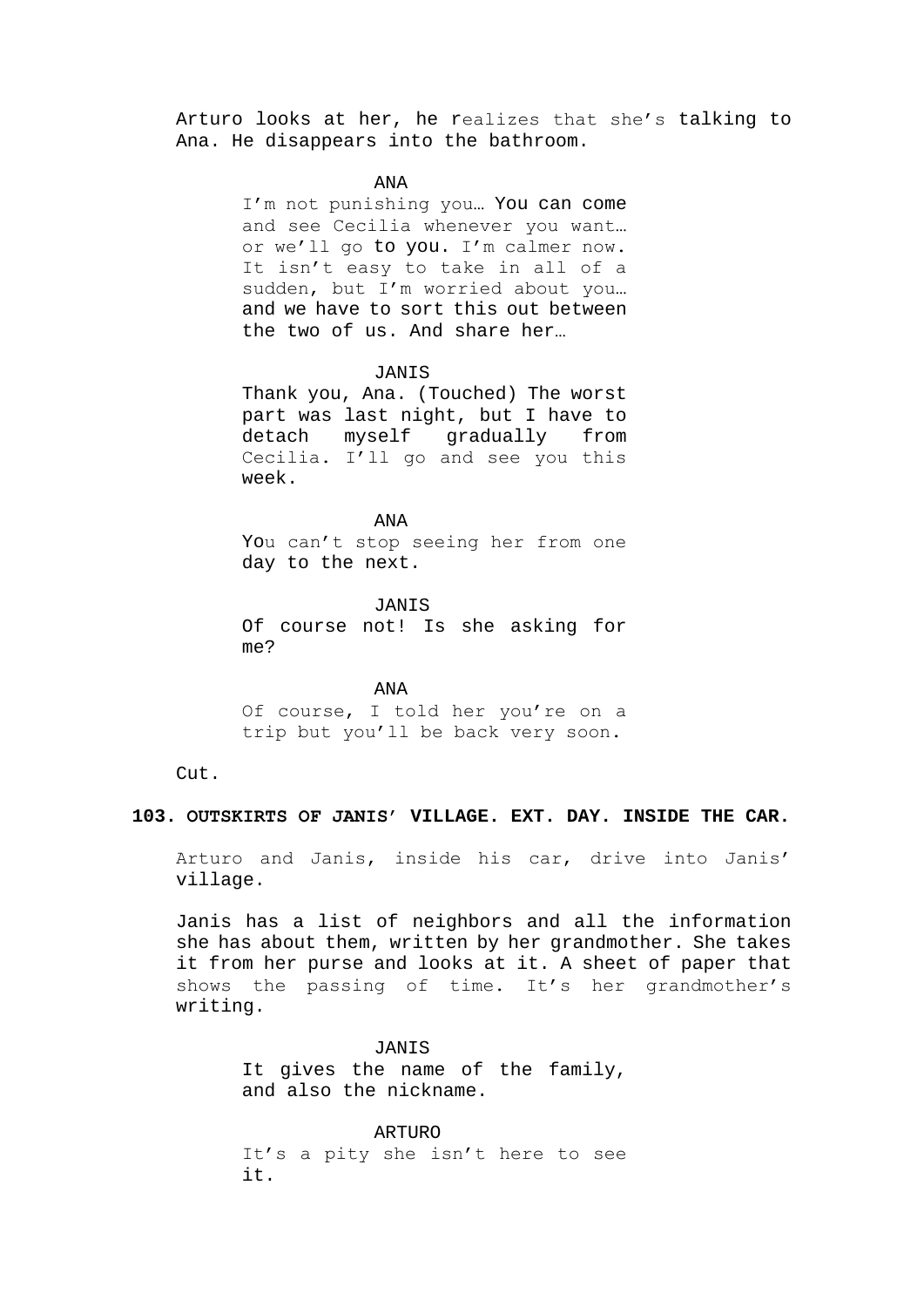Arturo looks at her, he realizes that she's talking to Ana. He disappears into the bathroom.

ANA

I'm not punishing you… You can come and see Cecilia whenever you want… or we'll go to you. I'm calmer now. It isn't easy to take in all of a sudden, but I'm worried about you… and we have to sort this out between the two of us. And share her…

JANIS

Thank you, Ana. (Touched) The worst part was last night, but I have to detach myself gradually from Cecilia. I'll go and see you this week.

ANA

You can't stop seeing her from one day to the next.

JANIS

Of course not! Is she asking for me?

ANA

Of course, I told her you're on a trip but you'll be back very soon.

Cut.

**103. OUTSKIRTS OF JANIS' VILLAGE. EXT. DAY. INSIDE THE CAR.**

Arturo and Janis, inside his car, drive into Janis' village.

Janis has a list of neighbors and all the information she has about them, written by her grandmother. She takes it from her purse and looks at it. A sheet of paper that shows the passing of time. It's her grandmother's writing.

JANIS

It gives the name of the family, and also the nickname.

ARTURO

It's a pity she isn't here to see it.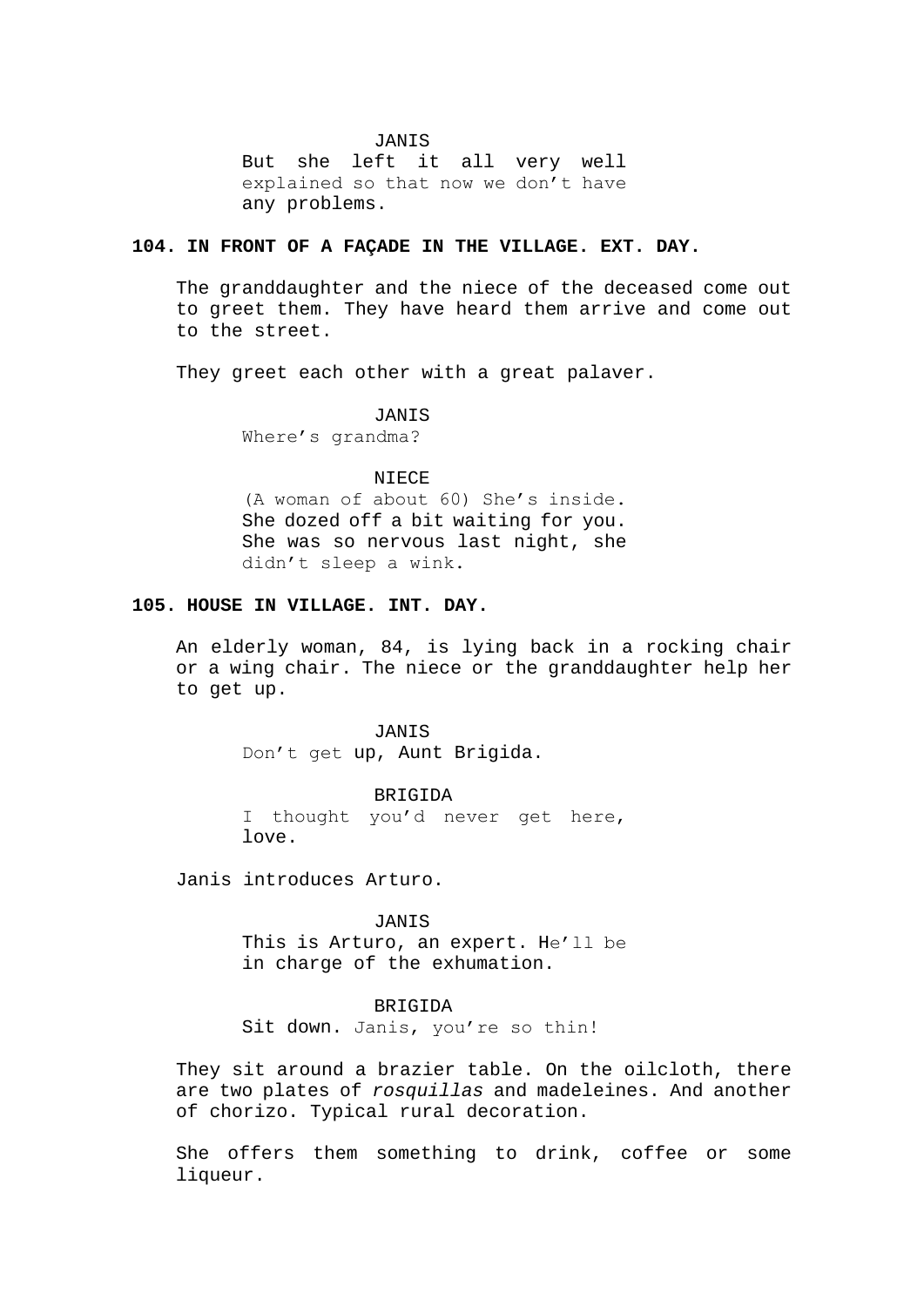JANIS

But she left it all very well explained so that now we don't have any problems.

**104. IN FRONT OF A FAÇADE IN THE VILLAGE. EXT. DAY.**

The granddaughter and the niece of the deceased come out to greet them. They have heard them arrive and come out to the street.

They greet each other with a great palaver.

JANIS

Where's grandma?

NIECE

(A woman of about 60) She's inside. She dozed off a bit waiting for you. She was so nervous last night, she didn't sleep a wink.

**105. HOUSE IN VILLAGE. INT. DAY.**

An elderly woman, 84, is lying back in a rocking chair or a wing chair. The niece or the granddaughter help her to get up.

JANIS

Don't get up, Aunt Brigida.

BRIGIDA

I thought you'd never get here, love.

Janis introduces Arturo.

JANIS

This is Arturo, an expert. He'll be in charge of the exhumation.

BRIGIDA

Sit down. Janis, you're so thin!

They sit around a brazier table. On the oilcloth, there are two plates of *rosquillas* and madeleines. And another of chorizo. Typical rural decoration.

She offers them something to drink, coffee or some liqueur.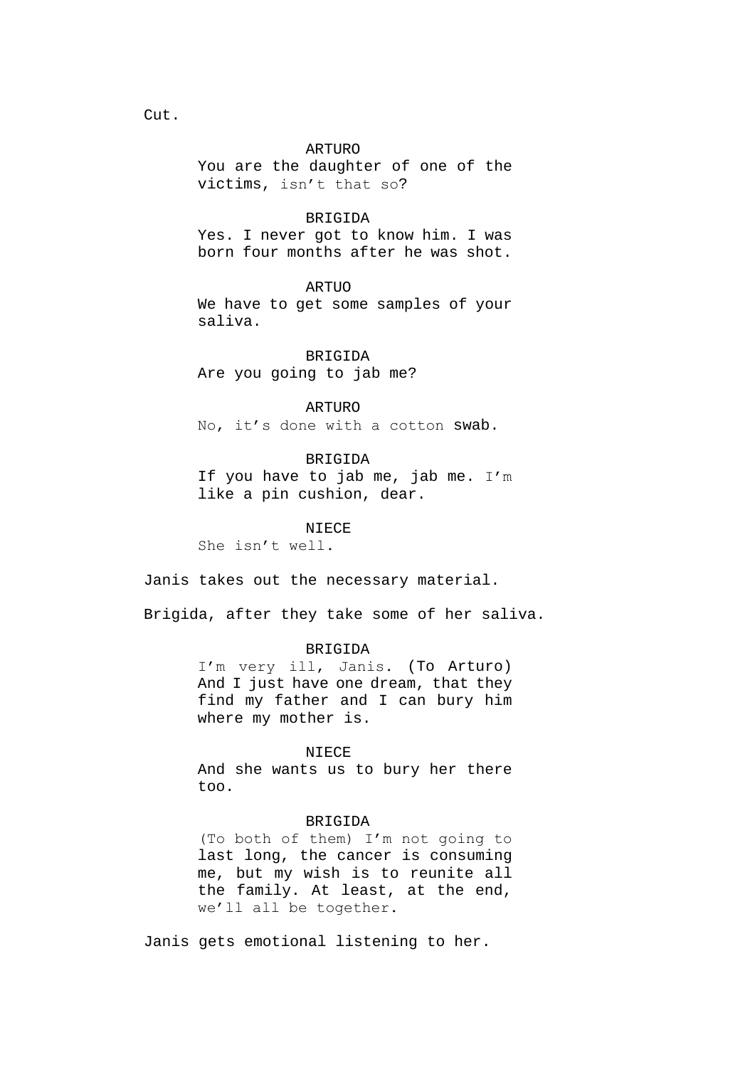Cut.

ARTURO

You are the daughter of one of the victims, isn't that so?

BRIGIDA

Yes. I never got to know him. I was born four months after he was shot.

ARTUO

We have to get some samples of your saliva.

BRIGIDA

Are you going to jab me?

ARTURO

No, it's done with a cotton swab.

BRIGIDA

If you have to jab me, jab me. I'm like a pin cushion, dear.

NIECE

She isn't well.

Janis takes out the necessary material.

Brigida, after they take some of her saliva.

BRIGIDA

I'm very ill, Janis. (To Arturo) And I just have one dream, that they find my father and I can bury him where my mother is.

NIECE

And she wants us to bury her there too.

BRIGIDA

(To both of them) I'm not going to last long, the cancer is consuming me, but my wish is to reunite all the family. At least, at the end, we'll all be together.

Janis gets emotional listening to her.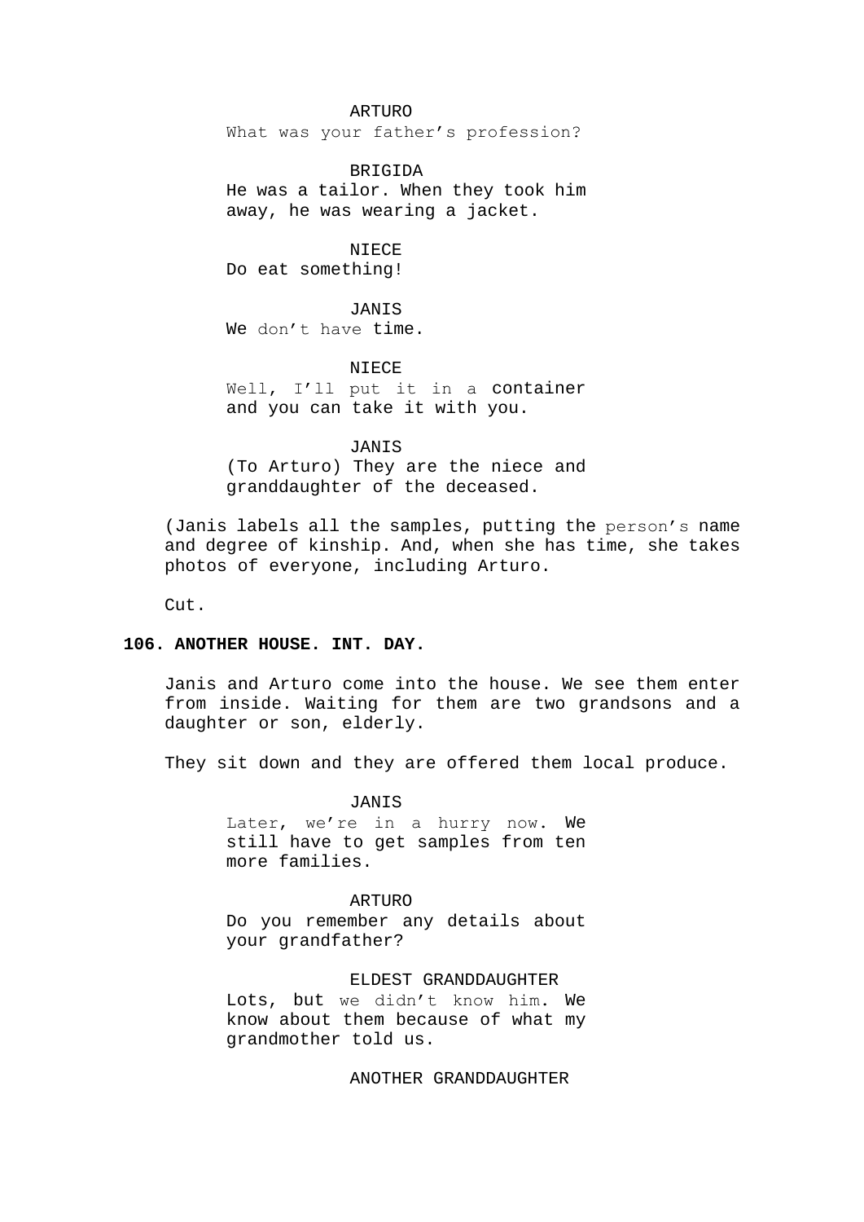ARTURO

What was your father's profession?

BRIGIDA

He was a tailor. When they took him away, he was wearing a jacket.

NIECE

Do eat something!

JANIS

We don't have time.

NIECE

Well, I'll put it in a container and you can take it with you.

JANIS

(To Arturo) They are the niece and granddaughter of the deceased.

(Janis labels all the samples, putting the person's name and degree of kinship. And, when she has time, she takes photos of everyone, including Arturo.

Cut.

**106. ANOTHER HOUSE. INT. DAY.**

Janis and Arturo come into the house. We see them enter from inside. Waiting for them are two grandsons and a daughter or son, elderly.

They sit down and they are offered them local produce.

JANIS

Later, we're in a hurry now. We still have to get samples from ten more families.

ARTURO

Do you remember any details about your grandfather?

ELDEST GRANDDAUGHTER

Lots, but we didn't know him. We know about them because of what my grandmother told us.

ANOTHER GRANDDAUGHTER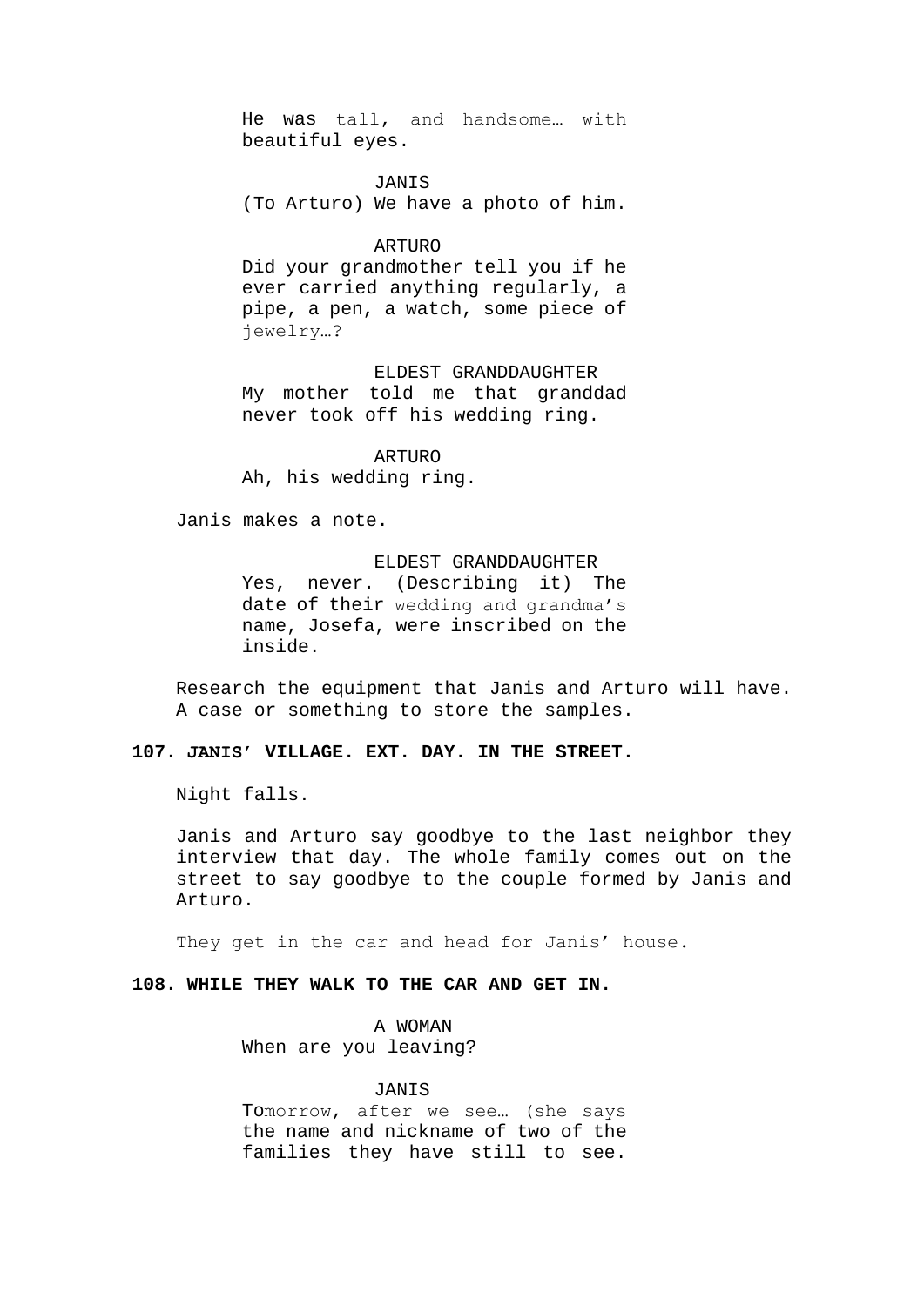He was tall, and handsome… with beautiful eyes.

JANIS
(To Arturo) We have a photo of him.

ARTURO
Did your grandmother tell you if he ever carried anything regularly, a pipe, a pen, a watch, some piece of jewelry…?

ELDEST GRANDDAUGHTER
My mother told me that granddad never took off his wedding ring.

ARTURO
Ah, his wedding ring.

Janis makes a note.

ELDEST GRANDDAUGHTER
Yes, never. (Describing it) The date of their wedding and grandma's name, Josefa, were inscribed on the inside.

Research the equipment that Janis and Arturo will have. A case or something to store the samples.

**107. JANIS' VILLAGE. EXT. DAY. IN THE STREET.**

Night falls.

Janis and Arturo say goodbye to the last neighbor they interview that day. The whole family comes out on the street to say goodbye to the couple formed by Janis and Arturo.

They get in the car and head for Janis' house.

**108. WHILE THEY WALK TO THE CAR AND GET IN.**

A WOMAN
When are you leaving?

JANIS
Tomorrow, after we see… (she says the name and nickname of two of the families they have still to see.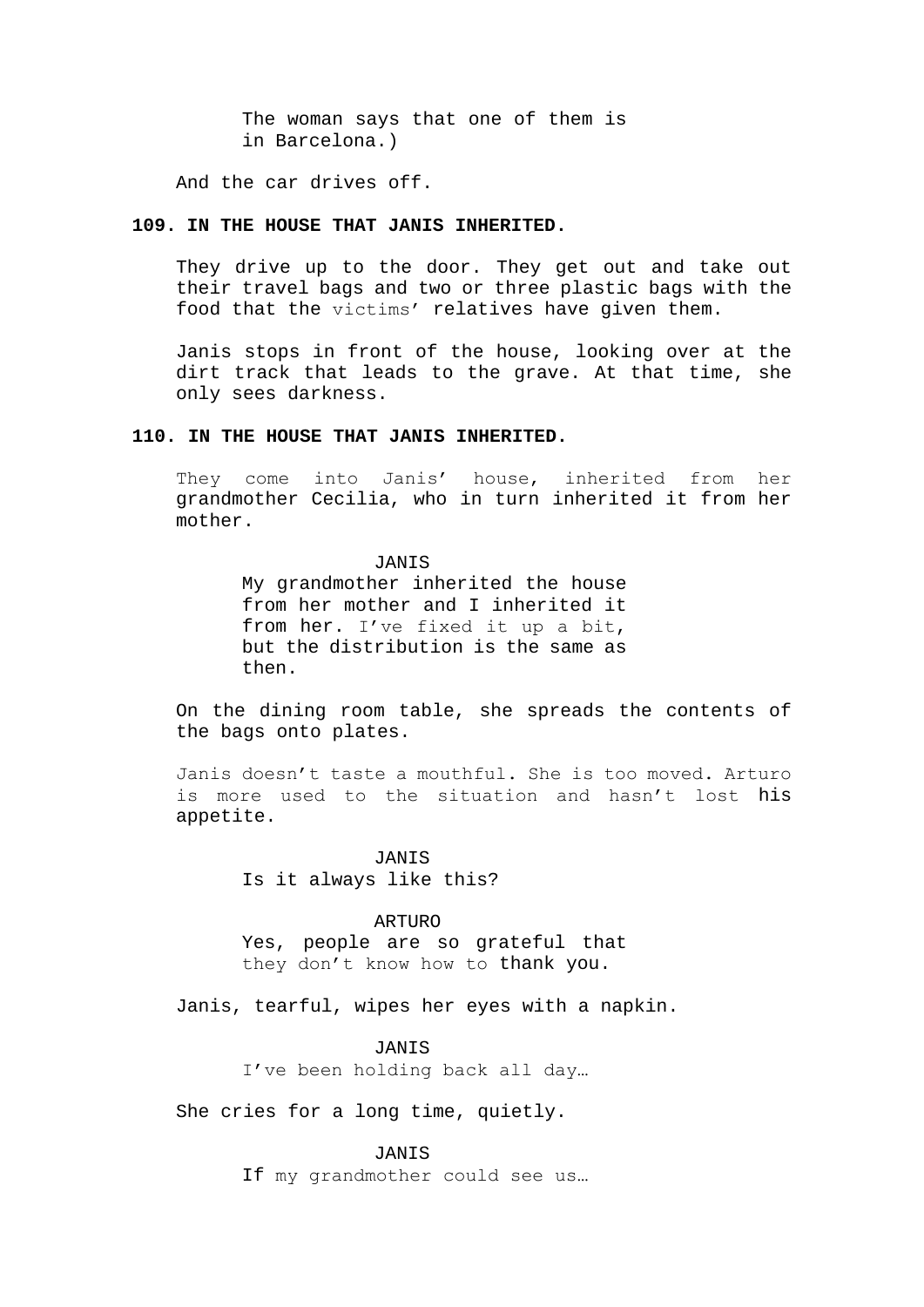The woman says that one of them is in Barcelona.)

And the car drives off.

**109. IN THE HOUSE THAT JANIS INHERITED.**

They drive up to the door. They get out and take out their travel bags and two or three plastic bags with the food that the victims' relatives have given them.

Janis stops in front of the house, looking over at the dirt track that leads to the grave. At that time, she only sees darkness.

**110. IN THE HOUSE THAT JANIS INHERITED.**

They come into Janis' house, inherited from her grandmother Cecilia, who in turn inherited it from her mother.

JANIS
My grandmother inherited the house from her mother and I inherited it from her. I've fixed it up a bit, but the distribution is the same as then.

On the dining room table, she spreads the contents of the bags onto plates.

Janis doesn't taste a mouthful. She is too moved. Arturo is more used to the situation and hasn't lost his appetite.

JANIS
Is it always like this?

ARTURO
Yes, people are so grateful that they don't know how to thank you.

Janis, tearful, wipes her eyes with a napkin.

JANIS
I've been holding back all day…

She cries for a long time, quietly.

JANIS
If my grandmother could see us…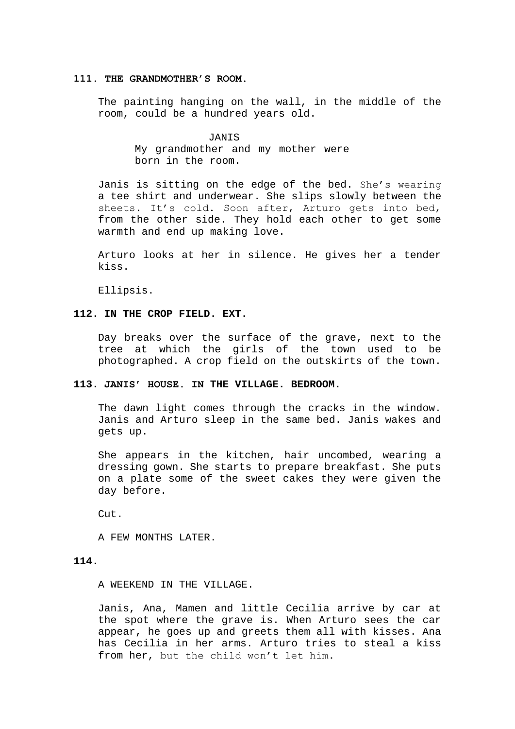**111. THE GRANDMOTHER'S ROOM.**

The painting hanging on the wall, in the middle of the room, could be a hundred years old.

JANIS
My grandmother and my mother were born in the room.

Janis is sitting on the edge of the bed. She's wearing a tee shirt and underwear. She slips slowly between the sheets. It's cold. Soon after, Arturo gets into bed, from the other side. They hold each other to get some warmth and end up making love.

Arturo looks at her in silence. He gives her a tender kiss.

Ellipsis.

**112. IN THE CROP FIELD. EXT.**

Day breaks over the surface of the grave, next to the tree at which the girls of the town used to be photographed. A crop field on the outskirts of the town.

**113. JANIS' HOUSE. IN THE VILLAGE. BEDROOM.**

The dawn light comes through the cracks in the window. Janis and Arturo sleep in the same bed. Janis wakes and gets up.

She appears in the kitchen, hair uncombed, wearing a dressing gown. She starts to prepare breakfast. She puts on a plate some of the sweet cakes they were given the day before.

Cut.

A FEW MONTHS LATER.

**114.**

A WEEKEND IN THE VILLAGE.

Janis, Ana, Mamen and little Cecilia arrive by car at the spot where the grave is. When Arturo sees the car appear, he goes up and greets them all with kisses. Ana has Cecilia in her arms. Arturo tries to steal a kiss from her, but the child won't let him.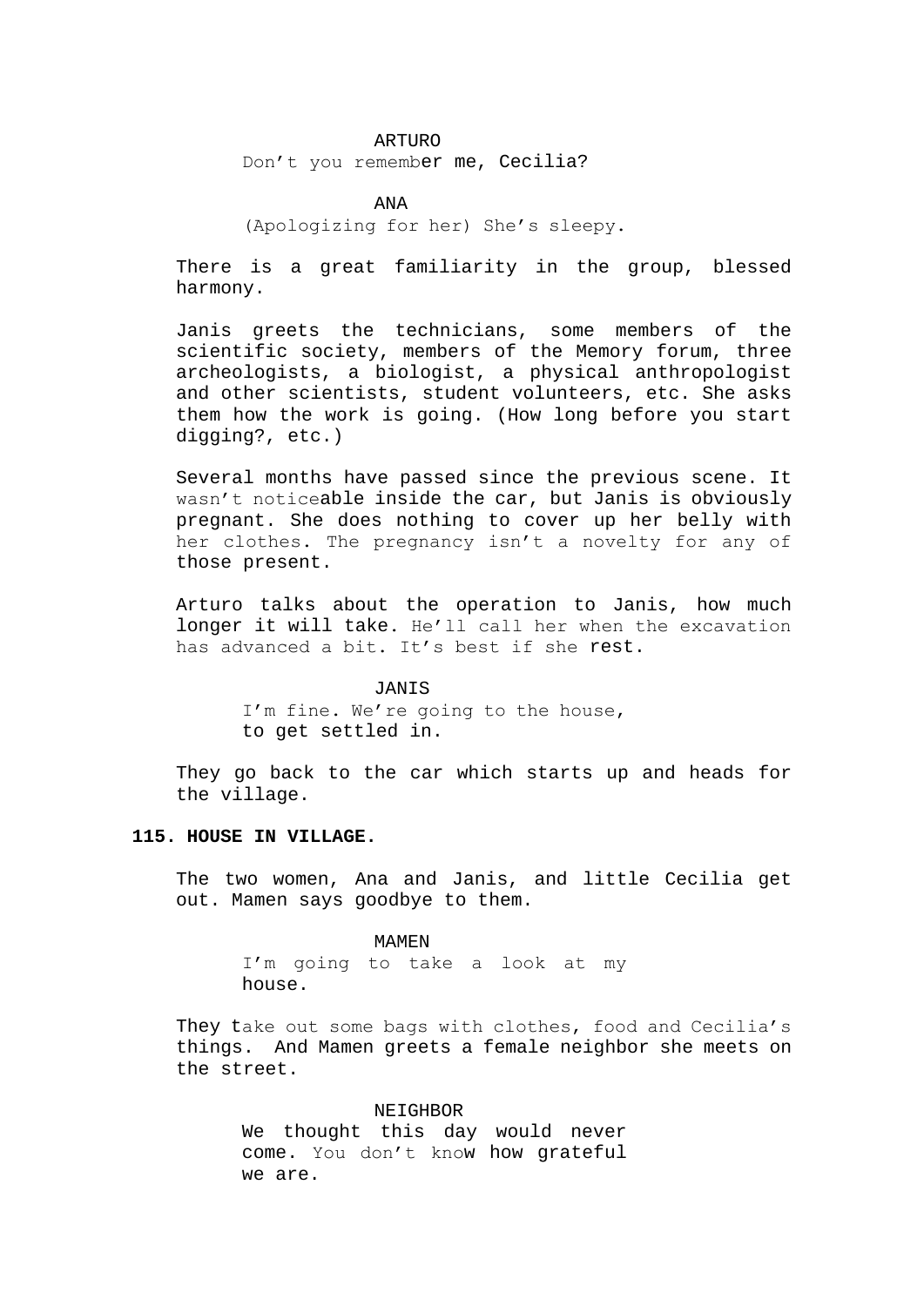ARTURO

Don't you remember me, Cecilia?

ANA

(Apologizing for her) She's sleepy.

There is a great familiarity in the group, blessed harmony.

Janis greets the technicians, some members of the scientific society, members of the Memory forum, three archeologists, a biologist, a physical anthropologist and other scientists, student volunteers, etc. She asks them how the work is going. (How long before you start digging?, etc.)

Several months have passed since the previous scene. It wasn't noticeable inside the car, but Janis is obviously pregnant. She does nothing to cover up her belly with her clothes. The pregnancy isn't a novelty for any of those present.

Arturo talks about the operation to Janis, how much longer it will take. He'll call her when the excavation has advanced a bit. It's best if she rest.

JANIS

I'm fine. We're going to the house, to get settled in.

They go back to the car which starts up and heads for the village.

**115. HOUSE IN VILLAGE.**

The two women, Ana and Janis, and little Cecilia get out. Mamen says goodbye to them.

MAMEN

I'm going to take a look at my house.

They take out some bags with clothes, food and Cecilia's things. And Mamen greets a female neighbor she meets on the street.

NEIGHBOR

We thought this day would never come. You don't know how grateful we are.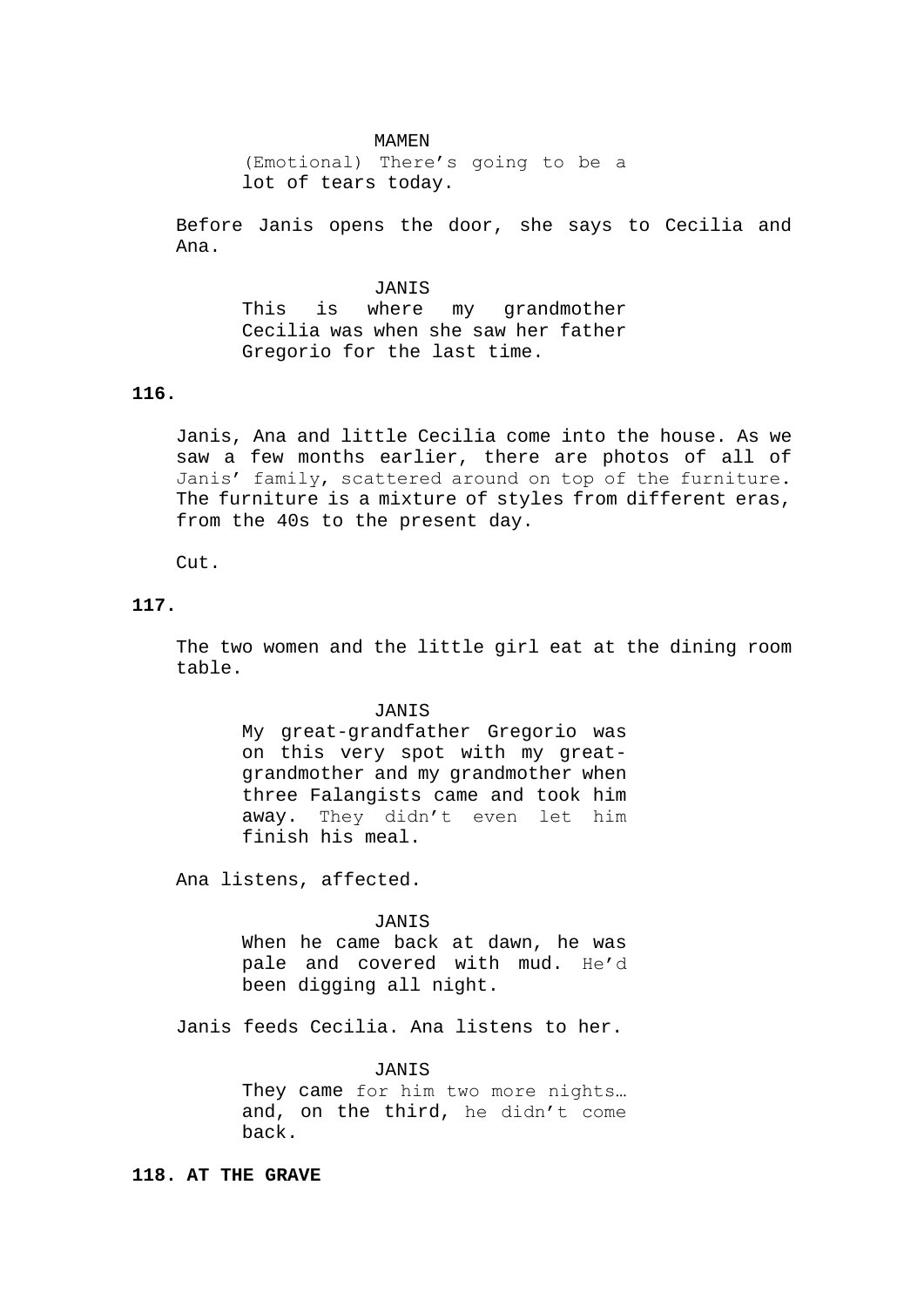MAMEN

(Emotional) There's going to be a lot of tears today.

Before Janis opens the door, she says to Cecilia and Ana.

JANIS

This is where my grandmother Cecilia was when she saw her father Gregorio for the last time.

**116.**

Janis, Ana and little Cecilia come into the house. As we saw a few months earlier, there are photos of all of Janis' family, scattered around on top of the furniture. The furniture is a mixture of styles from different eras, from the 40s to the present day.

Cut.

**117.**

The two women and the little girl eat at the dining room table.

JANIS

My great-grandfather Gregorio was on this very spot with my great-grandmother and my grandmother when three Falangists came and took him away. They didn't even let him finish his meal.

Ana listens, affected.

JANIS

When he came back at dawn, he was pale and covered with mud. He'd been digging all night.

Janis feeds Cecilia. Ana listens to her.

JANIS

They came for him two more nights… and, on the third, he didn't come back.

**118. AT THE GRAVE**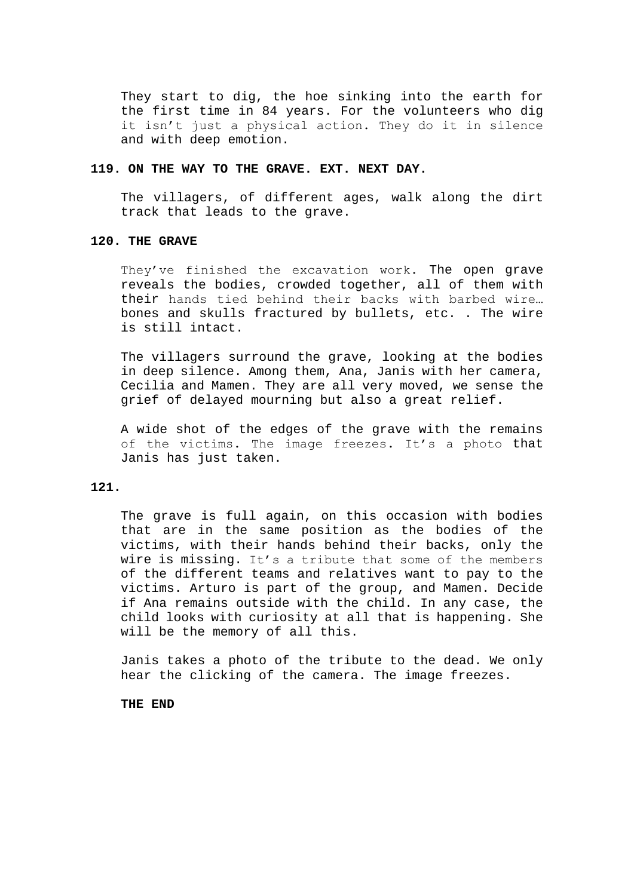They start to dig, the hoe sinking into the earth for the first time in 84 years. For the volunteers who dig it isn't just a physical action. They do it in silence and with deep emotion.

**119. ON THE WAY TO THE GRAVE. EXT. NEXT DAY.**

The villagers, of different ages, walk along the dirt track that leads to the grave.

**120. THE GRAVE**

They've finished the excavation work. The open grave reveals the bodies, crowded together, all of them with their hands tied behind their backs with barbed wire… bones and skulls fractured by bullets, etc. . The wire is still intact.

The villagers surround the grave, looking at the bodies in deep silence. Among them, Ana, Janis with her camera, Cecilia and Mamen. They are all very moved, we sense the grief of delayed mourning but also a great relief.

A wide shot of the edges of the grave with the remains of the victims. The image freezes. It's a photo that Janis has just taken.

**121.**

The grave is full again, on this occasion with bodies that are in the same position as the bodies of the victims, with their hands behind their backs, only the wire is missing. It's a tribute that some of the members of the different teams and relatives want to pay to the victims. Arturo is part of the group, and Mamen. Decide if Ana remains outside with the child. In any case, the child looks with curiosity at all that is happening. She will be the memory of all this.

Janis takes a photo of the tribute to the dead. We only hear the clicking of the camera. The image freezes.

**THE END**